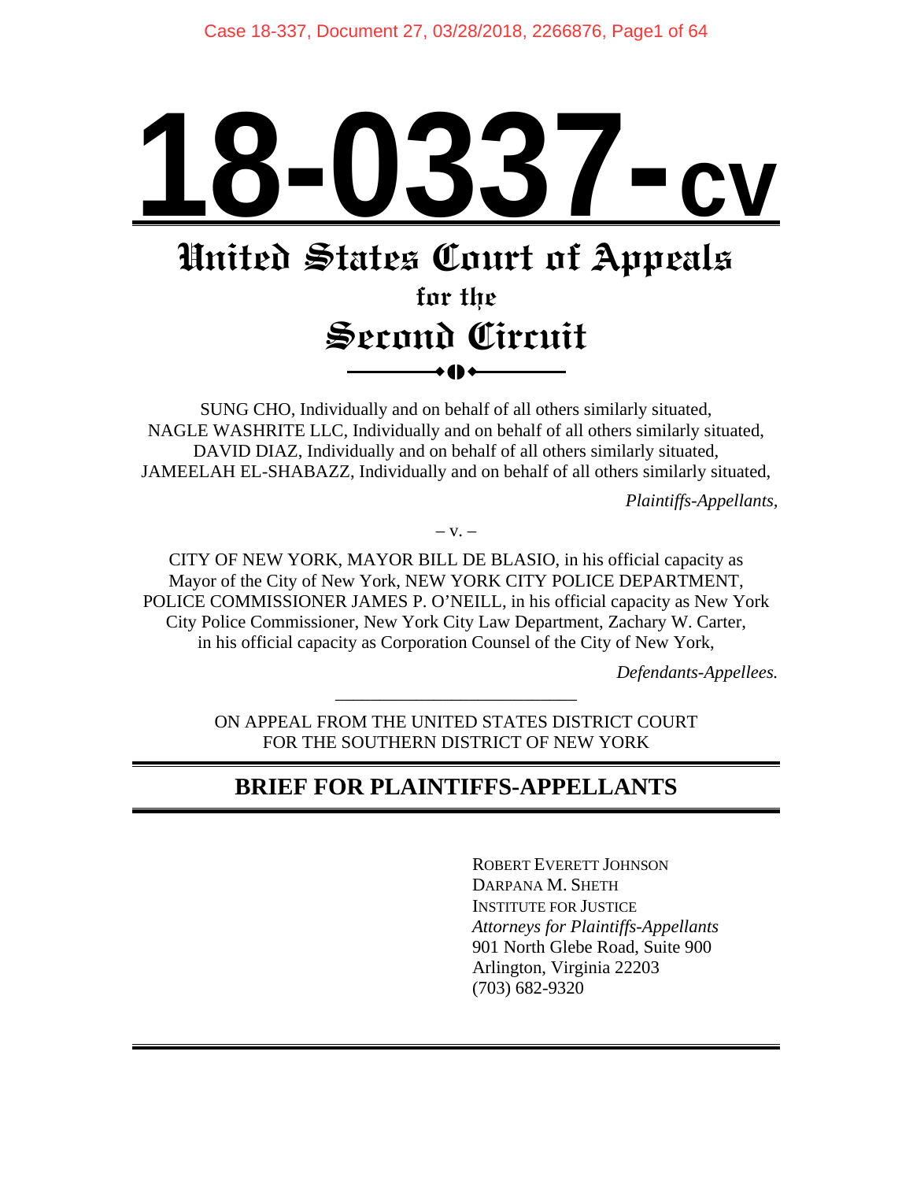# 18-0337-cv

## United States Court of Appeals
### for the
## Second Circuit

SUNG CHO, Individually and on behalf of all others similarly situated, NAGLE WASHRITE LLC, Individually and on behalf of all others similarly situated, DAVID DIAZ, Individually and on behalf of all others similarly situated, JAMEELAH EL-SHABAZZ, Individually and on behalf of all others similarly situated,

*Plaintiffs-Appellants,*

– v. –

CITY OF NEW YORK, MAYOR BILL DE BLASIO, in his official capacity as Mayor of the City of New York, NEW YORK CITY POLICE DEPARTMENT, POLICE COMMISSIONER JAMES P. O'NEILL, in his official capacity as New York City Police Commissioner, New York City Law Department, Zachary W. Carter, in his official capacity as Corporation Counsel of the City of New York,

*Defendants-Appellees.*

ON APPEAL FROM THE UNITED STATES DISTRICT COURT FOR THE SOUTHERN DISTRICT OF NEW YORK

## BRIEF FOR PLAINTIFFS-APPELLANTS

ROBERT EVERETT JOHNSON
DARPANA M. SHETH
INSTITUTE FOR JUSTICE
*Attorneys for Plaintiffs-Appellants*
901 North Glebe Road, Suite 900
Arlington, Virginia 22203
(703) 682-9320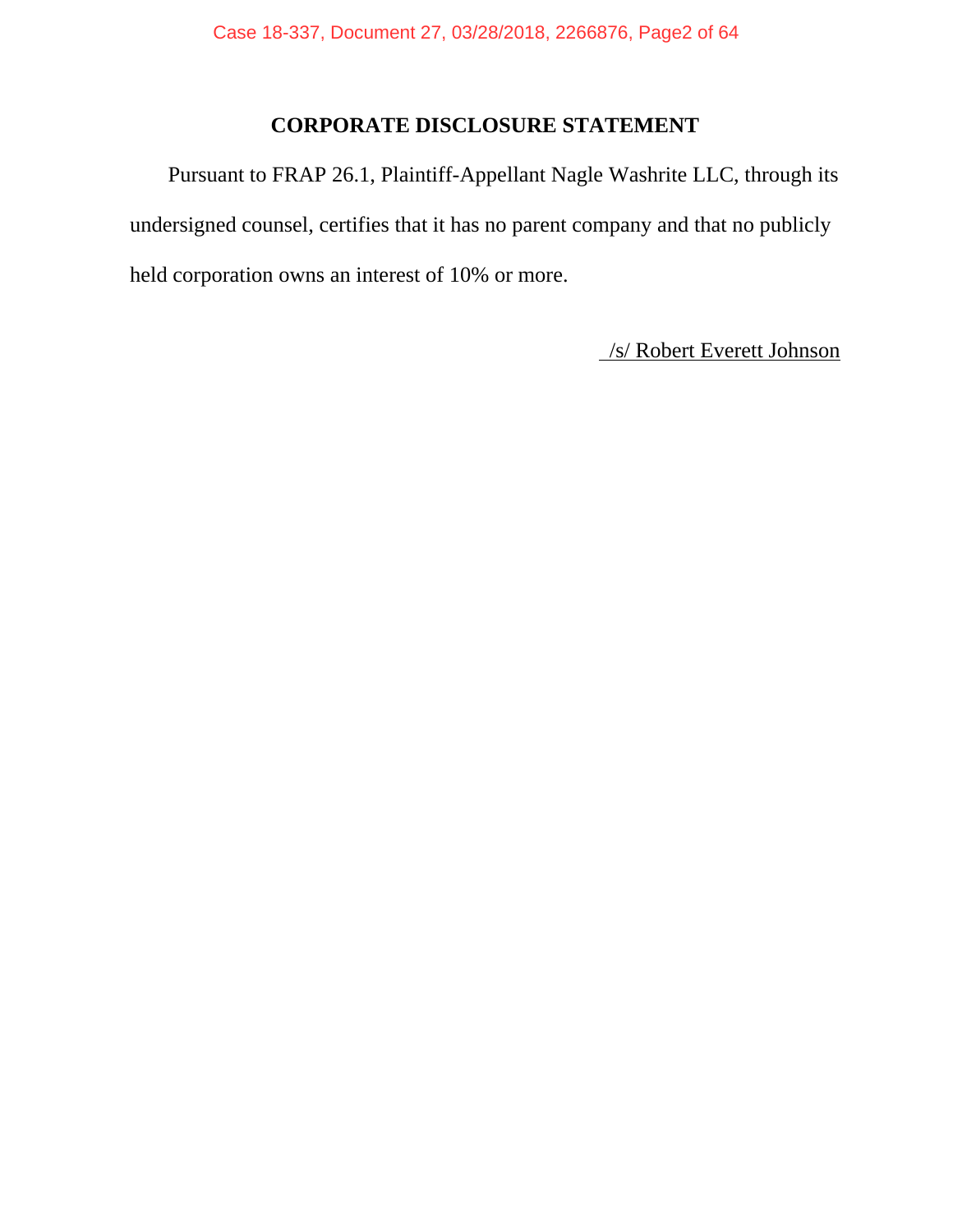## CORPORATE DISCLOSURE STATEMENT

Pursuant to FRAP 26.1, Plaintiff-Appellant Nagle Washrite LLC, through its undersigned counsel, certifies that it has no parent company and that no publicly held corporation owns an interest of 10% or more.

/s/ Robert Everett Johnson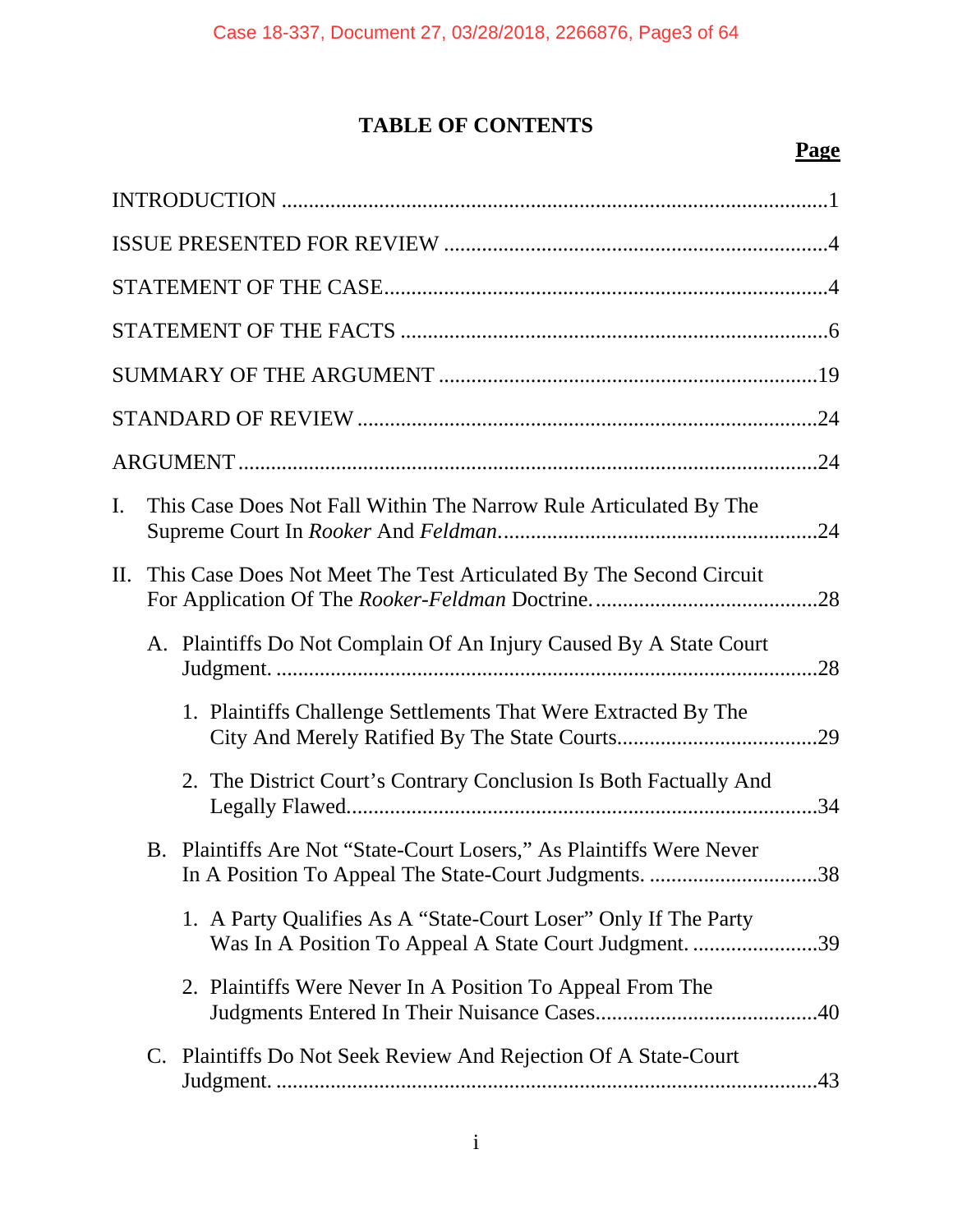# TABLE OF CONTENTS

| | Page |
|---|---|
| INTRODUCTION | 1 |
| ISSUE PRESENTED FOR REVIEW | 4 |
| STATEMENT OF THE CASE | 4 |
| STATEMENT OF THE FACTS | 6 |
| SUMMARY OF THE ARGUMENT | 19 |
| STANDARD OF REVIEW | 24 |
| ARGUMENT | 24 |
| I. This Case Does Not Fall Within The Narrow Rule Articulated By The Supreme Court In *Rooker* And *Feldman*. | 24 |
| II. This Case Does Not Meet The Test Articulated By The Second Circuit For Application Of The *Rooker-Feldman* Doctrine. | 28 |
| A. Plaintiffs Do Not Complain Of An Injury Caused By A State Court Judgment. | 28 |
| 1. Plaintiffs Challenge Settlements That Were Extracted By The City And Merely Ratified By The State Courts. | 29 |
| 2. The District Court's Contrary Conclusion Is Both Factually And Legally Flawed. | 34 |
| B. Plaintiffs Are Not "State-Court Losers," As Plaintiffs Were Never In A Position To Appeal The State-Court Judgments. | 38 |
| 1. A Party Qualifies As A "State-Court Loser" Only If The Party Was In A Position To Appeal A State Court Judgment. | 39 |
| 2. Plaintiffs Were Never In A Position To Appeal From The Judgments Entered In Their Nuisance Cases. | 40 |
| C. Plaintiffs Do Not Seek Review And Rejection Of A State-Court Judgment. | 43 |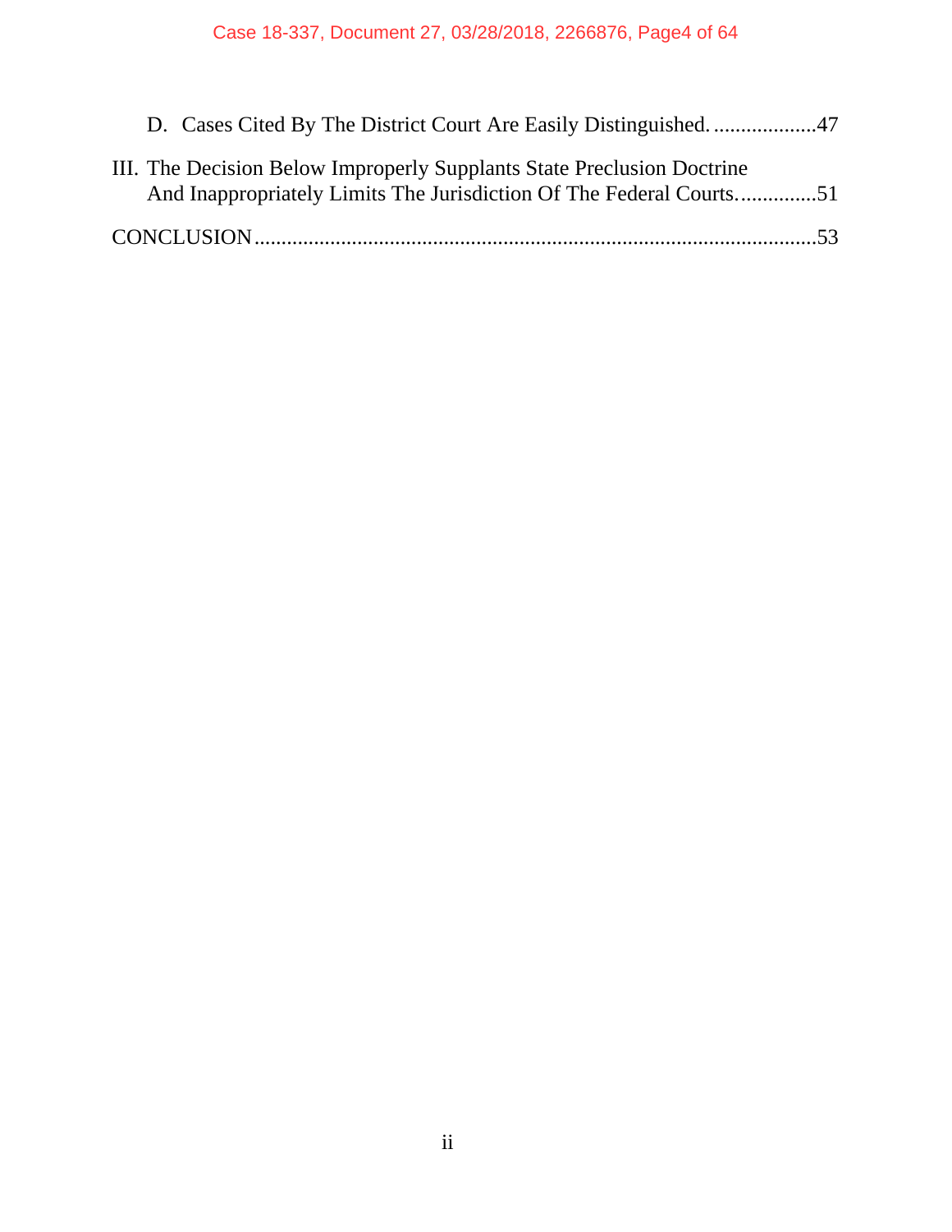D. Cases Cited By The District Court Are Easily Distinguished. ...................47

III. The Decision Below Improperly Supplants State Preclusion Doctrine And Inappropriately Limits The Jurisdiction Of The Federal Courts. ..............51

CONCLUSION .......................................................................................................53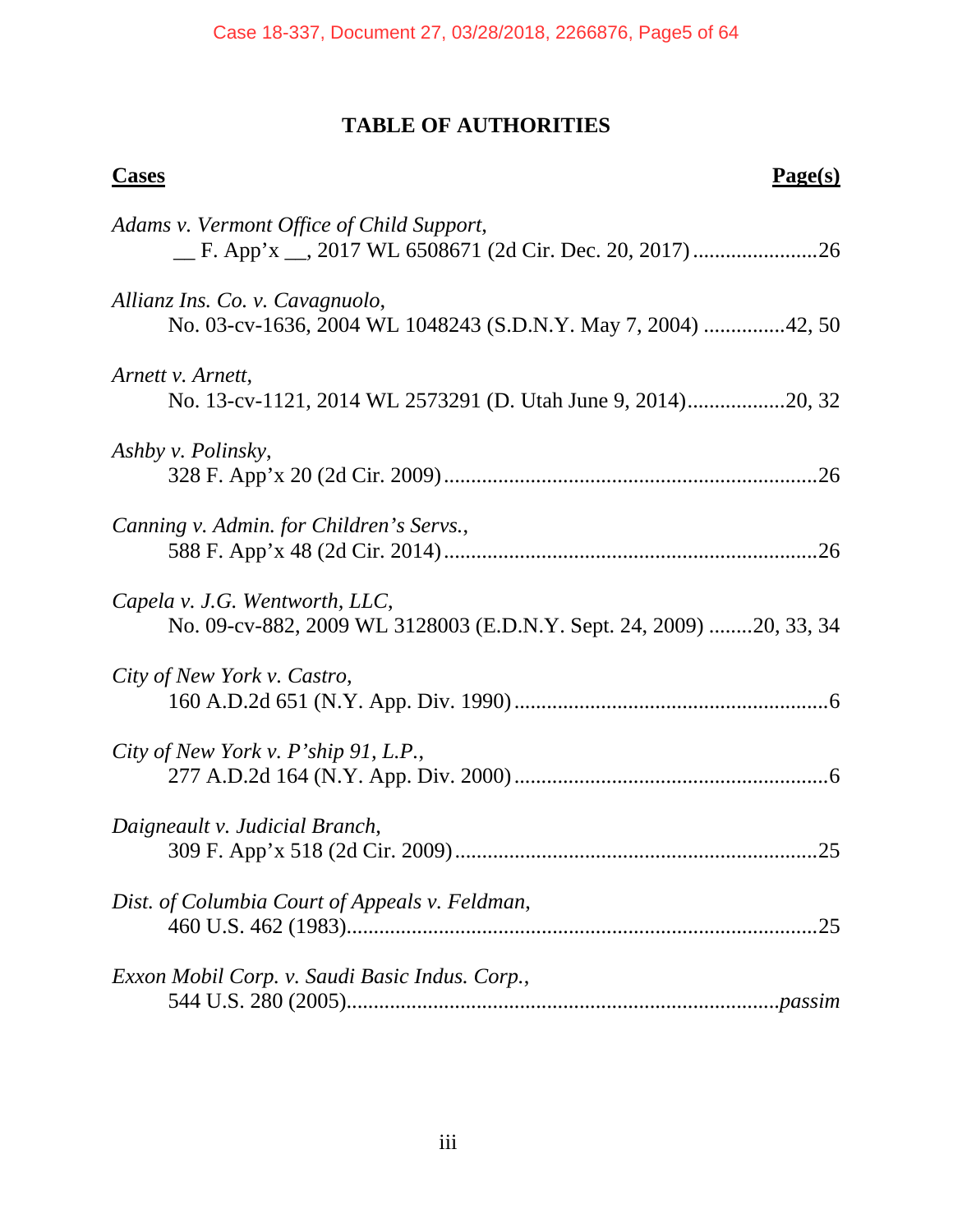# TABLE OF AUTHORITIES

| **Cases** | **Page(s)** |
|---|---|
| *Adams v. Vermont Office of Child Support*, __ F. App'x __, 2017 WL 6508671 (2d Cir. Dec. 20, 2017) | 26 |
| *Allianz Ins. Co. v. Cavagnuolo*, No. 03-cv-1636, 2004 WL 1048243 (S.D.N.Y. May 7, 2004) | 42, 50 |
| *Arnett v. Arnett*, No. 13-cv-1121, 2014 WL 2573291 (D. Utah June 9, 2014) | 20, 32 |
| *Ashby v. Polinsky*, 328 F. App'x 20 (2d Cir. 2009) | 26 |
| *Canning v. Admin. for Children's Servs.*, 588 F. App'x 48 (2d Cir. 2014) | 26 |
| *Capela v. J.G. Wentworth, LLC*, No. 09-cv-882, 2009 WL 3128003 (E.D.N.Y. Sept. 24, 2009) | 20, 33, 34 |
| *City of New York v. Castro*, 160 A.D.2d 651 (N.Y. App. Div. 1990) | 6 |
| *City of New York v. P'ship 91, L.P.*, 277 A.D.2d 164 (N.Y. App. Div. 2000) | 6 |
| *Daigneault v. Judicial Branch*, 309 F. App'x 518 (2d Cir. 2009) | 25 |
| *Dist. of Columbia Court of Appeals v. Feldman*, 460 U.S. 462 (1983) | 25 |
| *Exxon Mobil Corp. v. Saudi Basic Indus. Corp.*, 544 U.S. 280 (2005) | *passim* |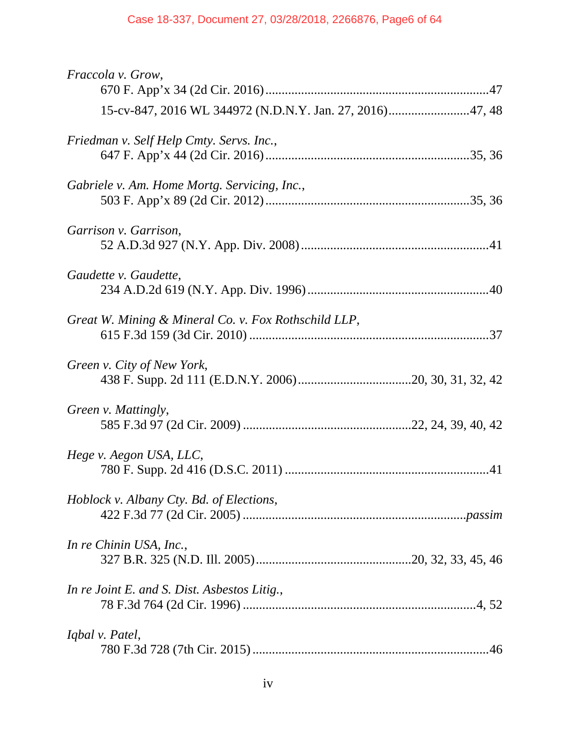*Fraccola v. Grow*,
670 F. App'x 34 (2d Cir. 2016) ....................................................................47
15-cv-847, 2016 WL 344972 (N.D.N.Y. Jan. 27, 2016).........................47, 48

*Friedman v. Self Help Cmty. Servs. Inc.*,
647 F. App'x 44 (2d Cir. 2016)..............................................................35, 36

*Gabriele v. Am. Home Mortg. Servicing, Inc.*,
503 F. App'x 89 (2d Cir. 2012)..............................................................35, 36

*Garrison v. Garrison*,
52 A.D.3d 927 (N.Y. App. Div. 2008).........................................................41

*Gaudette v. Gaudette*,
234 A.D.2d 619 (N.Y. App. Div. 1996).......................................................40

*Great W. Mining & Mineral Co. v. Fox Rothschild LLP*,
615 F.3d 159 (3d Cir. 2010) ........................................................................37

*Green v. City of New York*,
438 F. Supp. 2d 111 (E.D.N.Y. 2006)..................................20, 30, 31, 32, 42

*Green v. Mattingly*,
585 F.3d 97 (2d Cir. 2009) ..................................................22, 24, 39, 40, 42

*Hege v. Aegon USA, LLC*,
780 F. Supp. 2d 416 (D.S.C. 2011) ..............................................................41

*Hoblock v. Albany Cty. Bd. of Elections*,
422 F.3d 77 (2d Cir. 2005) ...................................................................*passim*

*In re Chinin USA, Inc.*,
327 B.R. 325 (N.D. Ill. 2005)...............................................20, 32, 33, 45, 46

*In re Joint E. and S. Dist. Asbestos Litig.*,
78 F.3d 764 (2d Cir. 1996) .......................................................................4, 52

*Iqbal v. Patel*,
780 F.3d 728 (7th Cir. 2015) .......................................................................46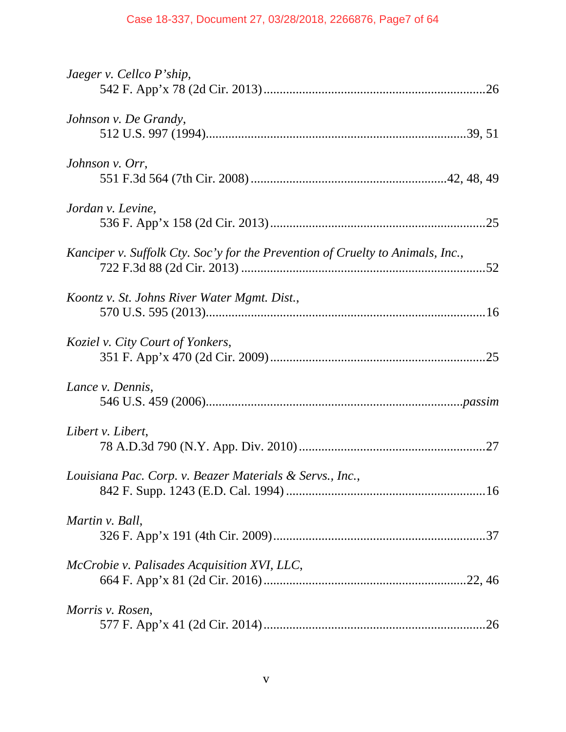*Jaeger v. Cellco P'ship*,
542 F. App'x 78 (2d Cir. 2013) ....................................................................26

*Johnson v. De Grandy*,
512 U.S. 997 (1994)...............................................................................39, 51

*Johnson v. Orr*,
551 F.3d 564 (7th Cir. 2008) ...........................................................42, 48, 49

*Jordan v. Levine*,
536 F. App'x 158 (2d Cir. 2013) ..................................................................25

*Kanciper v. Suffolk Cty. Soc'y for the Prevention of Cruelty to Animals, Inc.*,
722 F.3d 88 (2d Cir. 2013) ..........................................................................52

*Koontz v. St. Johns River Water Mgmt. Dist.*,
570 U.S. 595 (2013).....................................................................................16

*Koziel v. City Court of Yonkers*,
351 F. App'x 470 (2d Cir. 2009) ..................................................................25

*Lance v. Dennis*,
546 U.S. 459 (2006).............................................................................*passim*

*Libert v. Libert*,
78 A.D.3d 790 (N.Y. App. Div. 2010) .........................................................27

*Louisiana Pac. Corp. v. Beazer Materials & Servs., Inc.*,
842 F. Supp. 1243 (E.D. Cal. 1994) .............................................................16

*Martin v. Ball*,
326 F. App'x 191 (4th Cir. 2009).................................................................37

*McCrobie v. Palisades Acquisition XVI, LLC*,
664 F. App'x 81 (2d Cir. 2016) .............................................................22, 46

*Morris v. Rosen*,
577 F. App'x 41 (2d Cir. 2014) ....................................................................26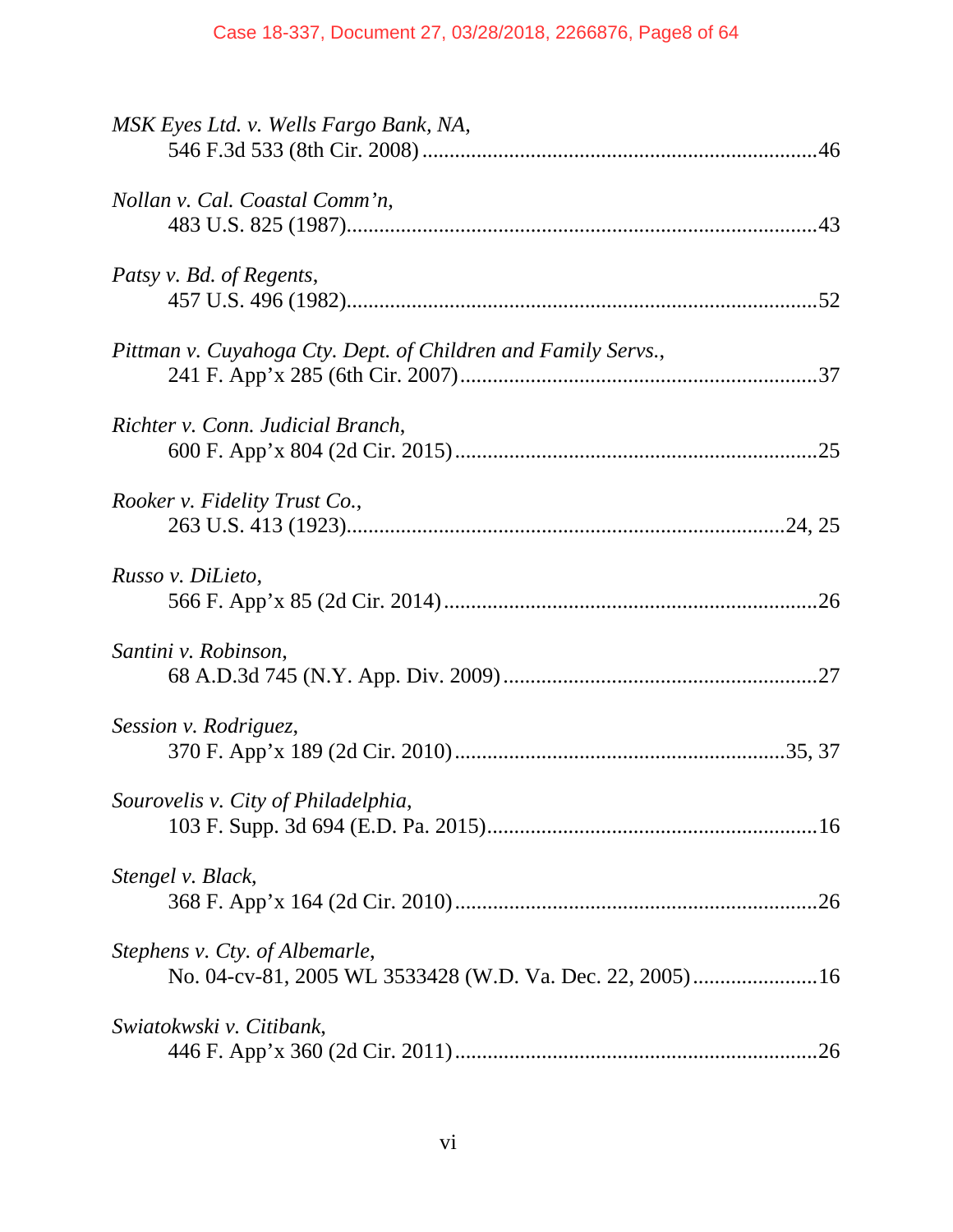*MSK Eyes Ltd. v. Wells Fargo Bank, NA*,
546 F.3d 533 (8th Cir. 2008) ........................................................................46

*Nollan v. Cal. Coastal Comm'n*,
483 U.S. 825 (1987)......................................................................................43

*Patsy v. Bd. of Regents*,
457 U.S. 496 (1982)......................................................................................52

*Pittman v. Cuyahoga Cty. Dept. of Children and Family Servs.*,
241 F. App'x 285 (6th Cir. 2007).................................................................37

*Richter v. Conn. Judicial Branch*,
600 F. App'x 804 (2d Cir. 2015)..................................................................25

*Rooker v. Fidelity Trust Co.*,
263 U.S. 413 (1923)................................................................................24, 25

*Russo v. DiLieto*,
566 F. App'x 85 (2d Cir. 2014)....................................................................26

*Santini v. Robinson*,
68 A.D.3d 745 (N.Y. App. Div. 2009).........................................................27

*Session v. Rodriguez*,
370 F. App'x 189 (2d Cir. 2010)............................................................35, 37

*Sourovelis v. City of Philadelphia*,
103 F. Supp. 3d 694 (E.D. Pa. 2015)...........................................................16

*Stengel v. Black*,
368 F. App'x 164 (2d Cir. 2010)..................................................................26

*Stephens v. Cty. of Albemarle*,
No. 04-cv-81, 2005 WL 3533428 (W.D. Va. Dec. 22, 2005).......................16

*Swiatokwski v. Citibank*,
446 F. App'x 360 (2d Cir. 2011)..................................................................26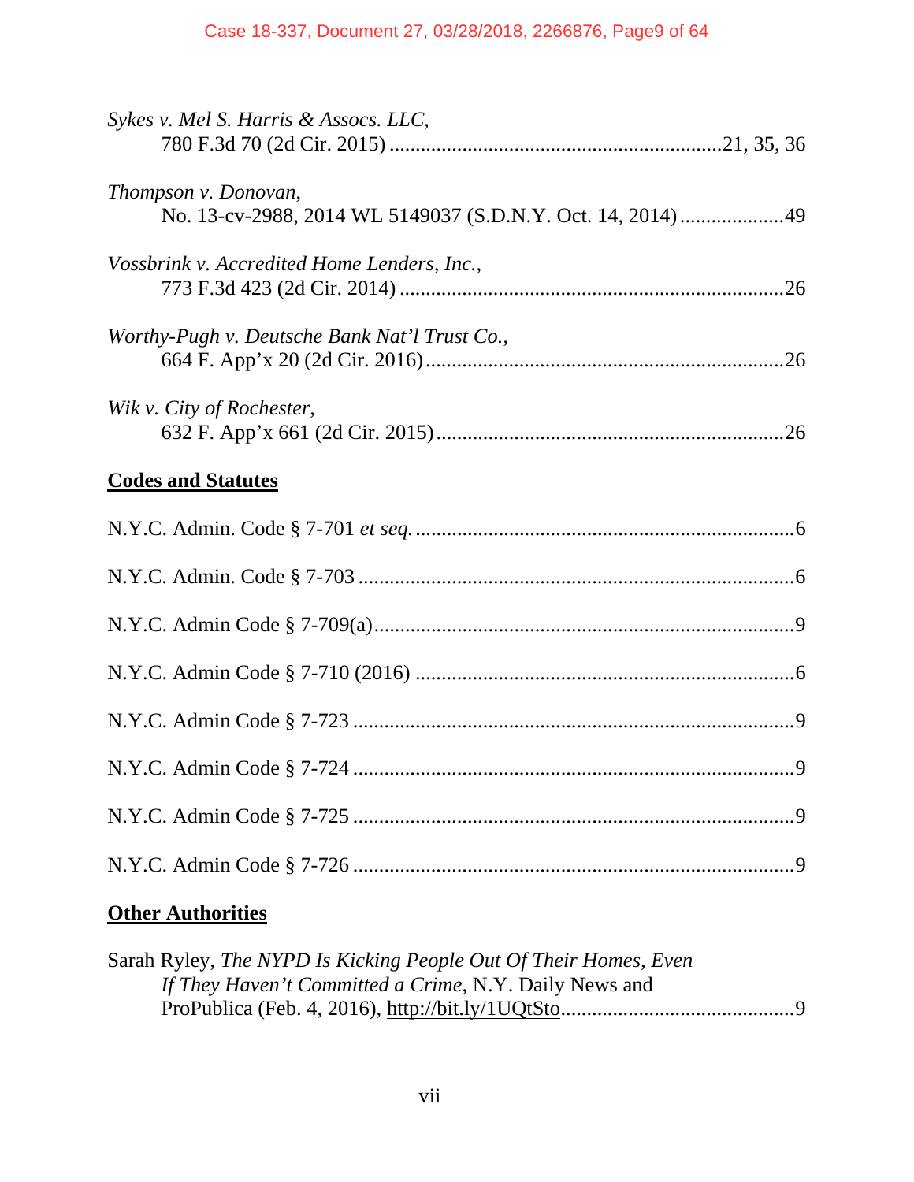*Sykes v. Mel S. Harris & Assocs. LLC*,
780 F.3d 70 (2d Cir. 2015) ..............................................................21, 35, 36

*Thompson v. Donovan*,
No. 13-cv-2988, 2014 WL 5149037 (S.D.N.Y. Oct. 14, 2014)....................49

*Vossbrink v. Accredited Home Lenders, Inc.*,
773 F.3d 423 (2d Cir. 2014) .........................................................................26

*Worthy-Pugh v. Deutsche Bank Nat'l Trust Co.*,
664 F. App'x 20 (2d Cir. 2016)....................................................................26

*Wik v. City of Rochester*,
632 F. App'x 661 (2d Cir. 2015)..................................................................26

**Codes and Statutes**

N.Y.C. Admin. Code § 7-701 *et seq.* .......................................................................6

N.Y.C. Admin. Code § 7-703 ...................................................................................6

N.Y.C. Admin Code § 7-709(a)................................................................................9

N.Y.C. Admin Code § 7-710 (2016) ........................................................................6

N.Y.C. Admin Code § 7-723 ....................................................................................9

N.Y.C. Admin Code § 7-724 ....................................................................................9

N.Y.C. Admin Code § 7-725 ....................................................................................9

N.Y.C. Admin Code § 7-726 ....................................................................................9

**Other Authorities**

Sarah Ryley, *The NYPD Is Kicking People Out Of Their Homes, Even If They Haven't Committed a Crime*, N.Y. Daily News and ProPublica (Feb. 4, 2016), http://bit.ly/1UQtSto............................................9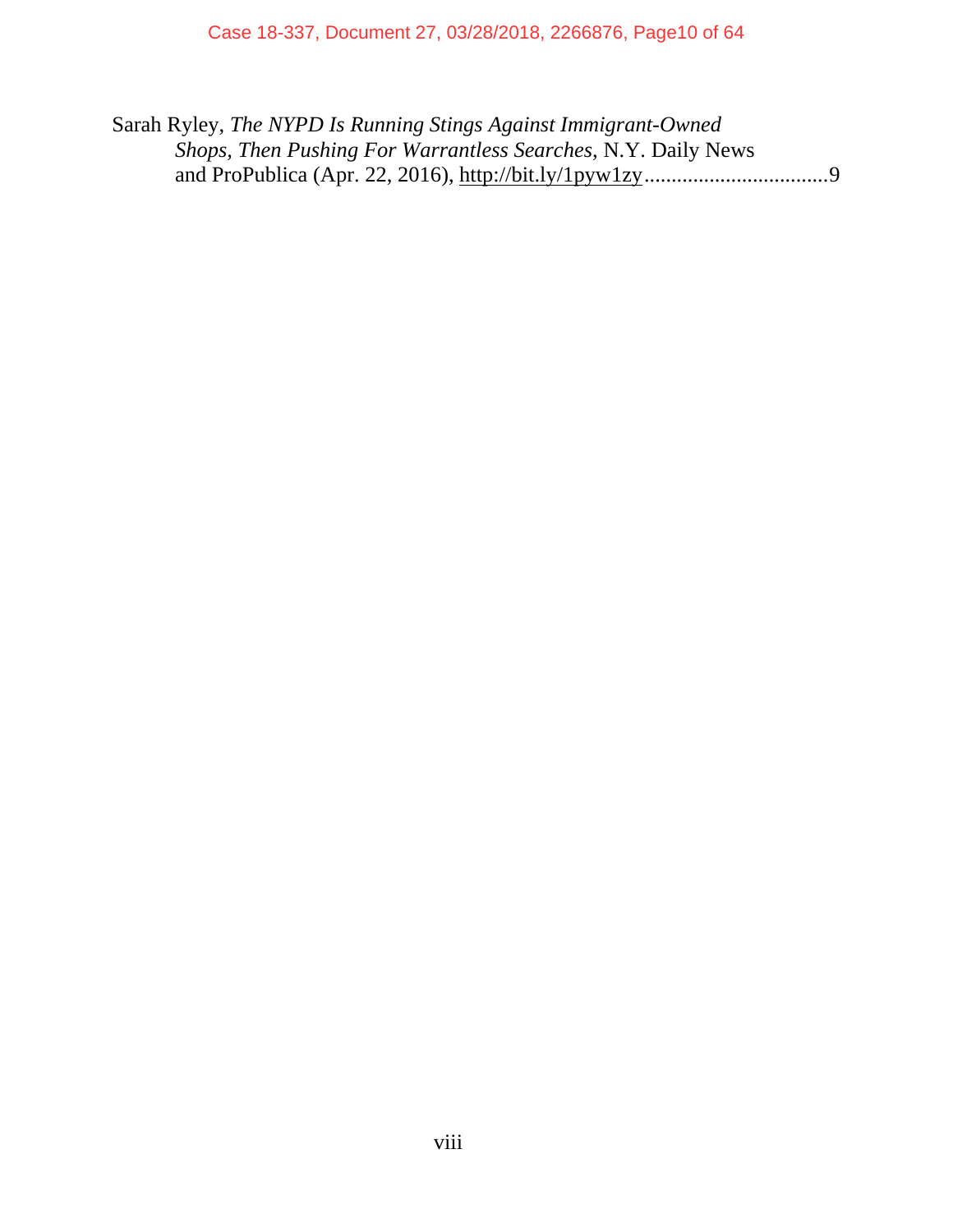Sarah Ryley, *The NYPD Is Running Stings Against Immigrant-Owned Shops, Then Pushing For Warrantless Searches*, N.Y. Daily News and ProPublica (Apr. 22, 2016), http://bit.ly/1pyw1zy..................................9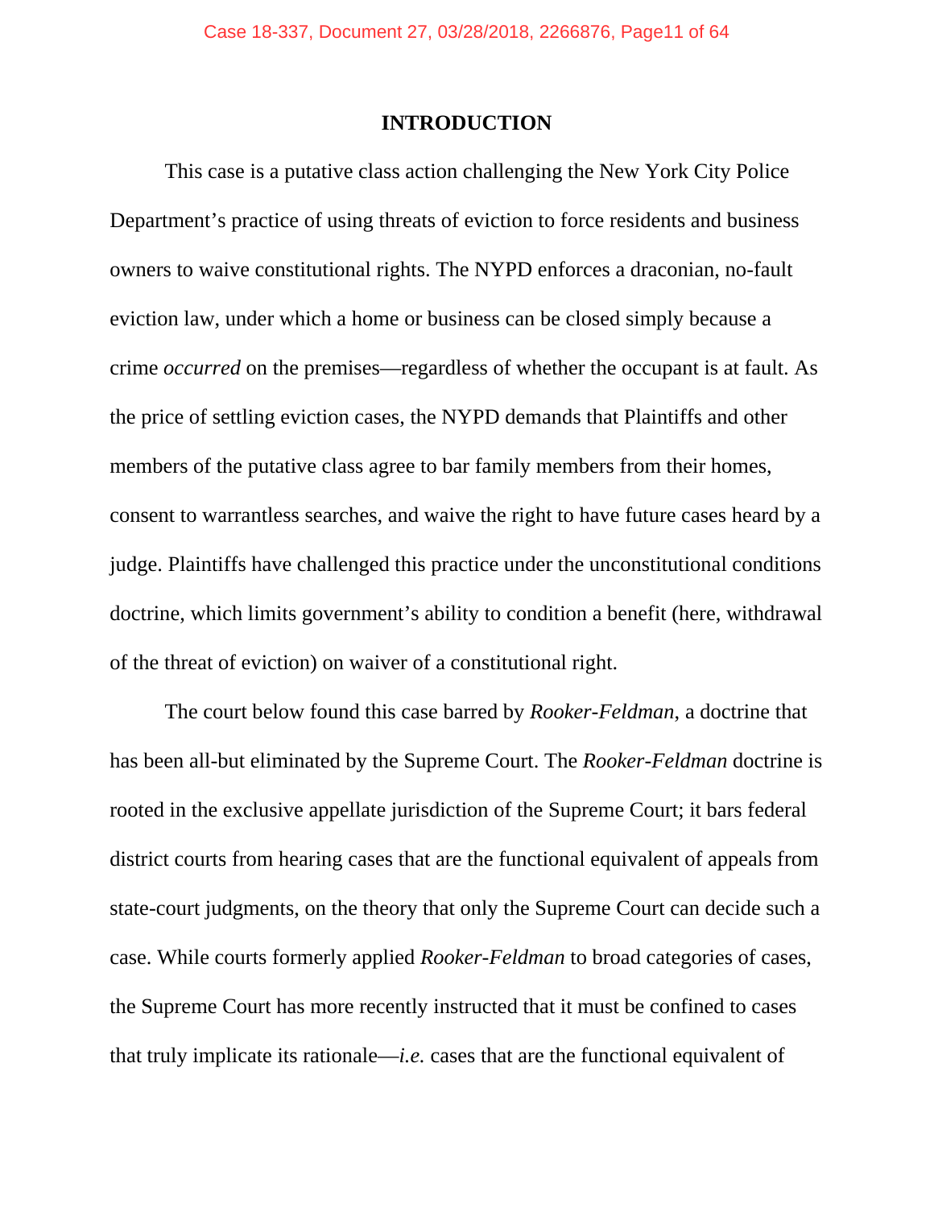## INTRODUCTION

This case is a putative class action challenging the New York City Police Department's practice of using threats of eviction to force residents and business owners to waive constitutional rights. The NYPD enforces a draconian, no-fault eviction law, under which a home or business can be closed simply because a crime *occurred* on the premises—regardless of whether the occupant is at fault. As the price of settling eviction cases, the NYPD demands that Plaintiffs and other members of the putative class agree to bar family members from their homes, consent to warrantless searches, and waive the right to have future cases heard by a judge. Plaintiffs have challenged this practice under the unconstitutional conditions doctrine, which limits government's ability to condition a benefit (here, withdrawal of the threat of eviction) on waiver of a constitutional right.

The court below found this case barred by *Rooker-Feldman,* a doctrine that has been all-but eliminated by the Supreme Court. The *Rooker-Feldman* doctrine is rooted in the exclusive appellate jurisdiction of the Supreme Court; it bars federal district courts from hearing cases that are the functional equivalent of appeals from state-court judgments, on the theory that only the Supreme Court can decide such a case. While courts formerly applied *Rooker-Feldman* to broad categories of cases, the Supreme Court has more recently instructed that it must be confined to cases that truly implicate its rationale—*i.e.* cases that are the functional equivalent of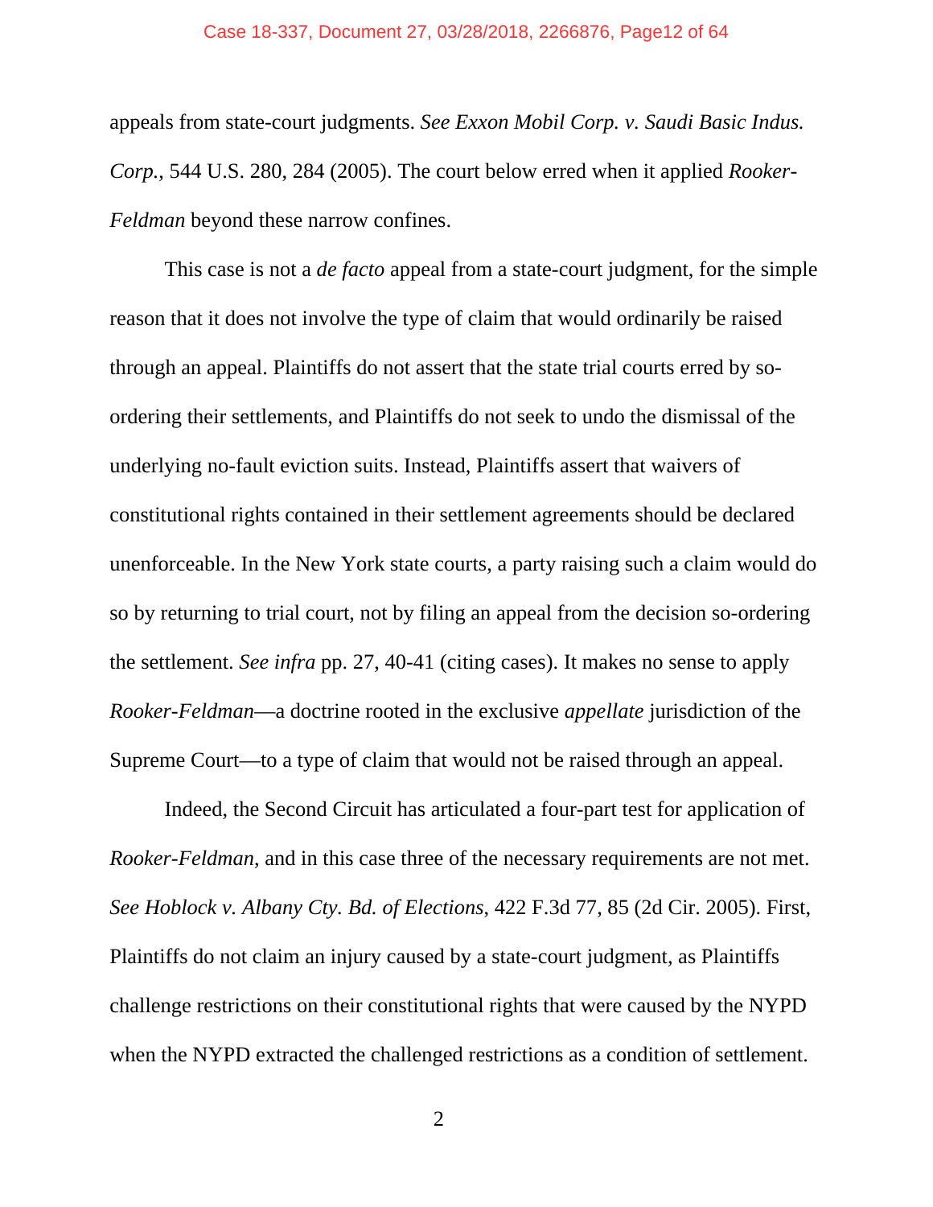appeals from state-court judgments. *See Exxon Mobil Corp. v. Saudi Basic Indus. Corp.*, 544 U.S. 280, 284 (2005). The court below erred when it applied *Rooker-Feldman* beyond these narrow confines.

This case is not a *de facto* appeal from a state-court judgment, for the simple reason that it does not involve the type of claim that would ordinarily be raised through an appeal. Plaintiffs do not assert that the state trial courts erred by so-ordering their settlements, and Plaintiffs do not seek to undo the dismissal of the underlying no-fault eviction suits. Instead, Plaintiffs assert that waivers of constitutional rights contained in their settlement agreements should be declared unenforceable. In the New York state courts, a party raising such a claim would do so by returning to trial court, not by filing an appeal from the decision so-ordering the settlement. *See infra* pp. 27, 40-41 (citing cases). It makes no sense to apply *Rooker-Feldman*—a doctrine rooted in the exclusive *appellate* jurisdiction of the Supreme Court—to a type of claim that would not be raised through an appeal.

Indeed, the Second Circuit has articulated a four-part test for application of *Rooker-Feldman*, and in this case three of the necessary requirements are not met. *See Hoblock v. Albany Cty. Bd. of Elections*, 422 F.3d 77, 85 (2d Cir. 2005). First, Plaintiffs do not claim an injury caused by a state-court judgment, as Plaintiffs challenge restrictions on their constitutional rights that were caused by the NYPD when the NYPD extracted the challenged restrictions as a condition of settlement.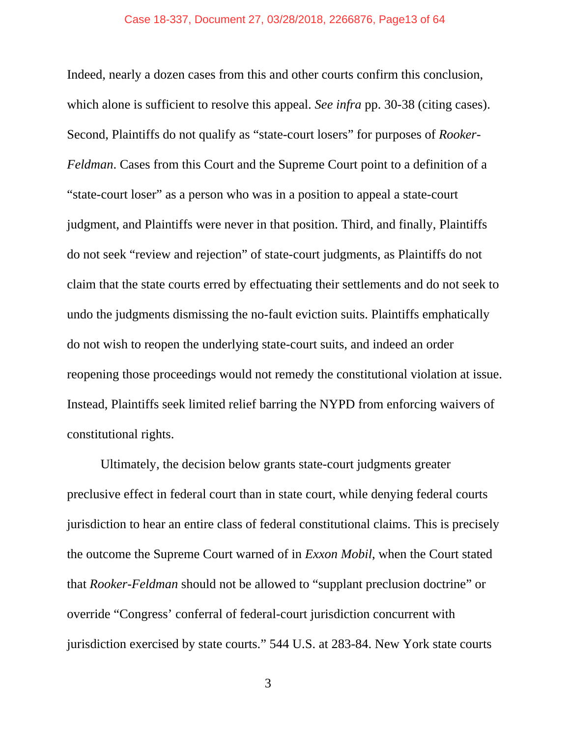Indeed, nearly a dozen cases from this and other courts confirm this conclusion, which alone is sufficient to resolve this appeal. *See infra* pp. 30-38 (citing cases). Second, Plaintiffs do not qualify as "state-court losers" for purposes of *Rooker-Feldman*. Cases from this Court and the Supreme Court point to a definition of a "state-court loser" as a person who was in a position to appeal a state-court judgment, and Plaintiffs were never in that position. Third, and finally, Plaintiffs do not seek "review and rejection" of state-court judgments, as Plaintiffs do not claim that the state courts erred by effectuating their settlements and do not seek to undo the judgments dismissing the no-fault eviction suits. Plaintiffs emphatically do not wish to reopen the underlying state-court suits, and indeed an order reopening those proceedings would not remedy the constitutional violation at issue. Instead, Plaintiffs seek limited relief barring the NYPD from enforcing waivers of constitutional rights.

Ultimately, the decision below grants state-court judgments greater preclusive effect in federal court than in state court, while denying federal courts jurisdiction to hear an entire class of federal constitutional claims. This is precisely the outcome the Supreme Court warned of in *Exxon Mobil*, when the Court stated that *Rooker-Feldman* should not be allowed to "supplant preclusion doctrine" or override "Congress' conferral of federal-court jurisdiction concurrent with jurisdiction exercised by state courts." 544 U.S. at 283-84. New York state courts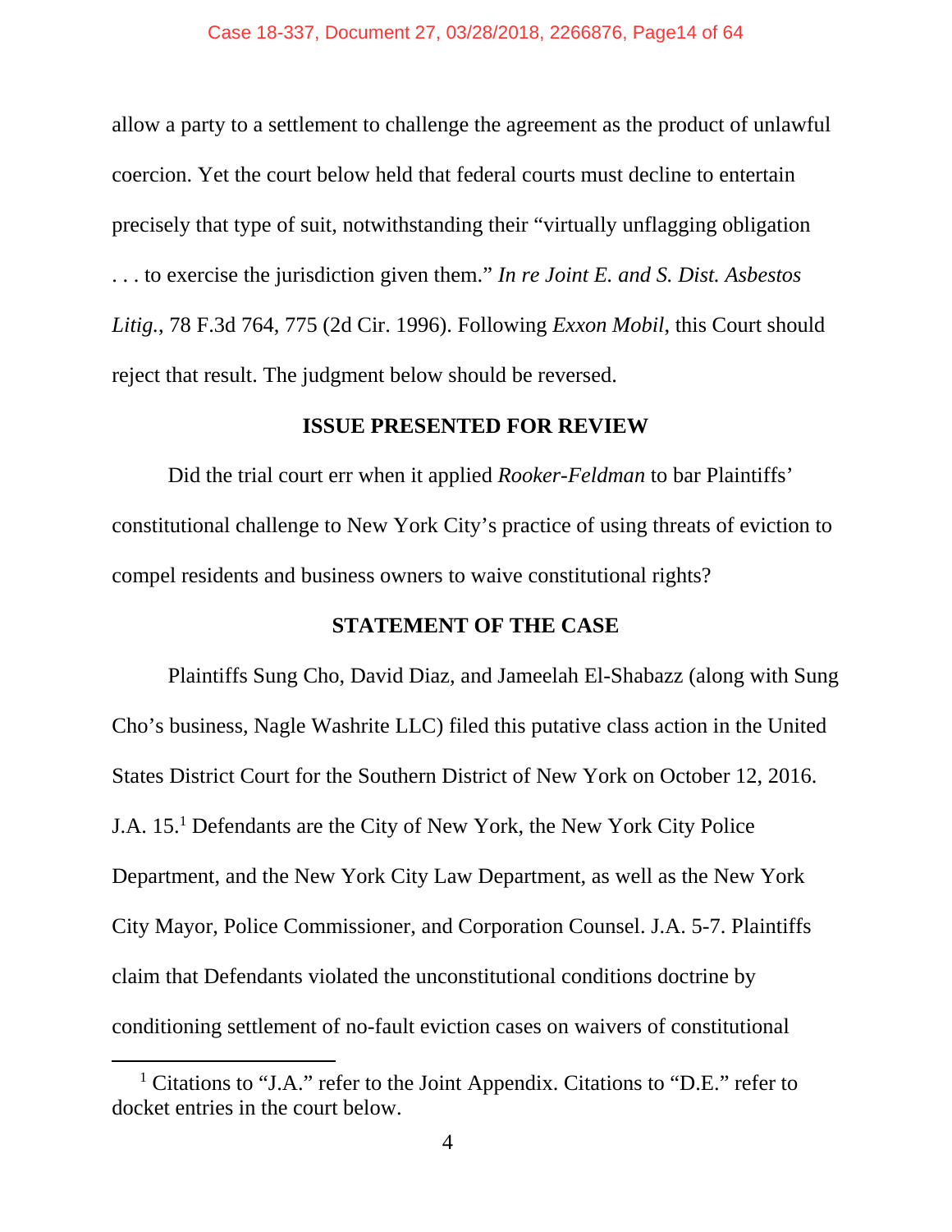allow a party to a settlement to challenge the agreement as the product of unlawful coercion. Yet the court below held that federal courts must decline to entertain precisely that type of suit, notwithstanding their "virtually unflagging obligation . . . to exercise the jurisdiction given them." *In re Joint E. and S. Dist. Asbestos Litig.*, 78 F.3d 764, 775 (2d Cir. 1996). Following *Exxon Mobil*, this Court should reject that result. The judgment below should be reversed.

## ISSUE PRESENTED FOR REVIEW

Did the trial court err when it applied *Rooker-Feldman* to bar Plaintiffs' constitutional challenge to New York City's practice of using threats of eviction to compel residents and business owners to waive constitutional rights?

## STATEMENT OF THE CASE

Plaintiffs Sung Cho, David Diaz, and Jameelah El-Shabazz (along with Sung Cho's business, Nagle Washrite LLC) filed this putative class action in the United States District Court for the Southern District of New York on October 12, 2016. J.A. 15.[1] Defendants are the City of New York, the New York City Police Department, and the New York City Law Department, as well as the New York City Mayor, Police Commissioner, and Corporation Counsel. J.A. 5-7. Plaintiffs claim that Defendants violated the unconstitutional conditions doctrine by conditioning settlement of no-fault eviction cases on waivers of constitutional

---

[1] Citations to "J.A." refer to the Joint Appendix. Citations to "D.E." refer to docket entries in the court below.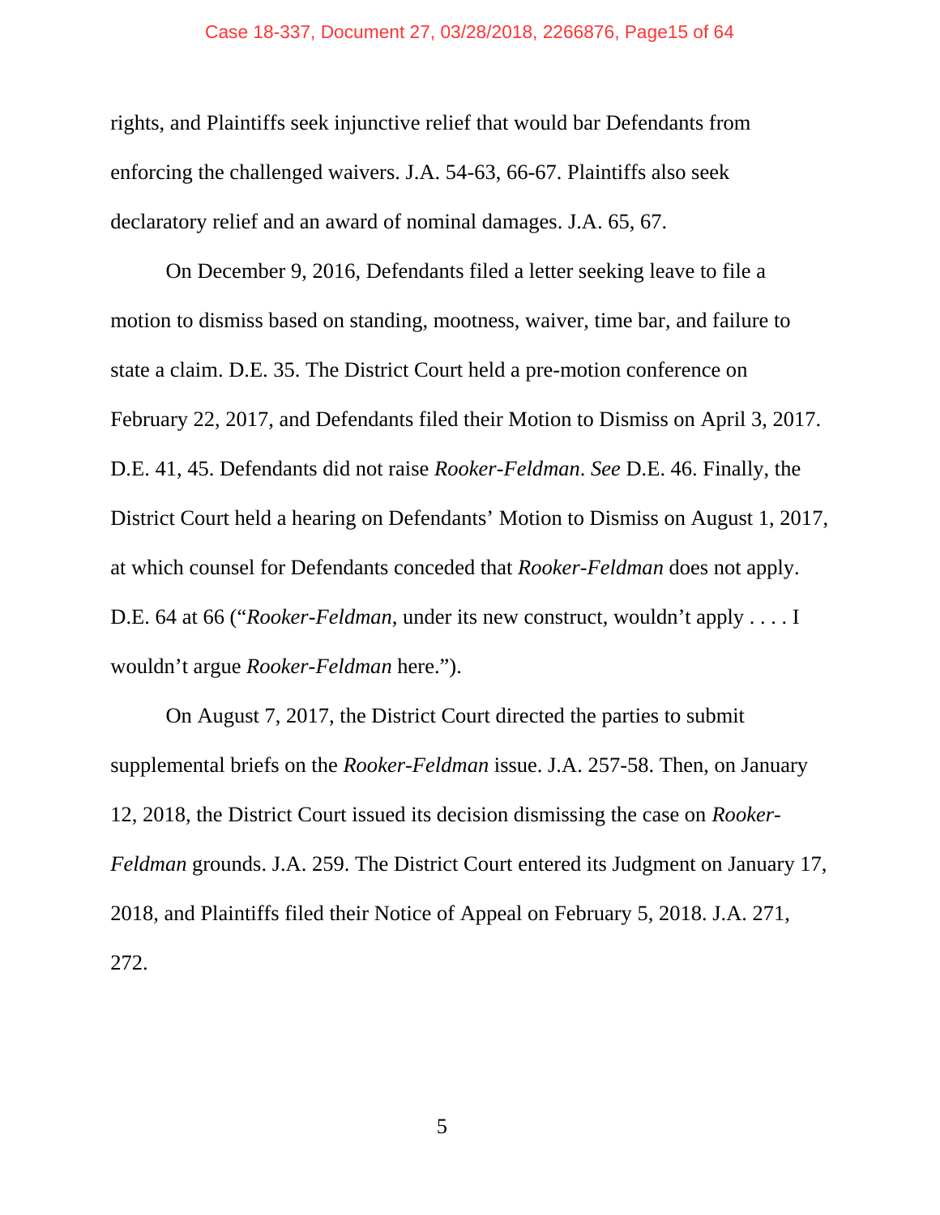rights, and Plaintiffs seek injunctive relief that would bar Defendants from enforcing the challenged waivers. J.A. 54-63, 66-67. Plaintiffs also seek declaratory relief and an award of nominal damages. J.A. 65, 67.

On December 9, 2016, Defendants filed a letter seeking leave to file a motion to dismiss based on standing, mootness, waiver, time bar, and failure to state a claim. D.E. 35. The District Court held a pre-motion conference on February 22, 2017, and Defendants filed their Motion to Dismiss on April 3, 2017. D.E. 41, 45. Defendants did not raise *Rooker-Feldman*. *See* D.E. 46. Finally, the District Court held a hearing on Defendants' Motion to Dismiss on August 1, 2017, at which counsel for Defendants conceded that *Rooker-Feldman* does not apply. D.E. 64 at 66 ("*Rooker-Feldman*, under its new construct, wouldn't apply . . . . I wouldn't argue *Rooker-Feldman* here.").

On August 7, 2017, the District Court directed the parties to submit supplemental briefs on the *Rooker-Feldman* issue. J.A. 257-58. Then, on January 12, 2018, the District Court issued its decision dismissing the case on *Rooker-Feldman* grounds. J.A. 259. The District Court entered its Judgment on January 17, 2018, and Plaintiffs filed their Notice of Appeal on February 5, 2018. J.A. 271, 272.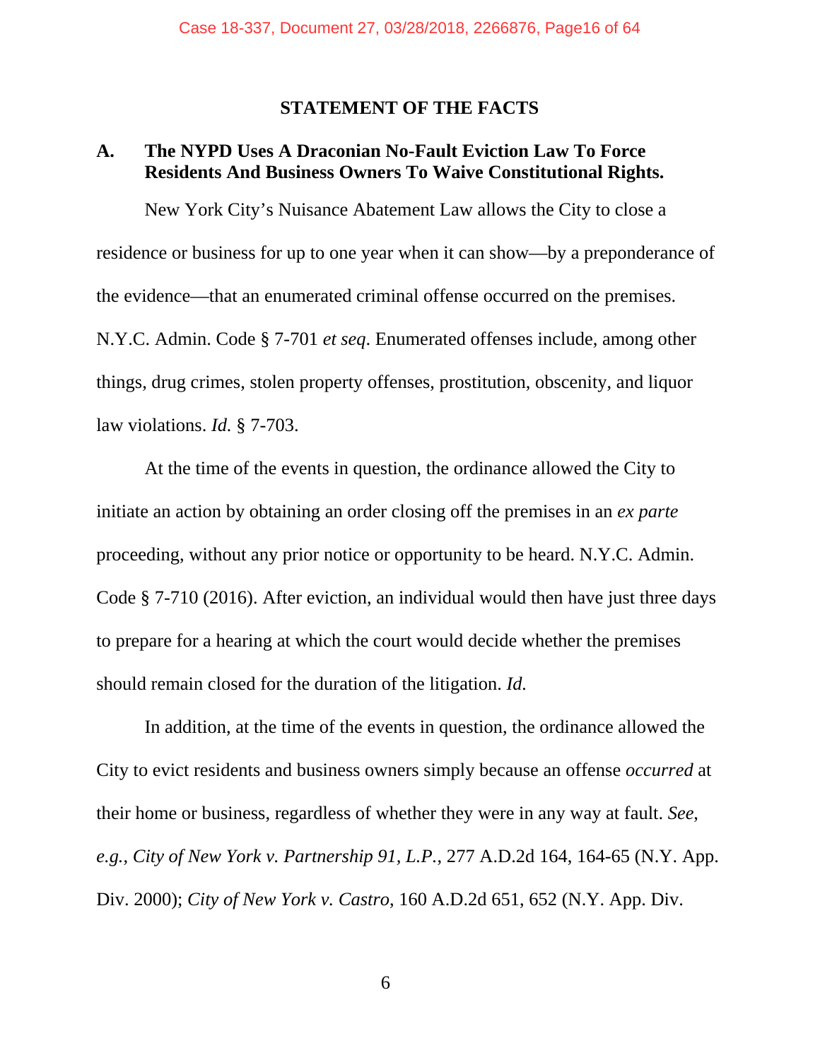## STATEMENT OF THE FACTS

### A. The NYPD Uses A Draconian No-Fault Eviction Law To Force Residents And Business Owners To Waive Constitutional Rights.

New York City's Nuisance Abatement Law allows the City to close a residence or business for up to one year when it can show—by a preponderance of the evidence—that an enumerated criminal offense occurred on the premises. N.Y.C. Admin. Code § 7-701 *et seq*. Enumerated offenses include, among other things, drug crimes, stolen property offenses, prostitution, obscenity, and liquor law violations. *Id.* § 7-703.

At the time of the events in question, the ordinance allowed the City to initiate an action by obtaining an order closing off the premises in an *ex parte* proceeding, without any prior notice or opportunity to be heard. N.Y.C. Admin. Code § 7-710 (2016). After eviction, an individual would then have just three days to prepare for a hearing at which the court would decide whether the premises should remain closed for the duration of the litigation. *Id.*

In addition, at the time of the events in question, the ordinance allowed the City to evict residents and business owners simply because an offense *occurred* at their home or business, regardless of whether they were in any way at fault. *See, e.g.*, *City of New York v. Partnership 91, L.P.*, 277 A.D.2d 164, 164-65 (N.Y. App. Div. 2000); *City of New York v. Castro*, 160 A.D.2d 651, 652 (N.Y. App. Div.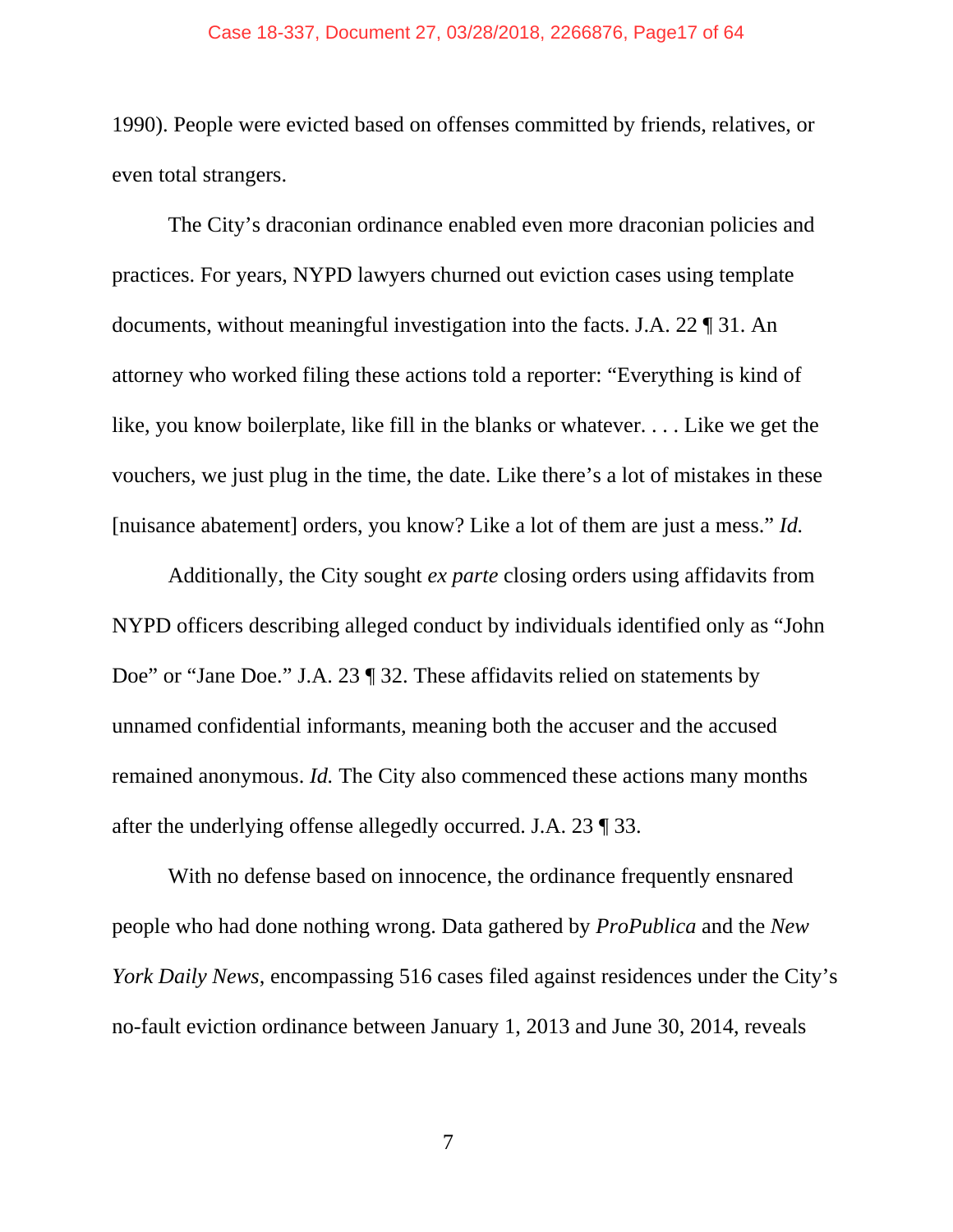1990). People were evicted based on offenses committed by friends, relatives, or even total strangers.

The City's draconian ordinance enabled even more draconian policies and practices. For years, NYPD lawyers churned out eviction cases using template documents, without meaningful investigation into the facts. J.A. 22 ¶ 31. An attorney who worked filing these actions told a reporter: "Everything is kind of like, you know boilerplate, like fill in the blanks or whatever. . . . Like we get the vouchers, we just plug in the time, the date. Like there's a lot of mistakes in these [nuisance abatement] orders, you know? Like a lot of them are just a mess." *Id.*

Additionally, the City sought *ex parte* closing orders using affidavits from NYPD officers describing alleged conduct by individuals identified only as "John Doe" or "Jane Doe." J.A. 23 ¶ 32. These affidavits relied on statements by unnamed confidential informants, meaning both the accuser and the accused remained anonymous. *Id.* The City also commenced these actions many months after the underlying offense allegedly occurred. J.A. 23 ¶ 33.

With no defense based on innocence, the ordinance frequently ensnared people who had done nothing wrong. Data gathered by *ProPublica* and the *New York Daily News*, encompassing 516 cases filed against residences under the City's no-fault eviction ordinance between January 1, 2013 and June 30, 2014, reveals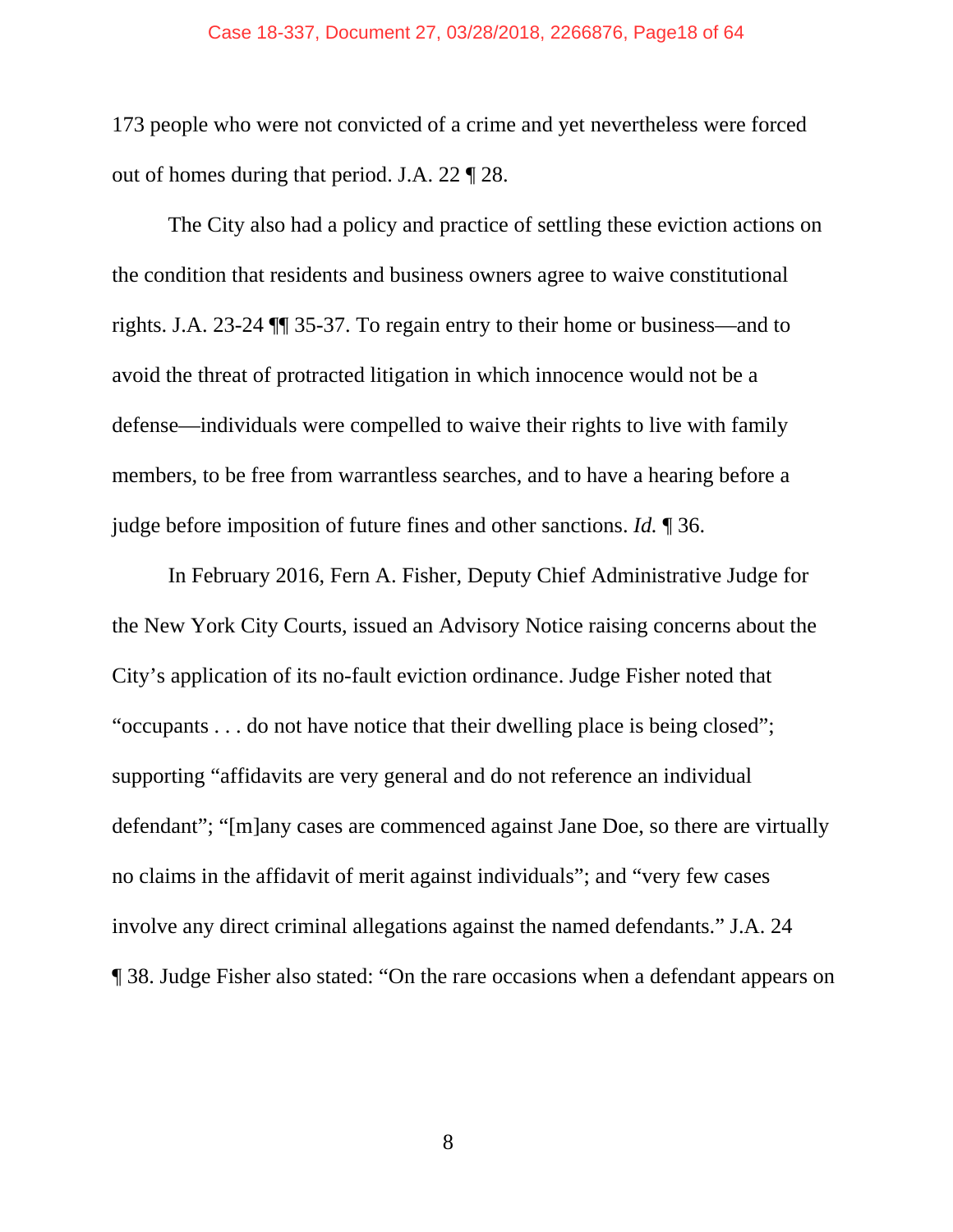173 people who were not convicted of a crime and yet nevertheless were forced out of homes during that period. J.A. 22 ¶ 28.

The City also had a policy and practice of settling these eviction actions on the condition that residents and business owners agree to waive constitutional rights. J.A. 23-24 ¶¶ 35-37. To regain entry to their home or business—and to avoid the threat of protracted litigation in which innocence would not be a defense—individuals were compelled to waive their rights to live with family members, to be free from warrantless searches, and to have a hearing before a judge before imposition of future fines and other sanctions. *Id.* ¶ 36.

In February 2016, Fern A. Fisher, Deputy Chief Administrative Judge for the New York City Courts, issued an Advisory Notice raising concerns about the City's application of its no-fault eviction ordinance. Judge Fisher noted that "occupants . . . do not have notice that their dwelling place is being closed"; supporting "affidavits are very general and do not reference an individual defendant"; "[m]any cases are commenced against Jane Doe, so there are virtually no claims in the affidavit of merit against individuals"; and "very few cases involve any direct criminal allegations against the named defendants." J.A. 24 ¶ 38. Judge Fisher also stated: "On the rare occasions when a defendant appears on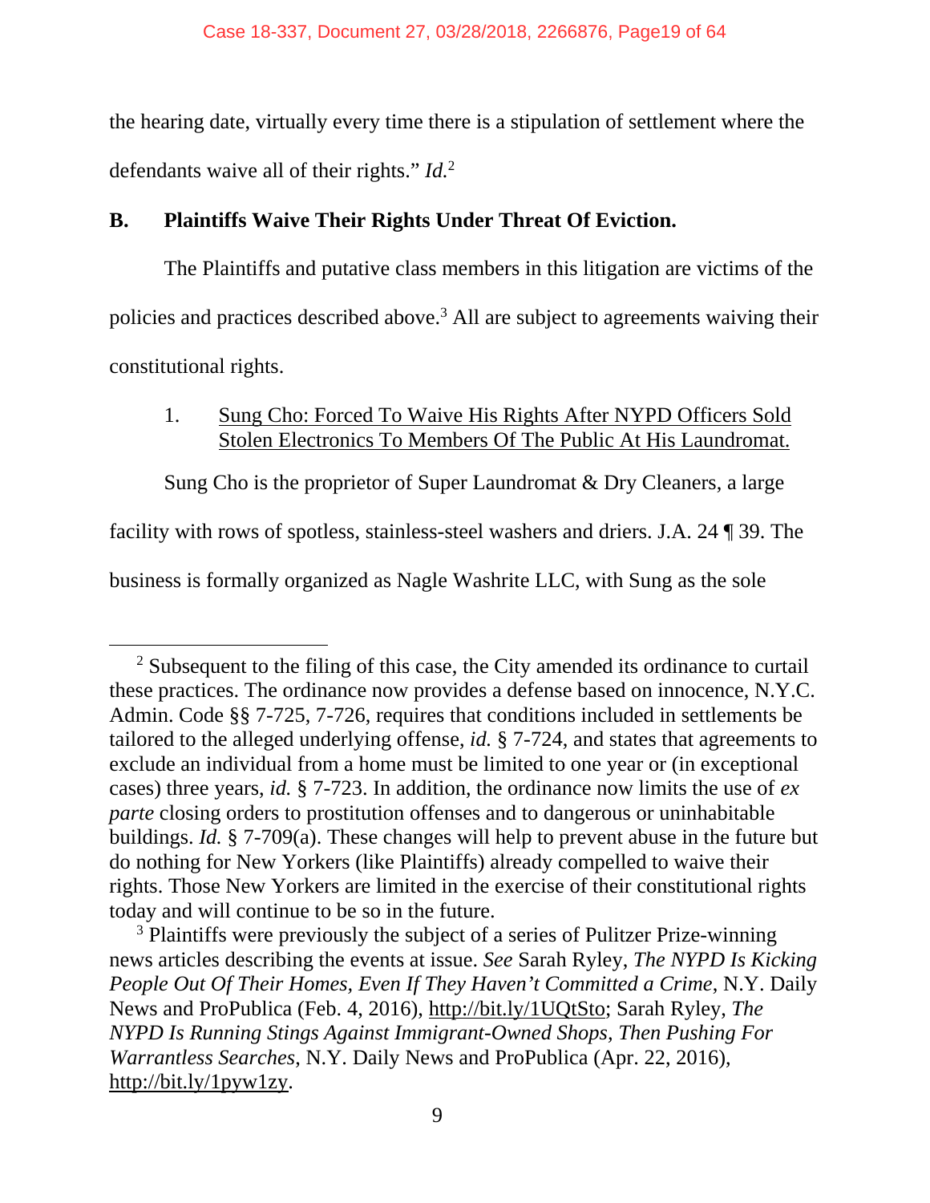the hearing date, virtually every time there is a stipulation of settlement where the defendants waive all of their rights." *Id.*[2]

### B. Plaintiffs Waive Their Rights Under Threat Of Eviction.

The Plaintiffs and putative class members in this litigation are victims of the policies and practices described above.[3] All are subject to agreements waiving their constitutional rights.

#### 1. Sung Cho: Forced To Waive His Rights After NYPD Officers Sold Stolen Electronics To Members Of The Public At His Laundromat.

Sung Cho is the proprietor of Super Laundromat & Dry Cleaners, a large facility with rows of spotless, stainless-steel washers and driers. J.A. 24 ¶ 39. The business is formally organized as Nagle Washrite LLC, with Sung as the sole

---

[2] Subsequent to the filing of this case, the City amended its ordinance to curtail these practices. The ordinance now provides a defense based on innocence, N.Y.C. Admin. Code §§ 7-725, 7-726, requires that conditions included in settlements be tailored to the alleged underlying offense, *id.* § 7-724, and states that agreements to exclude an individual from a home must be limited to one year or (in exceptional cases) three years, *id.* § 7-723. In addition, the ordinance now limits the use of *ex parte* closing orders to prostitution offenses and to dangerous or uninhabitable buildings. *Id.* § 7-709(a). These changes will help to prevent abuse in the future but do nothing for New Yorkers (like Plaintiffs) already compelled to waive their rights. Those New Yorkers are limited in the exercise of their constitutional rights today and will continue to be so in the future.

[3] Plaintiffs were previously the subject of a series of Pulitzer Prize-winning news articles describing the events at issue. *See* Sarah Ryley, *The NYPD Is Kicking People Out Of Their Homes, Even If They Haven't Committed a Crime*, N.Y. Daily News and ProPublica (Feb. 4, 2016), http://bit.ly/1UQtSto; Sarah Ryley, *The NYPD Is Running Stings Against Immigrant-Owned Shops, Then Pushing For Warrantless Searches*, N.Y. Daily News and ProPublica (Apr. 22, 2016), http://bit.ly/1pyw1zy.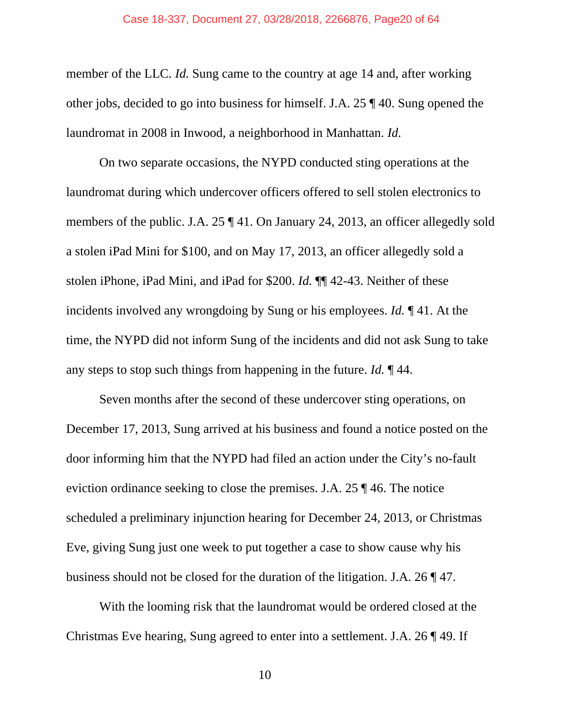member of the LLC. *Id.* Sung came to the country at age 14 and, after working other jobs, decided to go into business for himself. J.A. 25 ¶ 40. Sung opened the laundromat in 2008 in Inwood, a neighborhood in Manhattan. *Id.*

On two separate occasions, the NYPD conducted sting operations at the laundromat during which undercover officers offered to sell stolen electronics to members of the public. J.A. 25 ¶ 41. On January 24, 2013, an officer allegedly sold a stolen iPad Mini for $100, and on May 17, 2013, an officer allegedly sold a stolen iPhone, iPad Mini, and iPad for $200. *Id.* ¶¶ 42-43. Neither of these incidents involved any wrongdoing by Sung or his employees. *Id.* ¶ 41. At the time, the NYPD did not inform Sung of the incidents and did not ask Sung to take any steps to stop such things from happening in the future. *Id.* ¶ 44.

Seven months after the second of these undercover sting operations, on December 17, 2013, Sung arrived at his business and found a notice posted on the door informing him that the NYPD had filed an action under the City's no-fault eviction ordinance seeking to close the premises. J.A. 25 ¶ 46. The notice scheduled a preliminary injunction hearing for December 24, 2013, or Christmas Eve, giving Sung just one week to put together a case to show cause why his business should not be closed for the duration of the litigation. J.A. 26 ¶ 47.

With the looming risk that the laundromat would be ordered closed at the Christmas Eve hearing, Sung agreed to enter into a settlement. J.A. 26 ¶ 49. If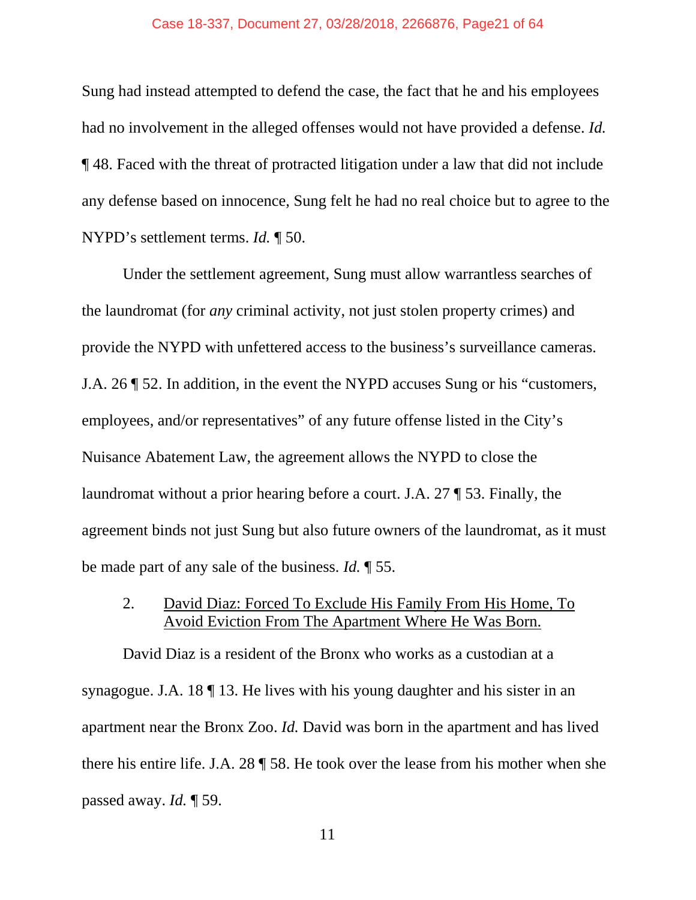Sung had instead attempted to defend the case, the fact that he and his employees had no involvement in the alleged offenses would not have provided a defense. *Id.* ¶ 48. Faced with the threat of protracted litigation under a law that did not include any defense based on innocence, Sung felt he had no real choice but to agree to the NYPD's settlement terms. *Id.* ¶ 50.

Under the settlement agreement, Sung must allow warrantless searches of the laundromat (for *any* criminal activity, not just stolen property crimes) and provide the NYPD with unfettered access to the business's surveillance cameras. J.A. 26 ¶ 52. In addition, in the event the NYPD accuses Sung or his "customers, employees, and/or representatives" of any future offense listed in the City's Nuisance Abatement Law, the agreement allows the NYPD to close the laundromat without a prior hearing before a court. J.A. 27 ¶ 53. Finally, the agreement binds not just Sung but also future owners of the laundromat, as it must be made part of any sale of the business. *Id.* ¶ 55.

### 2. David Diaz: Forced To Exclude His Family From His Home, To Avoid Eviction From The Apartment Where He Was Born.

David Diaz is a resident of the Bronx who works as a custodian at a synagogue. J.A. 18 ¶ 13. He lives with his young daughter and his sister in an apartment near the Bronx Zoo. *Id.* David was born in the apartment and has lived there his entire life. J.A. 28 ¶ 58. He took over the lease from his mother when she passed away. *Id.* ¶ 59.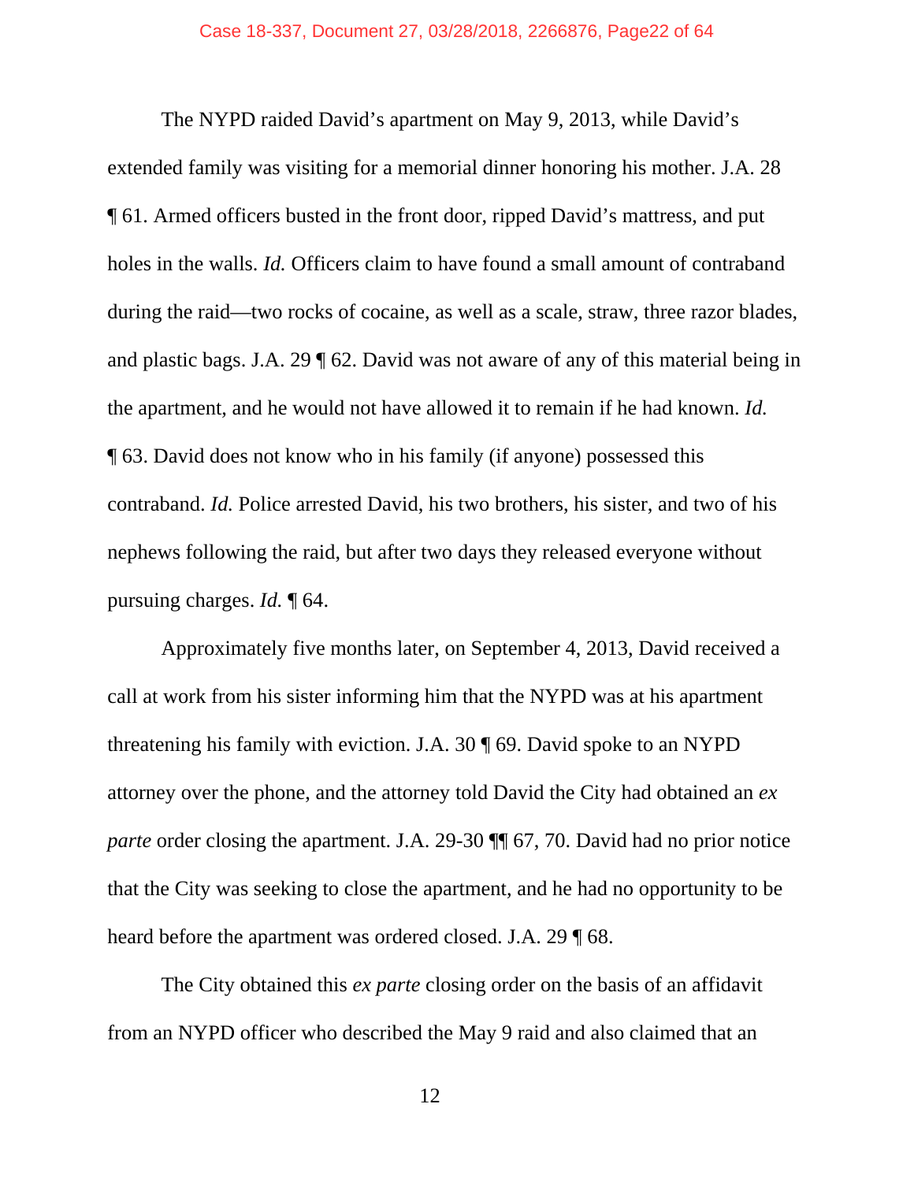The NYPD raided David's apartment on May 9, 2013, while David's extended family was visiting for a memorial dinner honoring his mother. J.A. 28 ¶ 61. Armed officers busted in the front door, ripped David's mattress, and put holes in the walls. *Id.* Officers claim to have found a small amount of contraband during the raid—two rocks of cocaine, as well as a scale, straw, three razor blades, and plastic bags. J.A. 29 ¶ 62. David was not aware of any of this material being in the apartment, and he would not have allowed it to remain if he had known. *Id.* ¶ 63. David does not know who in his family (if anyone) possessed this contraband. *Id.* Police arrested David, his two brothers, his sister, and two of his nephews following the raid, but after two days they released everyone without pursuing charges. *Id.* ¶ 64.

Approximately five months later, on September 4, 2013, David received a call at work from his sister informing him that the NYPD was at his apartment threatening his family with eviction. J.A. 30 ¶ 69. David spoke to an NYPD attorney over the phone, and the attorney told David the City had obtained an *ex parte* order closing the apartment. J.A. 29-30 ¶¶ 67, 70. David had no prior notice that the City was seeking to close the apartment, and he had no opportunity to be heard before the apartment was ordered closed. J.A. 29 ¶ 68.

The City obtained this *ex parte* closing order on the basis of an affidavit from an NYPD officer who described the May 9 raid and also claimed that an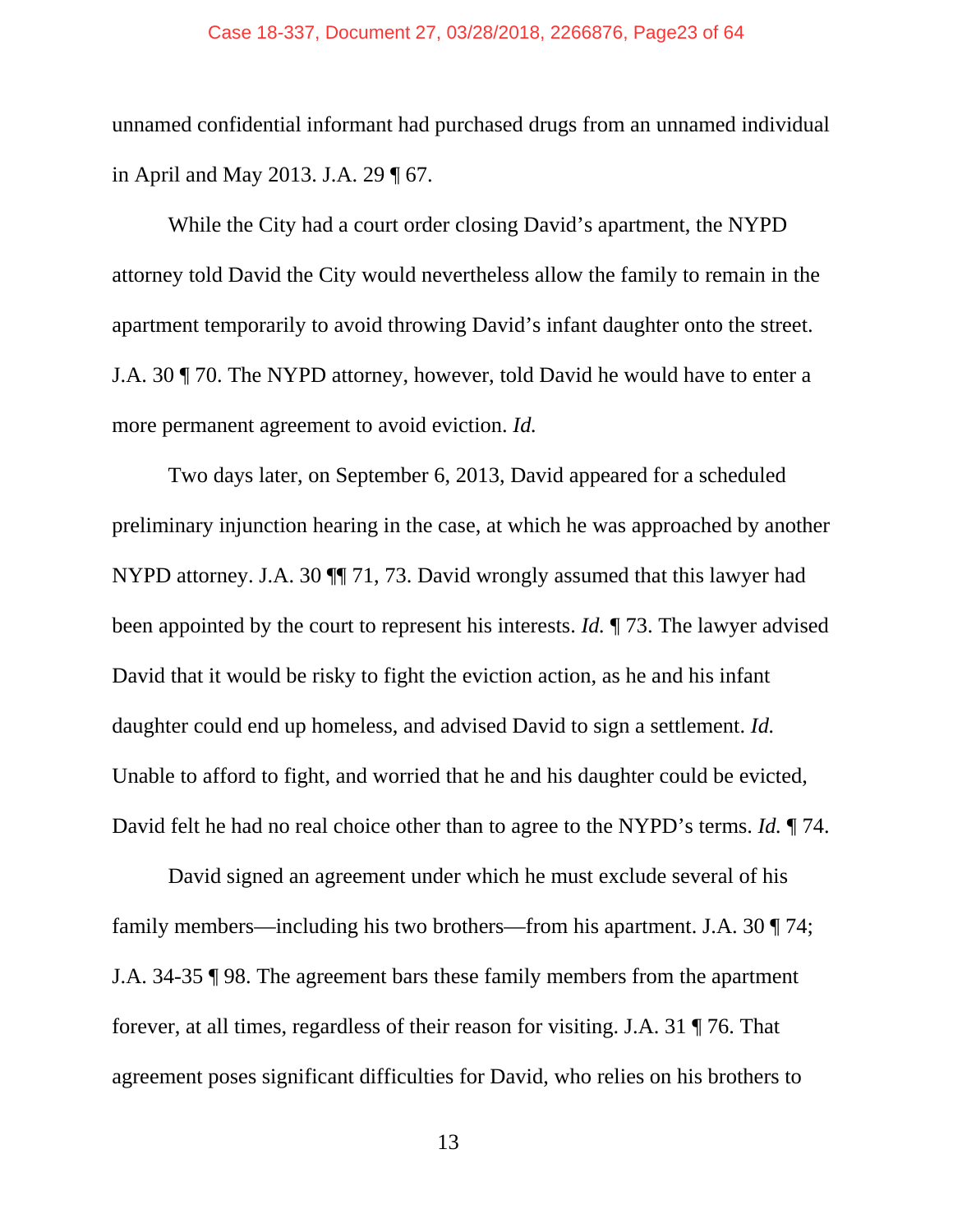unnamed confidential informant had purchased drugs from an unnamed individual in April and May 2013. J.A. 29 ¶ 67.

While the City had a court order closing David's apartment, the NYPD attorney told David the City would nevertheless allow the family to remain in the apartment temporarily to avoid throwing David's infant daughter onto the street. J.A. 30 ¶ 70. The NYPD attorney, however, told David he would have to enter a more permanent agreement to avoid eviction. *Id.*

Two days later, on September 6, 2013, David appeared for a scheduled preliminary injunction hearing in the case, at which he was approached by another NYPD attorney. J.A. 30 ¶¶ 71, 73. David wrongly assumed that this lawyer had been appointed by the court to represent his interests. *Id.* ¶ 73. The lawyer advised David that it would be risky to fight the eviction action, as he and his infant daughter could end up homeless, and advised David to sign a settlement. *Id.* Unable to afford to fight, and worried that he and his daughter could be evicted, David felt he had no real choice other than to agree to the NYPD's terms. *Id.* ¶ 74.

David signed an agreement under which he must exclude several of his family members—including his two brothers—from his apartment. J.A. 30 ¶ 74; J.A. 34-35 ¶ 98. The agreement bars these family members from the apartment forever, at all times, regardless of their reason for visiting. J.A. 31 ¶ 76. That agreement poses significant difficulties for David, who relies on his brothers to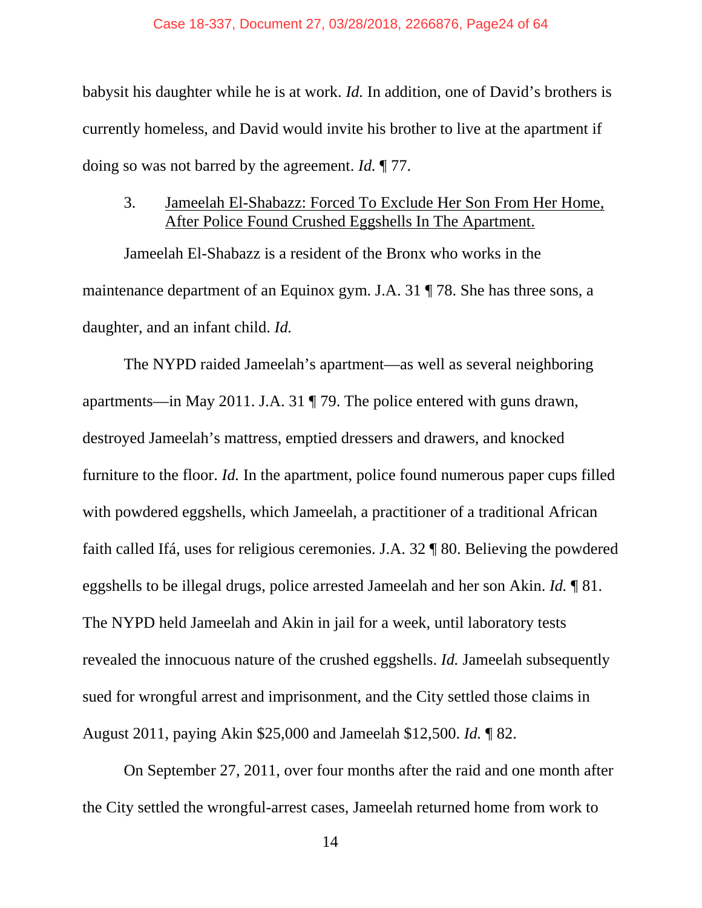babysit his daughter while he is at work. *Id.* In addition, one of David's brothers is currently homeless, and David would invite his brother to live at the apartment if doing so was not barred by the agreement. *Id.* ¶ 77.

### 3. Jameelah El-Shabazz: Forced To Exclude Her Son From Her Home, After Police Found Crushed Eggshells In The Apartment.

Jameelah El-Shabazz is a resident of the Bronx who works in the maintenance department of an Equinox gym. J.A. 31 ¶ 78. She has three sons, a daughter, and an infant child. *Id.*

The NYPD raided Jameelah's apartment—as well as several neighboring apartments—in May 2011. J.A. 31 ¶ 79. The police entered with guns drawn, destroyed Jameelah's mattress, emptied dressers and drawers, and knocked furniture to the floor. *Id.* In the apartment, police found numerous paper cups filled with powdered eggshells, which Jameelah, a practitioner of a traditional African faith called Ifá, uses for religious ceremonies. J.A. 32 ¶ 80. Believing the powdered eggshells to be illegal drugs, police arrested Jameelah and her son Akin. *Id.* ¶ 81. The NYPD held Jameelah and Akin in jail for a week, until laboratory tests revealed the innocuous nature of the crushed eggshells. *Id.* Jameelah subsequently sued for wrongful arrest and imprisonment, and the City settled those claims in August 2011, paying Akin $25,000 and Jameelah $12,500. *Id.* ¶ 82.

On September 27, 2011, over four months after the raid and one month after the City settled the wrongful-arrest cases, Jameelah returned home from work to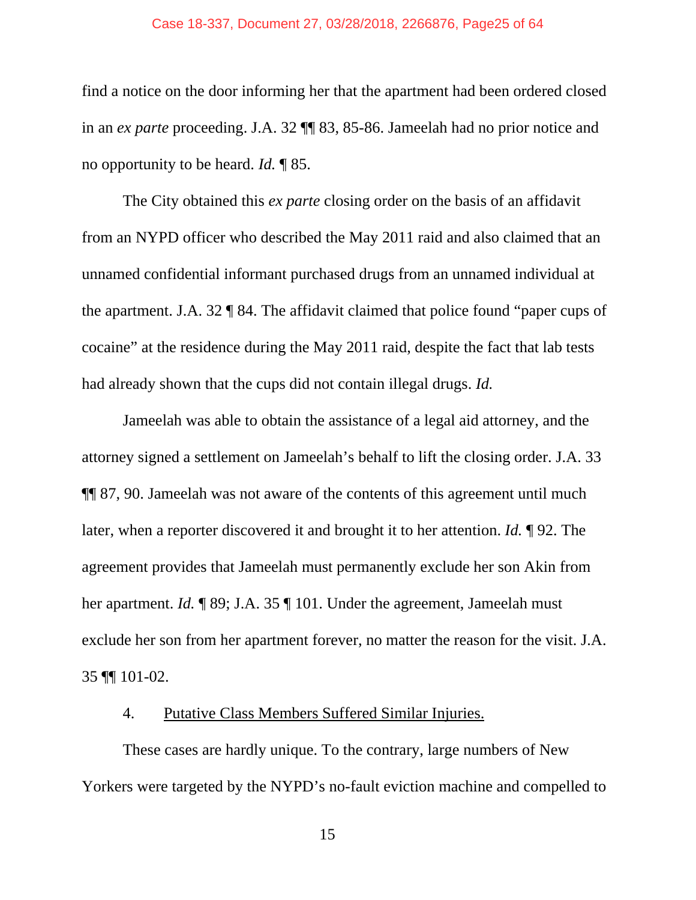find a notice on the door informing her that the apartment had been ordered closed in an *ex parte* proceeding. J.A. 32 ¶¶ 83, 85-86. Jameelah had no prior notice and no opportunity to be heard. *Id.* ¶ 85.

The City obtained this *ex parte* closing order on the basis of an affidavit from an NYPD officer who described the May 2011 raid and also claimed that an unnamed confidential informant purchased drugs from an unnamed individual at the apartment. J.A. 32 ¶ 84. The affidavit claimed that police found "paper cups of cocaine" at the residence during the May 2011 raid, despite the fact that lab tests had already shown that the cups did not contain illegal drugs. *Id.*

Jameelah was able to obtain the assistance of a legal aid attorney, and the attorney signed a settlement on Jameelah's behalf to lift the closing order. J.A. 33 ¶¶ 87, 90. Jameelah was not aware of the contents of this agreement until much later, when a reporter discovered it and brought it to her attention. *Id.* ¶ 92. The agreement provides that Jameelah must permanently exclude her son Akin from her apartment. *Id.* ¶ 89; J.A. 35 ¶ 101. Under the agreement, Jameelah must exclude her son from her apartment forever, no matter the reason for the visit. J.A. 35 ¶¶ 101-02.

4. Putative Class Members Suffered Similar Injuries.

These cases are hardly unique. To the contrary, large numbers of New Yorkers were targeted by the NYPD's no-fault eviction machine and compelled to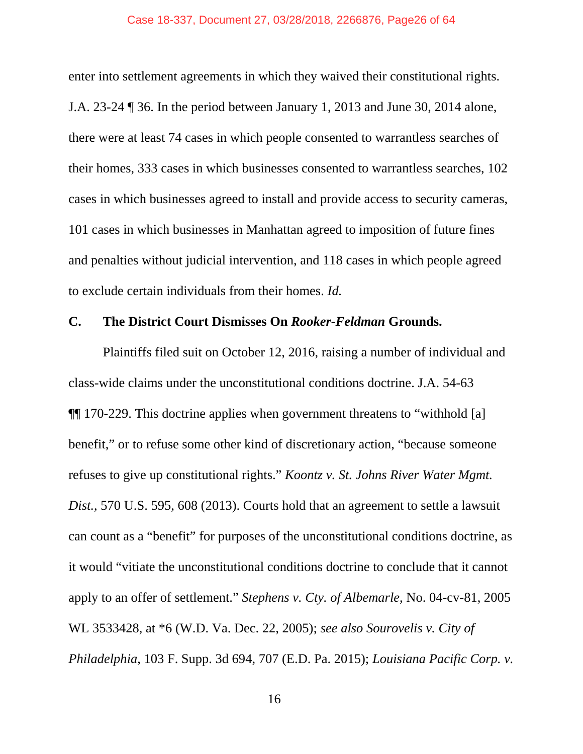enter into settlement agreements in which they waived their constitutional rights. J.A. 23-24 ¶ 36. In the period between January 1, 2013 and June 30, 2014 alone, there were at least 74 cases in which people consented to warrantless searches of their homes, 333 cases in which businesses consented to warrantless searches, 102 cases in which businesses agreed to install and provide access to security cameras, 101 cases in which businesses in Manhattan agreed to imposition of future fines and penalties without judicial intervention, and 118 cases in which people agreed to exclude certain individuals from their homes. *Id.*

### C. The District Court Dismisses On *Rooker-Feldman* Grounds.

Plaintiffs filed suit on October 12, 2016, raising a number of individual and class-wide claims under the unconstitutional conditions doctrine. J.A. 54-63 ¶¶ 170-229. This doctrine applies when government threatens to "withhold [a] benefit," or to refuse some other kind of discretionary action, "because someone refuses to give up constitutional rights." *Koontz v. St. Johns River Water Mgmt. Dist.*, 570 U.S. 595, 608 (2013). Courts hold that an agreement to settle a lawsuit can count as a "benefit" for purposes of the unconstitutional conditions doctrine, as it would "vitiate the unconstitutional conditions doctrine to conclude that it cannot apply to an offer of settlement." *Stephens v. Cty. of Albemarle*, No. 04-cv-81, 2005 WL 3533428, at *6 (W.D. Va. Dec. 22, 2005); *see also Sourovelis v. City of Philadelphia*, 103 F. Supp. 3d 694, 707 (E.D. Pa. 2015); *Louisiana Pacific Corp. v.*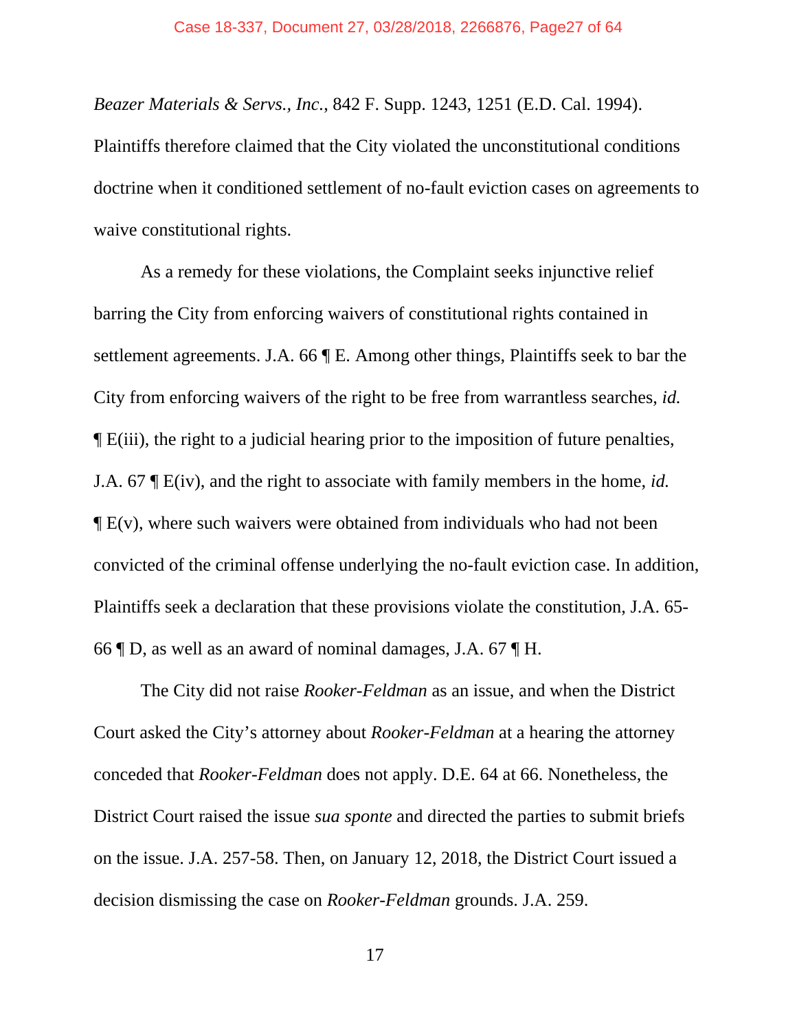*Beazer Materials & Servs., Inc.*, 842 F. Supp. 1243, 1251 (E.D. Cal. 1994). Plaintiffs therefore claimed that the City violated the unconstitutional conditions doctrine when it conditioned settlement of no-fault eviction cases on agreements to waive constitutional rights.

As a remedy for these violations, the Complaint seeks injunctive relief barring the City from enforcing waivers of constitutional rights contained in settlement agreements. J.A. 66 ¶ E. Among other things, Plaintiffs seek to bar the City from enforcing waivers of the right to be free from warrantless searches, *id.* ¶ E(iii), the right to a judicial hearing prior to the imposition of future penalties, J.A. 67 ¶ E(iv), and the right to associate with family members in the home, *id.* ¶ E(v), where such waivers were obtained from individuals who had not been convicted of the criminal offense underlying the no-fault eviction case. In addition, Plaintiffs seek a declaration that these provisions violate the constitution, J.A. 65-66 ¶ D, as well as an award of nominal damages, J.A. 67 ¶ H.

The City did not raise *Rooker-Feldman* as an issue, and when the District Court asked the City's attorney about *Rooker-Feldman* at a hearing the attorney conceded that *Rooker-Feldman* does not apply. D.E. 64 at 66. Nonetheless, the District Court raised the issue *sua sponte* and directed the parties to submit briefs on the issue. J.A. 257-58. Then, on January 12, 2018, the District Court issued a decision dismissing the case on *Rooker-Feldman* grounds. J.A. 259.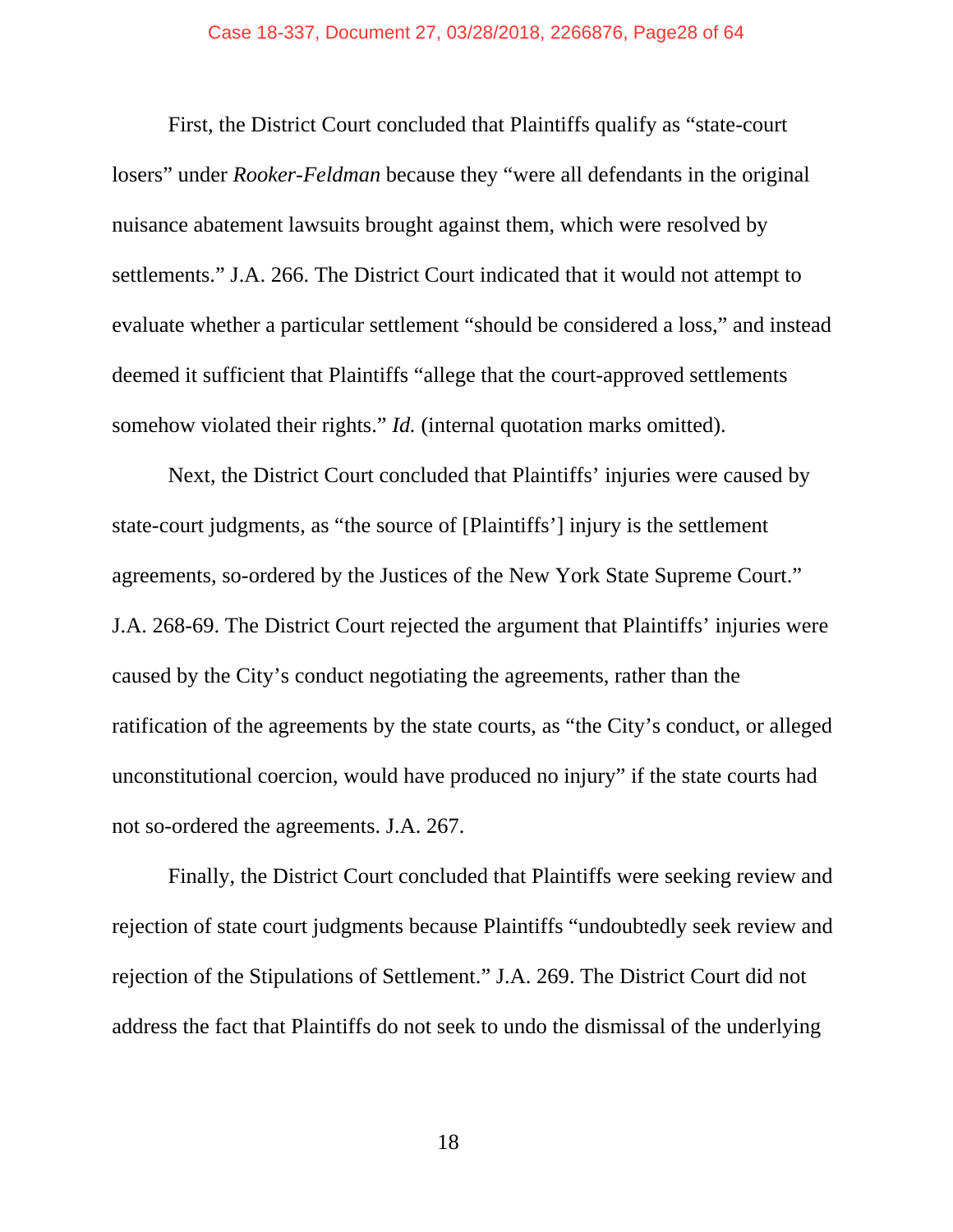First, the District Court concluded that Plaintiffs qualify as "state-court losers" under *Rooker-Feldman* because they "were all defendants in the original nuisance abatement lawsuits brought against them, which were resolved by settlements." J.A. 266. The District Court indicated that it would not attempt to evaluate whether a particular settlement "should be considered a loss," and instead deemed it sufficient that Plaintiffs "allege that the court-approved settlements somehow violated their rights." *Id.* (internal quotation marks omitted).

Next, the District Court concluded that Plaintiffs' injuries were caused by state-court judgments, as "the source of [Plaintiffs'] injury is the settlement agreements, so-ordered by the Justices of the New York State Supreme Court." J.A. 268-69. The District Court rejected the argument that Plaintiffs' injuries were caused by the City's conduct negotiating the agreements, rather than the ratification of the agreements by the state courts, as "the City's conduct, or alleged unconstitutional coercion, would have produced no injury" if the state courts had not so-ordered the agreements. J.A. 267.

Finally, the District Court concluded that Plaintiffs were seeking review and rejection of state court judgments because Plaintiffs "undoubtedly seek review and rejection of the Stipulations of Settlement." J.A. 269. The District Court did not address the fact that Plaintiffs do not seek to undo the dismissal of the underlying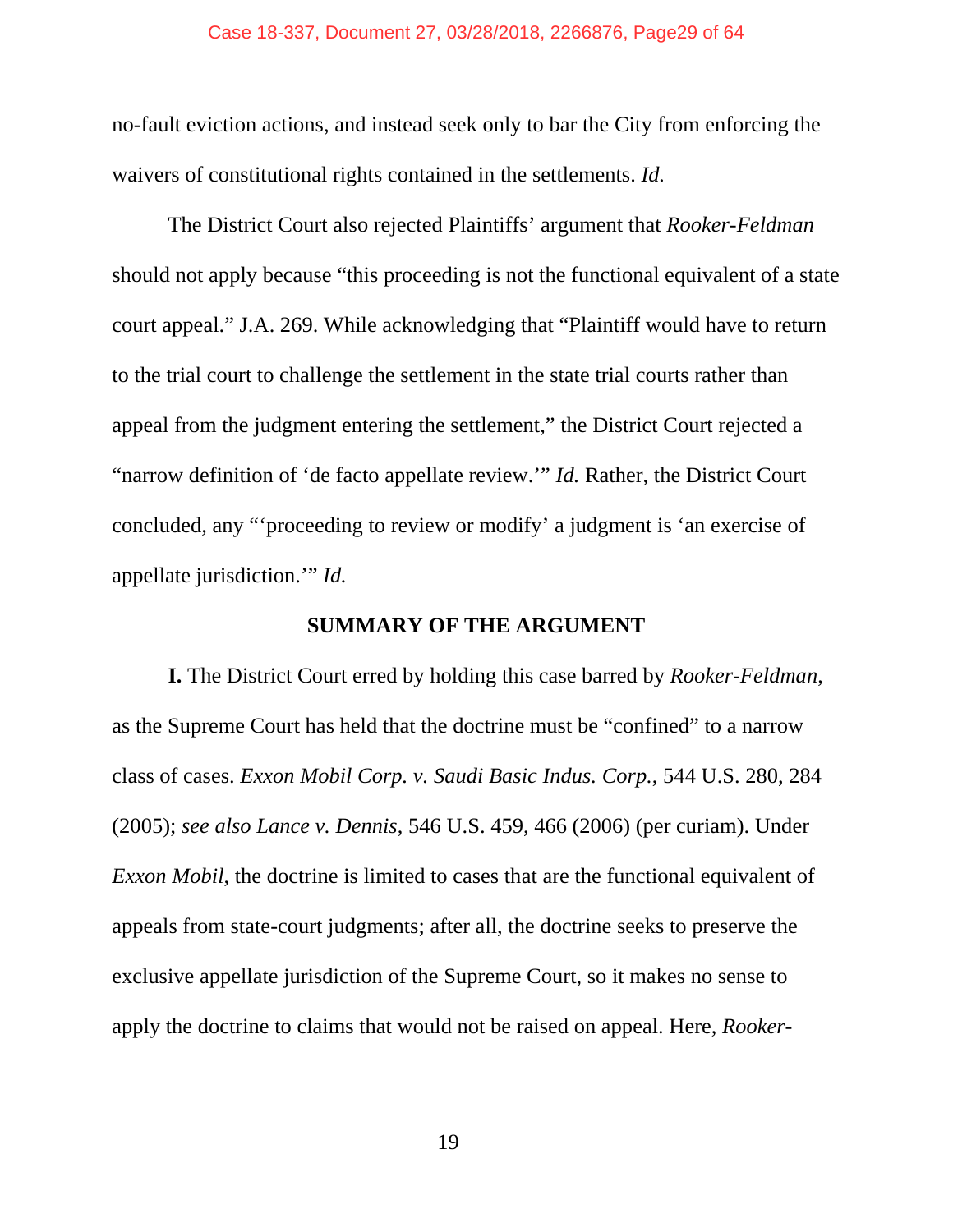no-fault eviction actions, and instead seek only to bar the City from enforcing the waivers of constitutional rights contained in the settlements. *Id*.

The District Court also rejected Plaintiffs' argument that *Rooker-Feldman* should not apply because "this proceeding is not the functional equivalent of a state court appeal." J.A. 269. While acknowledging that "Plaintiff would have to return to the trial court to challenge the settlement in the state trial courts rather than appeal from the judgment entering the settlement," the District Court rejected a "narrow definition of 'de facto appellate review.'" *Id.* Rather, the District Court concluded, any "'proceeding to review or modify' a judgment is 'an exercise of appellate jurisdiction.'" *Id.*

## SUMMARY OF THE ARGUMENT

**I.** The District Court erred by holding this case barred by *Rooker-Feldman*, as the Supreme Court has held that the doctrine must be "confined" to a narrow class of cases. *Exxon Mobil Corp. v. Saudi Basic Indus. Corp.*, 544 U.S. 280, 284 (2005); *see also Lance v. Dennis*, 546 U.S. 459, 466 (2006) (per curiam). Under *Exxon Mobil*, the doctrine is limited to cases that are the functional equivalent of appeals from state-court judgments; after all, the doctrine seeks to preserve the exclusive appellate jurisdiction of the Supreme Court, so it makes no sense to apply the doctrine to claims that would not be raised on appeal. Here, *Rooker-*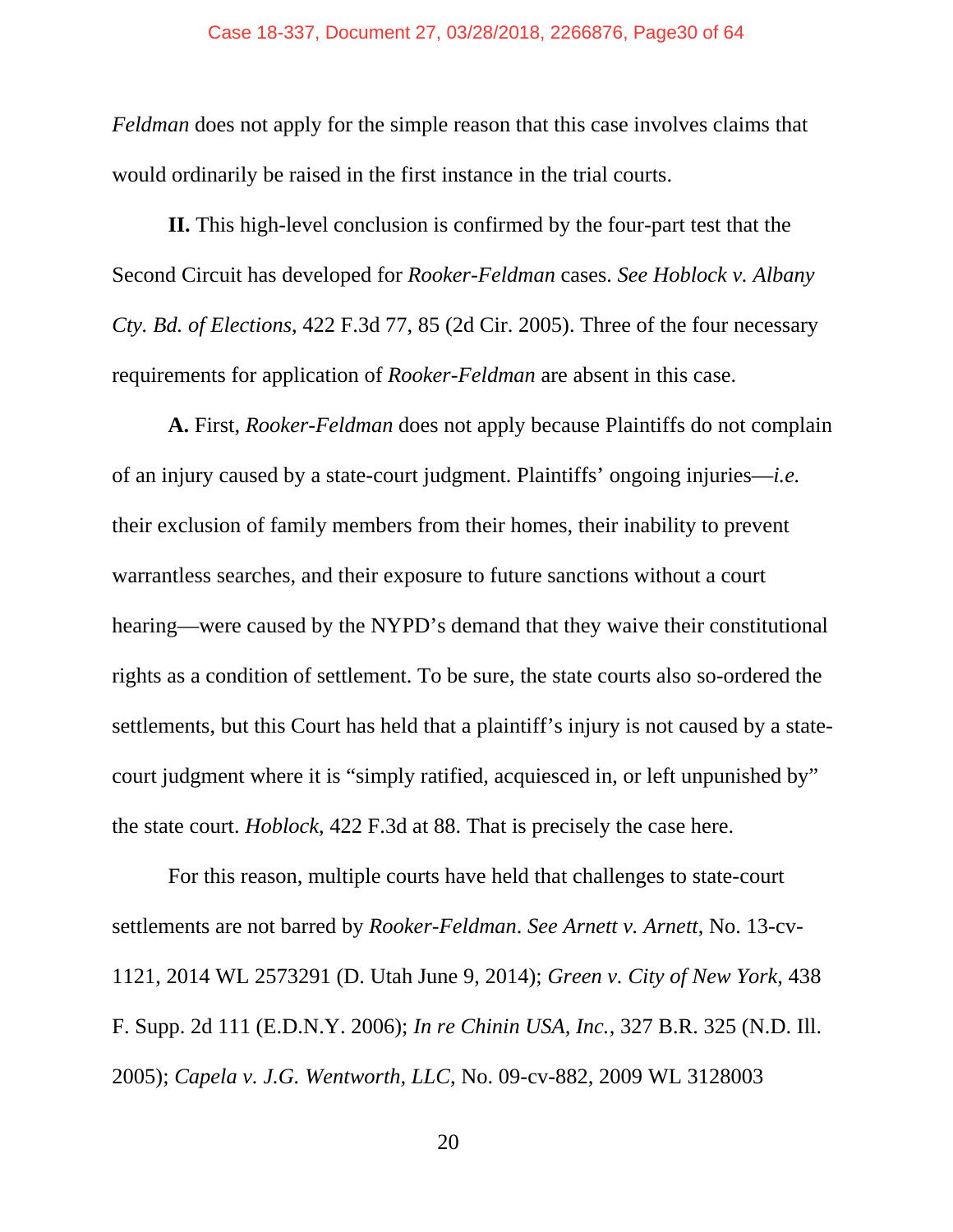*Feldman* does not apply for the simple reason that this case involves claims that would ordinarily be raised in the first instance in the trial courts.

**II.** This high-level conclusion is confirmed by the four-part test that the Second Circuit has developed for *Rooker-Feldman* cases. *See Hoblock v. Albany Cty. Bd. of Elections*, 422 F.3d 77, 85 (2d Cir. 2005). Three of the four necessary requirements for application of *Rooker-Feldman* are absent in this case.

**A.** First, *Rooker-Feldman* does not apply because Plaintiffs do not complain of an injury caused by a state-court judgment. Plaintiffs' ongoing injuries—*i.e.* their exclusion of family members from their homes, their inability to prevent warrantless searches, and their exposure to future sanctions without a court hearing—were caused by the NYPD's demand that they waive their constitutional rights as a condition of settlement. To be sure, the state courts also so-ordered the settlements, but this Court has held that a plaintiff's injury is not caused by a state-court judgment where it is "simply ratified, acquiesced in, or left unpunished by" the state court. *Hoblock*, 422 F.3d at 88. That is precisely the case here.

For this reason, multiple courts have held that challenges to state-court settlements are not barred by *Rooker-Feldman*. *See Arnett v. Arnett*, No. 13-cv-1121, 2014 WL 2573291 (D. Utah June 9, 2014); *Green v. City of New York*, 438 F. Supp. 2d 111 (E.D.N.Y. 2006); *In re Chinin USA, Inc.*, 327 B.R. 325 (N.D. Ill. 2005); *Capela v. J.G. Wentworth, LLC*, No. 09-cv-882, 2009 WL 3128003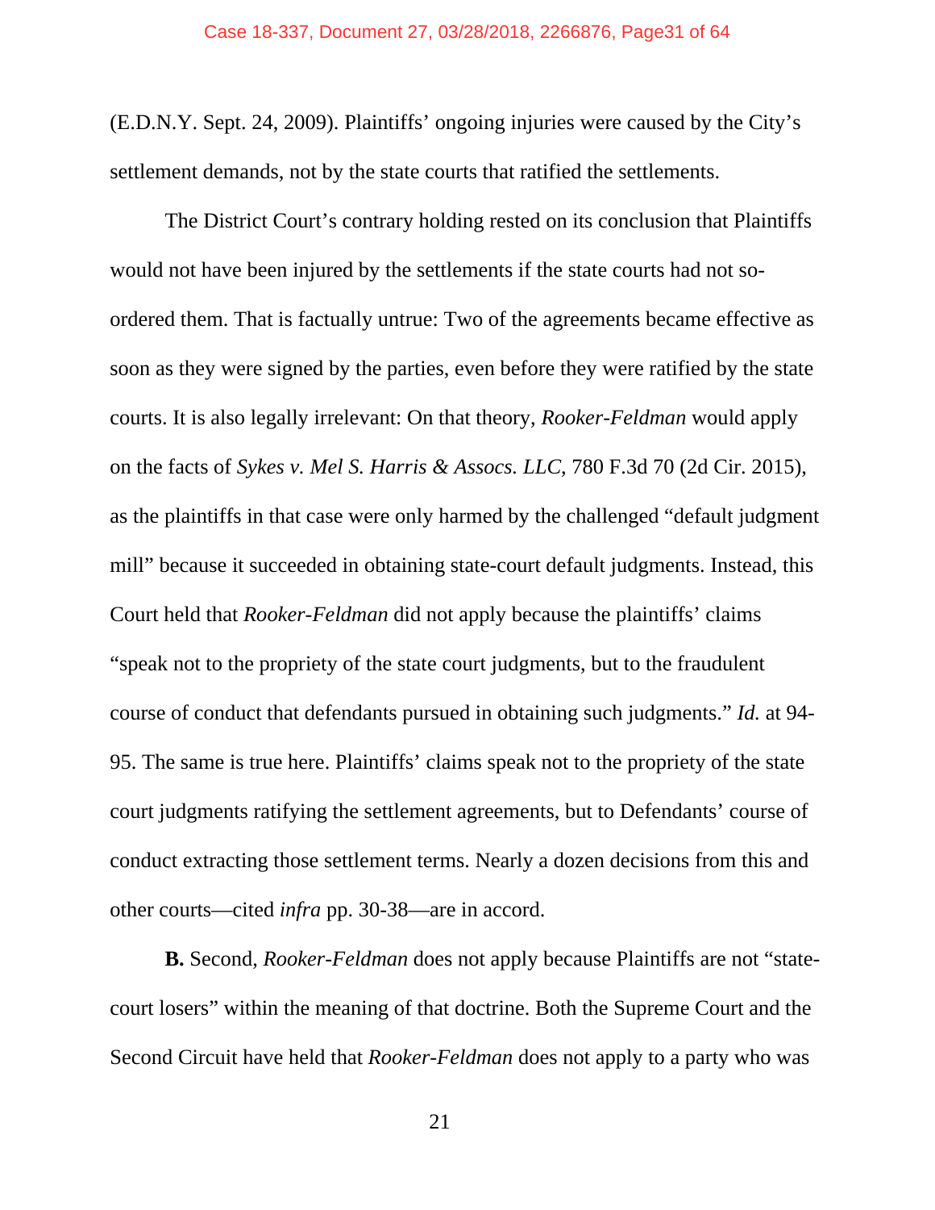(E.D.N.Y. Sept. 24, 2009). Plaintiffs' ongoing injuries were caused by the City's settlement demands, not by the state courts that ratified the settlements.

The District Court's contrary holding rested on its conclusion that Plaintiffs would not have been injured by the settlements if the state courts had not so-ordered them. That is factually untrue: Two of the agreements became effective as soon as they were signed by the parties, even before they were ratified by the state courts. It is also legally irrelevant: On that theory, *Rooker-Feldman* would apply on the facts of *Sykes v. Mel S. Harris & Assocs. LLC*, 780 F.3d 70 (2d Cir. 2015), as the plaintiffs in that case were only harmed by the challenged "default judgment mill" because it succeeded in obtaining state-court default judgments. Instead, this Court held that *Rooker-Feldman* did not apply because the plaintiffs' claims "speak not to the propriety of the state court judgments, but to the fraudulent course of conduct that defendants pursued in obtaining such judgments." *Id.* at 94-95. The same is true here. Plaintiffs' claims speak not to the propriety of the state court judgments ratifying the settlement agreements, but to Defendants' course of conduct extracting those settlement terms. Nearly a dozen decisions from this and other courts—cited *infra* pp. 30-38—are in accord.

**B.** Second, *Rooker-Feldman* does not apply because Plaintiffs are not "state-court losers" within the meaning of that doctrine. Both the Supreme Court and the Second Circuit have held that *Rooker-Feldman* does not apply to a party who was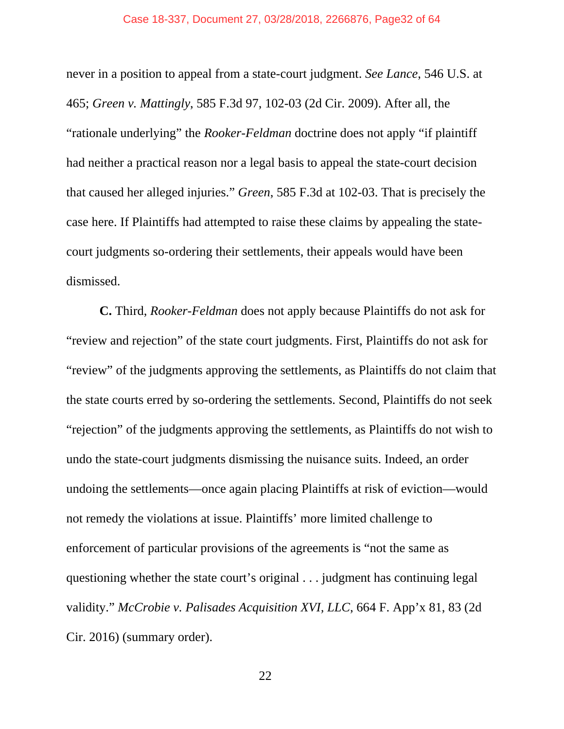never in a position to appeal from a state-court judgment. *See Lance*, 546 U.S. at 465; *Green v. Mattingly*, 585 F.3d 97, 102-03 (2d Cir. 2009). After all, the "rationale underlying" the *Rooker-Feldman* doctrine does not apply "if plaintiff had neither a practical reason nor a legal basis to appeal the state-court decision that caused her alleged injuries." *Green*, 585 F.3d at 102-03. That is precisely the case here. If Plaintiffs had attempted to raise these claims by appealing the state-court judgments so-ordering their settlements, their appeals would have been dismissed.

**C.** Third, *Rooker-Feldman* does not apply because Plaintiffs do not ask for "review and rejection" of the state court judgments. First, Plaintiffs do not ask for "review" of the judgments approving the settlements, as Plaintiffs do not claim that the state courts erred by so-ordering the settlements. Second, Plaintiffs do not seek "rejection" of the judgments approving the settlements, as Plaintiffs do not wish to undo the state-court judgments dismissing the nuisance suits. Indeed, an order undoing the settlements—once again placing Plaintiffs at risk of eviction—would not remedy the violations at issue. Plaintiffs' more limited challenge to enforcement of particular provisions of the agreements is "not the same as questioning whether the state court's original . . . judgment has continuing legal validity." *McCrobie v. Palisades Acquisition XVI, LLC*, 664 F. App'x 81, 83 (2d Cir. 2016) (summary order).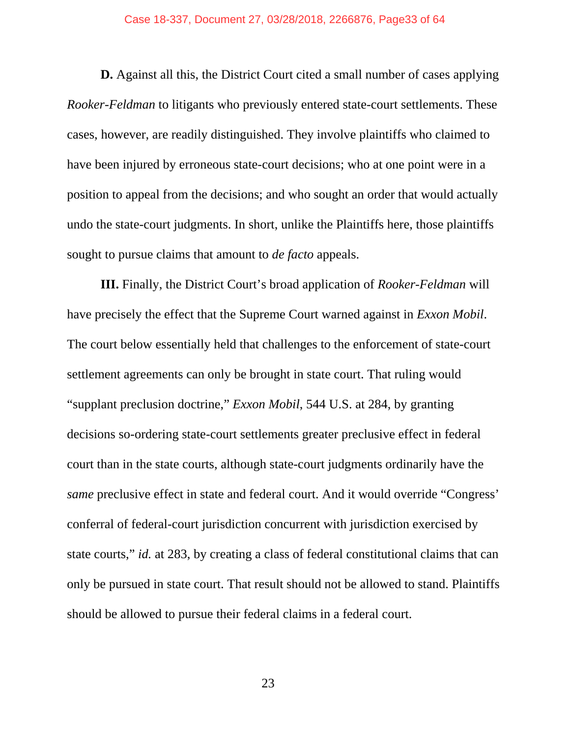**D.** Against all this, the District Court cited a small number of cases applying *Rooker-Feldman* to litigants who previously entered state-court settlements. These cases, however, are readily distinguished. They involve plaintiffs who claimed to have been injured by erroneous state-court decisions; who at one point were in a position to appeal from the decisions; and who sought an order that would actually undo the state-court judgments. In short, unlike the Plaintiffs here, those plaintiffs sought to pursue claims that amount to *de facto* appeals.

**III.** Finally, the District Court's broad application of *Rooker-Feldman* will have precisely the effect that the Supreme Court warned against in *Exxon Mobil*. The court below essentially held that challenges to the enforcement of state-court settlement agreements can only be brought in state court. That ruling would "supplant preclusion doctrine," *Exxon Mobil*, 544 U.S. at 284, by granting decisions so-ordering state-court settlements greater preclusive effect in federal court than in the state courts, although state-court judgments ordinarily have the *same* preclusive effect in state and federal court. And it would override "Congress' conferral of federal-court jurisdiction concurrent with jurisdiction exercised by state courts," *id.* at 283, by creating a class of federal constitutional claims that can only be pursued in state court. That result should not be allowed to stand. Plaintiffs should be allowed to pursue their federal claims in a federal court.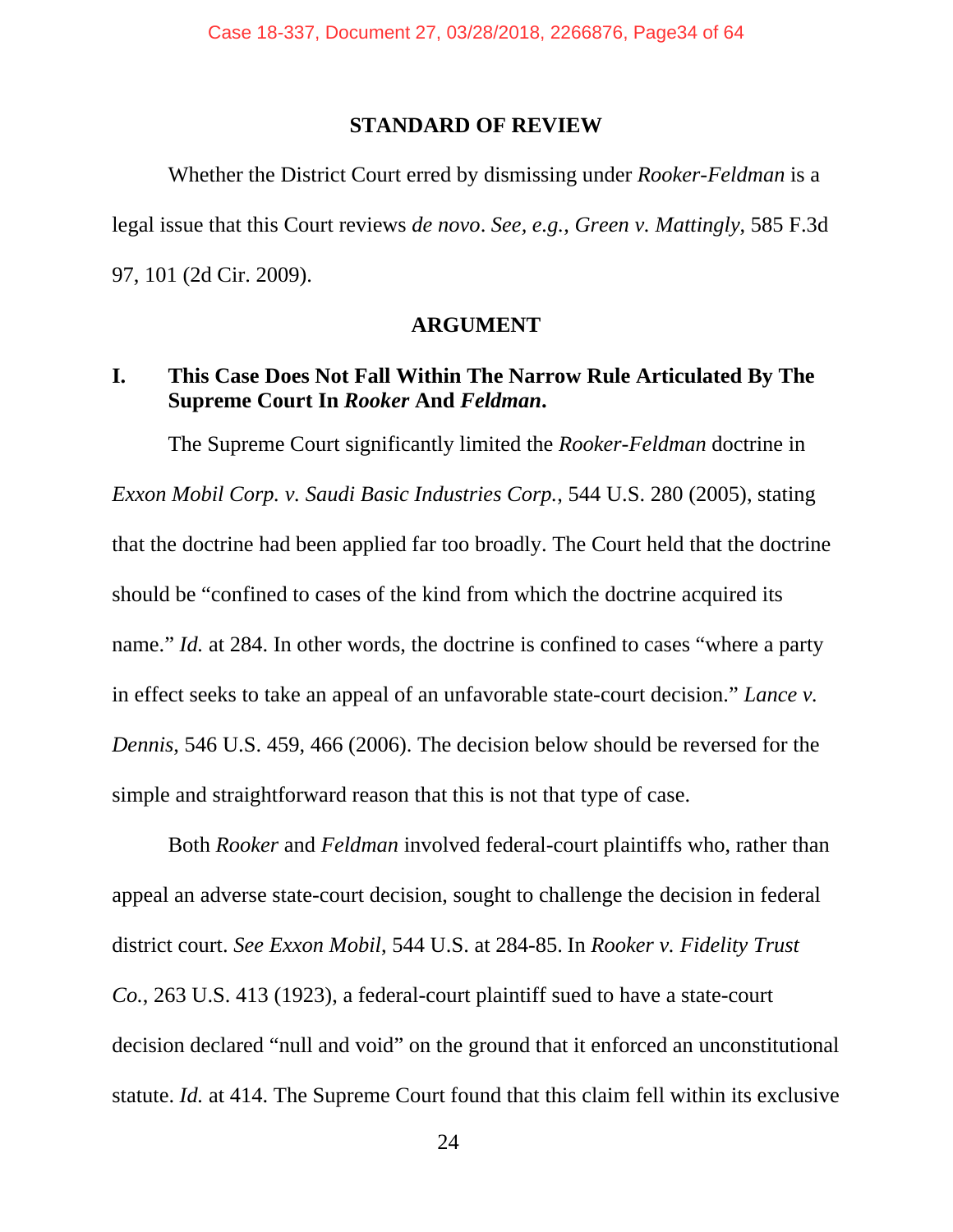## STANDARD OF REVIEW

Whether the District Court erred by dismissing under *Rooker-Feldman* is a legal issue that this Court reviews *de novo*. *See, e.g.*, *Green v. Mattingly*, 585 F.3d 97, 101 (2d Cir. 2009).

## ARGUMENT

### I. This Case Does Not Fall Within The Narrow Rule Articulated By The Supreme Court In *Rooker* And *Feldman*.

The Supreme Court significantly limited the *Rooker-Feldman* doctrine in *Exxon Mobil Corp. v. Saudi Basic Industries Corp.*, 544 U.S. 280 (2005), stating that the doctrine had been applied far too broadly. The Court held that the doctrine should be "confined to cases of the kind from which the doctrine acquired its name." *Id.* at 284. In other words, the doctrine is confined to cases "where a party in effect seeks to take an appeal of an unfavorable state-court decision." *Lance v. Dennis*, 546 U.S. 459, 466 (2006). The decision below should be reversed for the simple and straightforward reason that this is not that type of case.

Both *Rooker* and *Feldman* involved federal-court plaintiffs who, rather than appeal an adverse state-court decision, sought to challenge the decision in federal district court. *See Exxon Mobil*, 544 U.S. at 284-85. In *Rooker v. Fidelity Trust Co.*, 263 U.S. 413 (1923), a federal-court plaintiff sued to have a state-court decision declared "null and void" on the ground that it enforced an unconstitutional statute. *Id.* at 414. The Supreme Court found that this claim fell within its exclusive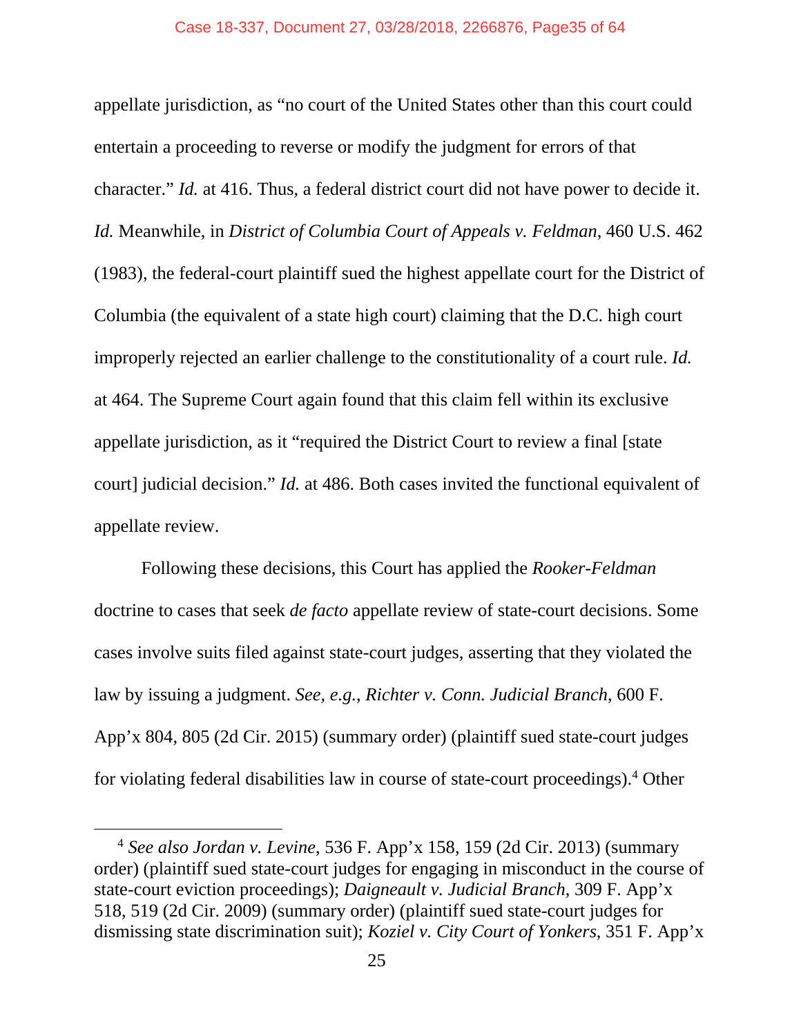appellate jurisdiction, as "no court of the United States other than this court could entertain a proceeding to reverse or modify the judgment for errors of that character." *Id.* at 416. Thus, a federal district court did not have power to decide it. *Id.* Meanwhile, in *District of Columbia Court of Appeals v. Feldman*, 460 U.S. 462 (1983), the federal-court plaintiff sued the highest appellate court for the District of Columbia (the equivalent of a state high court) claiming that the D.C. high court improperly rejected an earlier challenge to the constitutionality of a court rule. *Id.* at 464. The Supreme Court again found that this claim fell within its exclusive appellate jurisdiction, as it "required the District Court to review a final [state court] judicial decision." *Id.* at 486. Both cases invited the functional equivalent of appellate review.

Following these decisions, this Court has applied the *Rooker-Feldman* doctrine to cases that seek *de facto* appellate review of state-court decisions. Some cases involve suits filed against state-court judges, asserting that they violated the law by issuing a judgment. *See, e.g.*, *Richter v. Conn. Judicial Branch*, 600 F. App'x 804, 805 (2d Cir. 2015) (summary order) (plaintiff sued state-court judges for violating federal disabilities law in course of state-court proceedings).[4] Other

[4] *See also Jordan v. Levine*, 536 F. App'x 158, 159 (2d Cir. 2013) (summary order) (plaintiff sued state-court judges for engaging in misconduct in the course of state-court eviction proceedings); *Daigneault v. Judicial Branch*, 309 F. App'x 518, 519 (2d Cir. 2009) (summary order) (plaintiff sued state-court judges for dismissing state discrimination suit); *Koziel v. City Court of Yonkers*, 351 F. App'x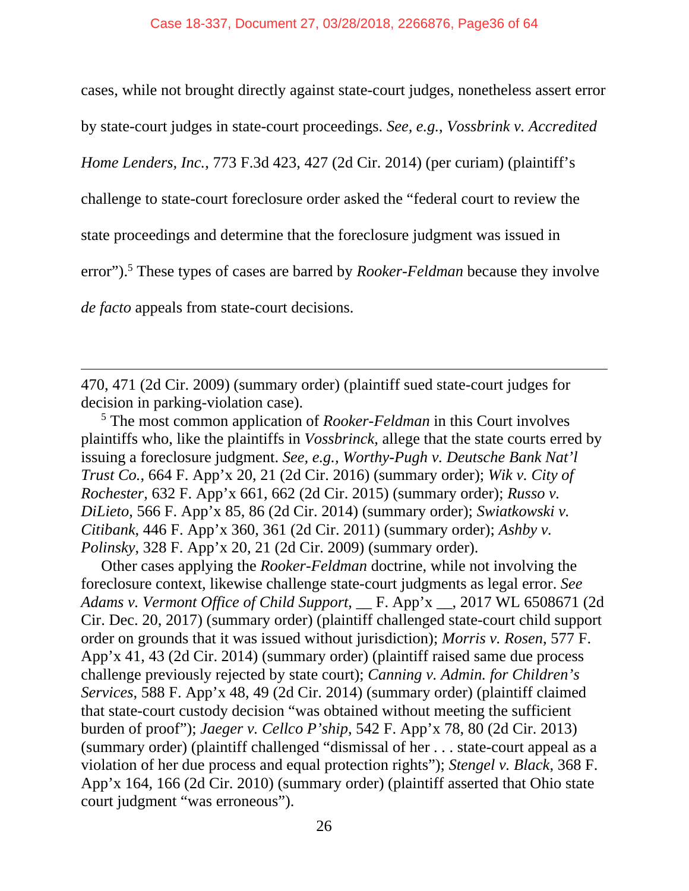cases, while not brought directly against state-court judges, nonetheless assert error by state-court judges in state-court proceedings. *See, e.g.*, *Vossbrink v. Accredited Home Lenders, Inc.*, 773 F.3d 423, 427 (2d Cir. 2014) (per curiam) (plaintiff's challenge to state-court foreclosure order asked the "federal court to review the state proceedings and determine that the foreclosure judgment was issued in error").[5] These types of cases are barred by *Rooker-Feldman* because they involve *de facto* appeals from state-court decisions.

---

470, 471 (2d Cir. 2009) (summary order) (plaintiff sued state-court judges for decision in parking-violation case).

[5] The most common application of *Rooker-Feldman* in this Court involves plaintiffs who, like the plaintiffs in *Vossbrinck*, allege that the state courts erred by issuing a foreclosure judgment. *See, e.g.*, *Worthy-Pugh v. Deutsche Bank Nat'l Trust Co.*, 664 F. App'x 20, 21 (2d Cir. 2016) (summary order); *Wik v. City of Rochester*, 632 F. App'x 661, 662 (2d Cir. 2015) (summary order); *Russo v. DiLieto*, 566 F. App'x 85, 86 (2d Cir. 2014) (summary order); *Swiatkowski v. Citibank*, 446 F. App'x 360, 361 (2d Cir. 2011) (summary order); *Ashby v. Polinsky*, 328 F. App'x 20, 21 (2d Cir. 2009) (summary order).

Other cases applying the *Rooker-Feldman* doctrine, while not involving the foreclosure context, likewise challenge state-court judgments as legal error. *See Adams v. Vermont Office of Child Support*, __ F. App'x __, 2017 WL 6508671 (2d Cir. Dec. 20, 2017) (summary order) (plaintiff challenged state-court child support order on grounds that it was issued without jurisdiction); *Morris v. Rosen*, 577 F. App'x 41, 43 (2d Cir. 2014) (summary order) (plaintiff raised same due process challenge previously rejected by state court); *Canning v. Admin. for Children's Services*, 588 F. App'x 48, 49 (2d Cir. 2014) (summary order) (plaintiff claimed that state-court custody decision "was obtained without meeting the sufficient burden of proof"); *Jaeger v. Cellco P'ship*, 542 F. App'x 78, 80 (2d Cir. 2013) (summary order) (plaintiff challenged "dismissal of her . . . state-court appeal as a violation of her due process and equal protection rights"); *Stengel v. Black*, 368 F. App'x 164, 166 (2d Cir. 2010) (summary order) (plaintiff asserted that Ohio state court judgment "was erroneous").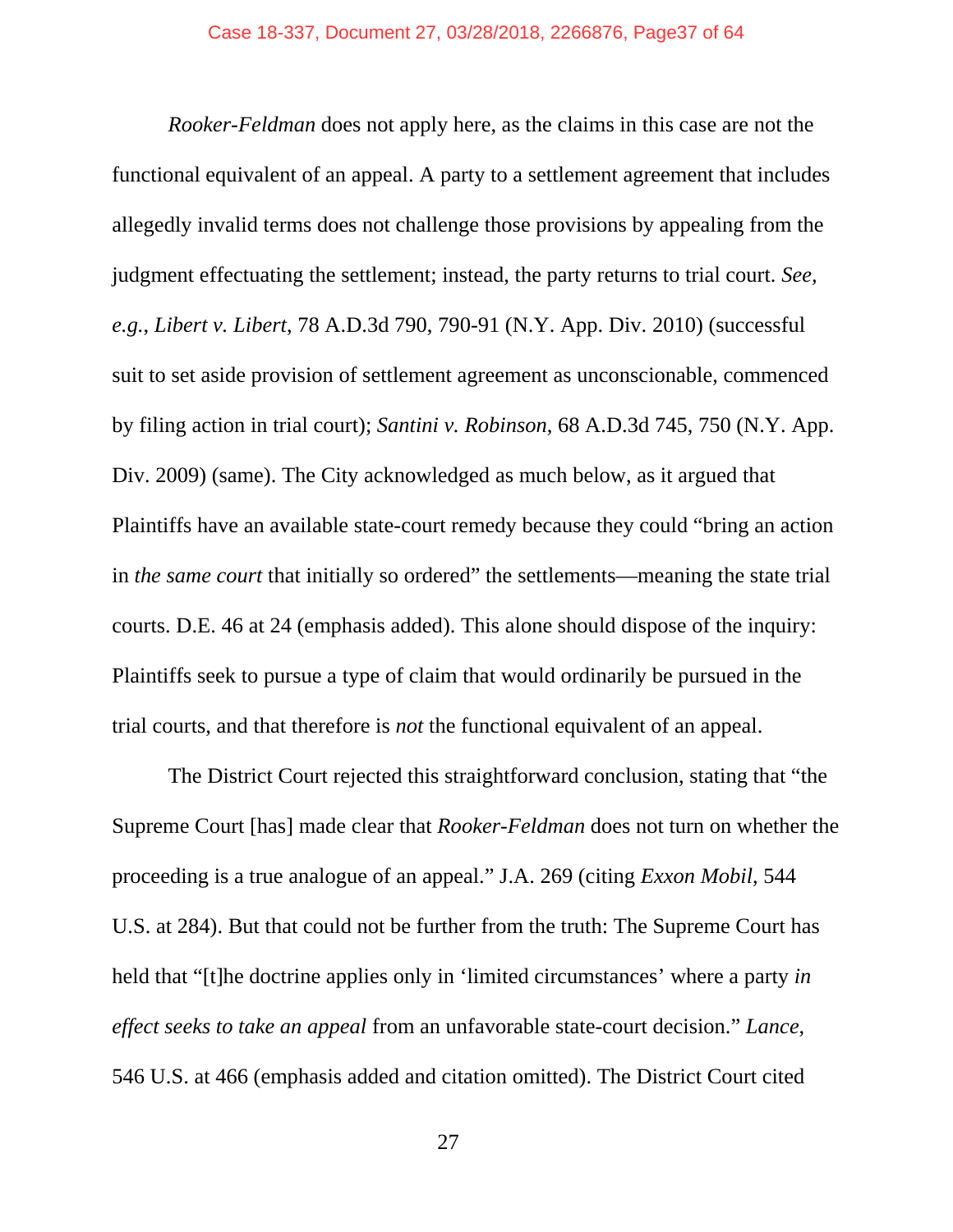*Rooker-Feldman* does not apply here, as the claims in this case are not the functional equivalent of an appeal. A party to a settlement agreement that includes allegedly invalid terms does not challenge those provisions by appealing from the judgment effectuating the settlement; instead, the party returns to trial court. *See, e.g.*, *Libert v. Libert*, 78 A.D.3d 790, 790-91 (N.Y. App. Div. 2010) (successful suit to set aside provision of settlement agreement as unconscionable, commenced by filing action in trial court); *Santini v. Robinson*, 68 A.D.3d 745, 750 (N.Y. App. Div. 2009) (same). The City acknowledged as much below, as it argued that Plaintiffs have an available state-court remedy because they could "bring an action in *the same court* that initially so ordered" the settlements—meaning the state trial courts. D.E. 46 at 24 (emphasis added). This alone should dispose of the inquiry: Plaintiffs seek to pursue a type of claim that would ordinarily be pursued in the trial courts, and that therefore is *not* the functional equivalent of an appeal.

The District Court rejected this straightforward conclusion, stating that "the Supreme Court [has] made clear that *Rooker-Feldman* does not turn on whether the proceeding is a true analogue of an appeal." J.A. 269 (citing *Exxon Mobil*, 544 U.S. at 284). But that could not be further from the truth: The Supreme Court has held that "[t]he doctrine applies only in 'limited circumstances' where a party *in effect seeks to take an appeal* from an unfavorable state-court decision." *Lance*, 546 U.S. at 466 (emphasis added and citation omitted). The District Court cited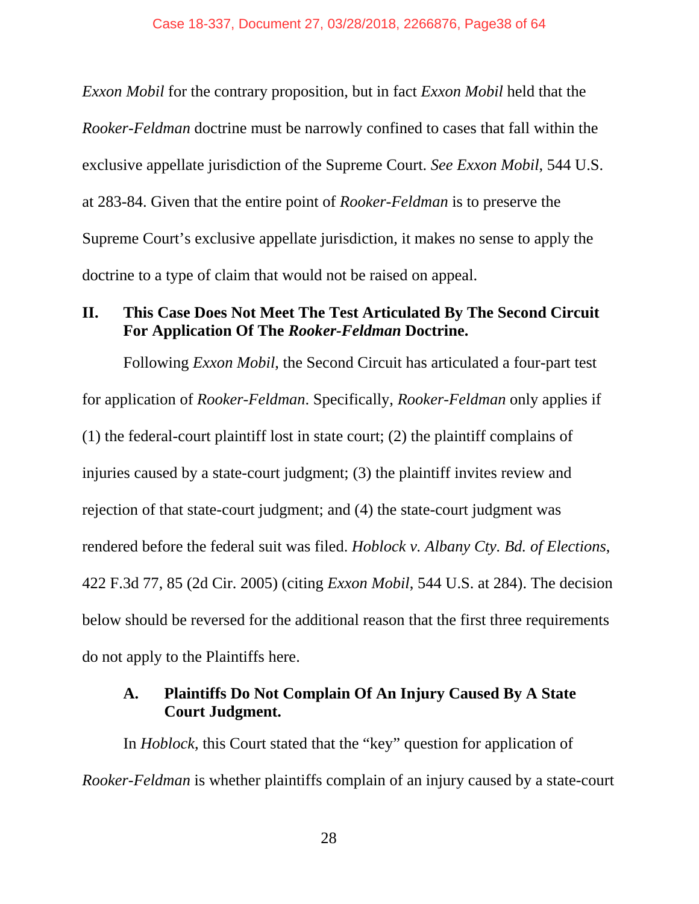*Exxon Mobil* for the contrary proposition, but in fact *Exxon Mobil* held that the *Rooker-Feldman* doctrine must be narrowly confined to cases that fall within the exclusive appellate jurisdiction of the Supreme Court. *See Exxon Mobil*, 544 U.S. at 283-84. Given that the entire point of *Rooker-Feldman* is to preserve the Supreme Court's exclusive appellate jurisdiction, it makes no sense to apply the doctrine to a type of claim that would not be raised on appeal.

## II. This Case Does Not Meet The Test Articulated By The Second Circuit For Application Of The *Rooker-Feldman* Doctrine.

Following *Exxon Mobil*, the Second Circuit has articulated a four-part test for application of *Rooker-Feldman*. Specifically, *Rooker-Feldman* only applies if (1) the federal-court plaintiff lost in state court; (2) the plaintiff complains of injuries caused by a state-court judgment; (3) the plaintiff invites review and rejection of that state-court judgment; and (4) the state-court judgment was rendered before the federal suit was filed. *Hoblock v. Albany Cty. Bd. of Elections*, 422 F.3d 77, 85 (2d Cir. 2005) (citing *Exxon Mobil*, 544 U.S. at 284). The decision below should be reversed for the additional reason that the first three requirements do not apply to the Plaintiffs here.

### A. Plaintiffs Do Not Complain Of An Injury Caused By A State Court Judgment.

In *Hoblock*, this Court stated that the "key" question for application of *Rooker-Feldman* is whether plaintiffs complain of an injury caused by a state-court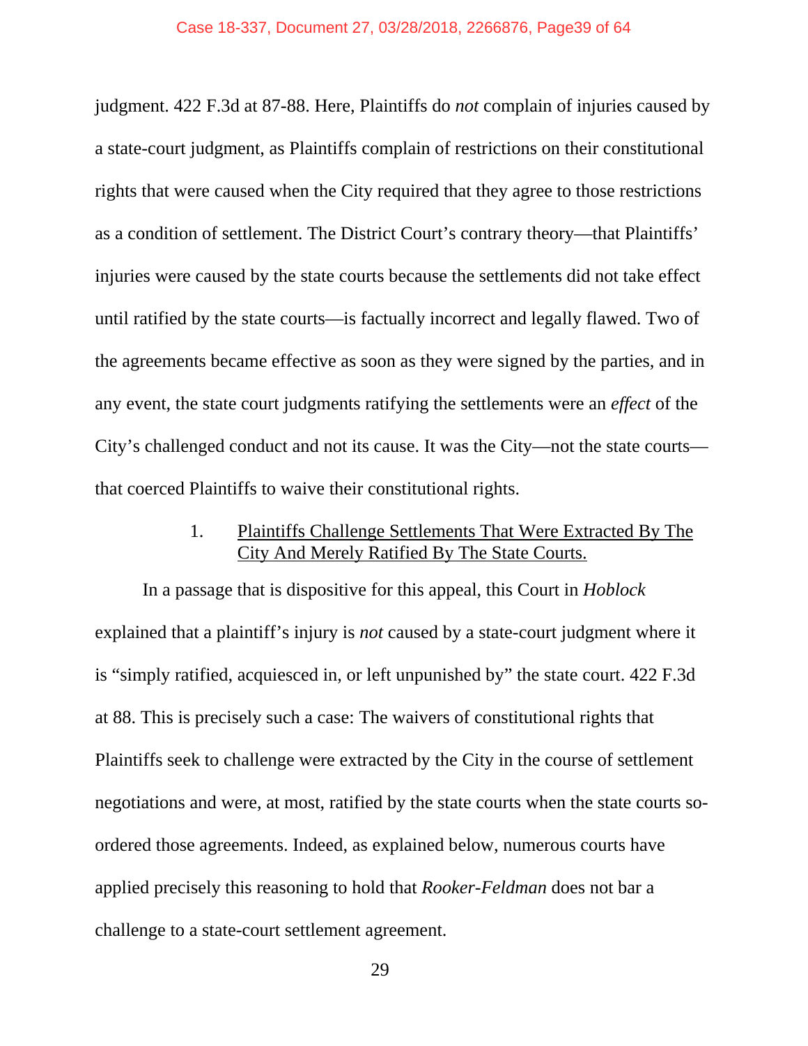judgment. 422 F.3d at 87-88. Here, Plaintiffs do *not* complain of injuries caused by a state-court judgment, as Plaintiffs complain of restrictions on their constitutional rights that were caused when the City required that they agree to those restrictions as a condition of settlement. The District Court's contrary theory—that Plaintiffs' injuries were caused by the state courts because the settlements did not take effect until ratified by the state courts—is factually incorrect and legally flawed. Two of the agreements became effective as soon as they were signed by the parties, and in any event, the state court judgments ratifying the settlements were an *effect* of the City's challenged conduct and not its cause. It was the City—not the state courts—that coerced Plaintiffs to waive their constitutional rights.

### 1. Plaintiffs Challenge Settlements That Were Extracted By The City And Merely Ratified By The State Courts.

In a passage that is dispositive for this appeal, this Court in *Hoblock* explained that a plaintiff's injury is *not* caused by a state-court judgment where it is "simply ratified, acquiesced in, or left unpunished by" the state court. 422 F.3d at 88. This is precisely such a case: The waivers of constitutional rights that Plaintiffs seek to challenge were extracted by the City in the course of settlement negotiations and were, at most, ratified by the state courts when the state courts so-ordered those agreements. Indeed, as explained below, numerous courts have applied precisely this reasoning to hold that *Rooker-Feldman* does not bar a challenge to a state-court settlement agreement.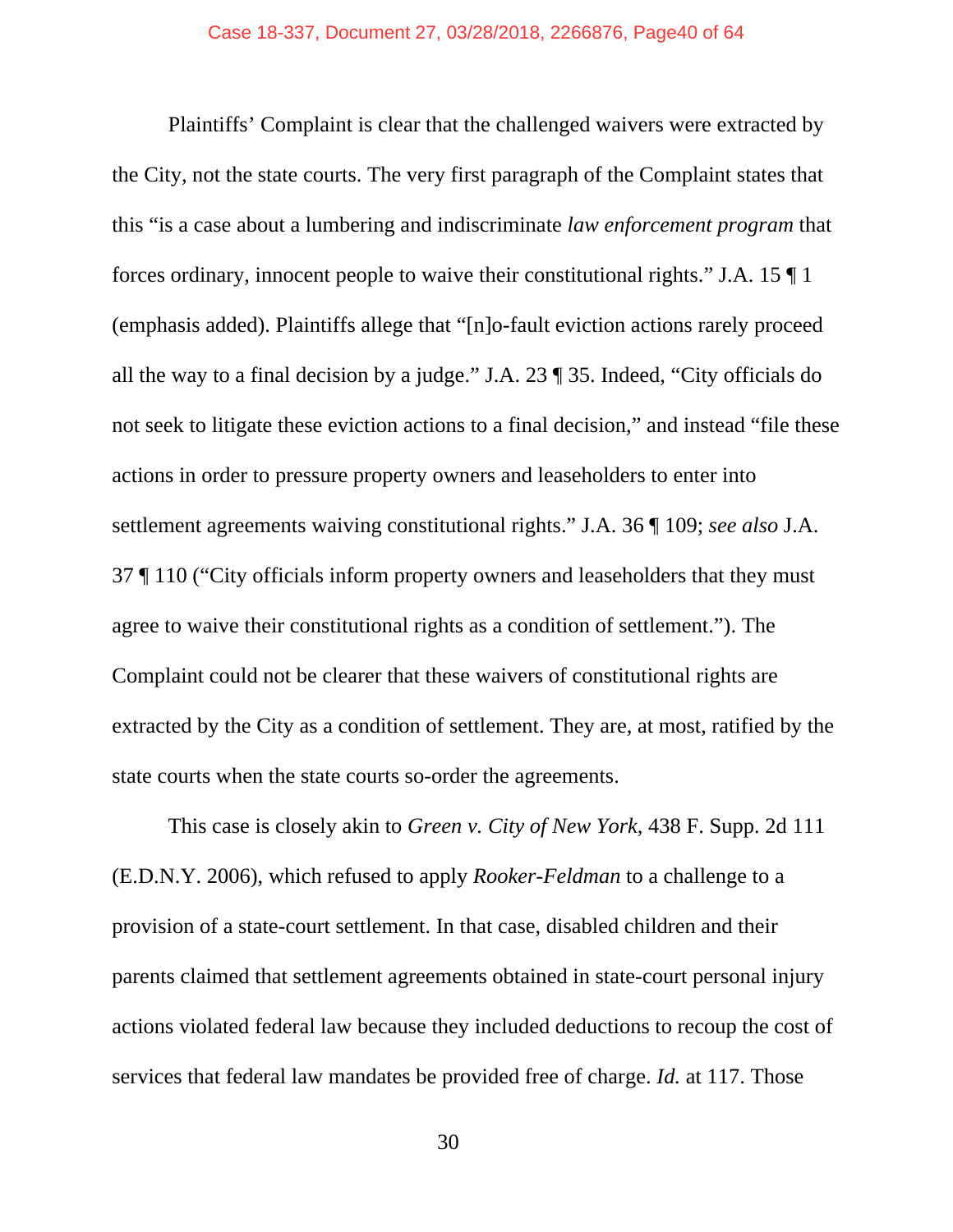Plaintiffs' Complaint is clear that the challenged waivers were extracted by the City, not the state courts. The very first paragraph of the Complaint states that this "is a case about a lumbering and indiscriminate *law enforcement program* that forces ordinary, innocent people to waive their constitutional rights." J.A. 15 ¶ 1 (emphasis added). Plaintiffs allege that "[n]o-fault eviction actions rarely proceed all the way to a final decision by a judge." J.A. 23 ¶ 35. Indeed, "City officials do not seek to litigate these eviction actions to a final decision," and instead "file these actions in order to pressure property owners and leaseholders to enter into settlement agreements waiving constitutional rights." J.A. 36 ¶ 109; *see also* J.A. 37 ¶ 110 ("City officials inform property owners and leaseholders that they must agree to waive their constitutional rights as a condition of settlement."). The Complaint could not be clearer that these waivers of constitutional rights are extracted by the City as a condition of settlement. They are, at most, ratified by the state courts when the state courts so-order the agreements.

This case is closely akin to *Green v. City of New York*, 438 F. Supp. 2d 111 (E.D.N.Y. 2006), which refused to apply *Rooker-Feldman* to a challenge to a provision of a state-court settlement. In that case, disabled children and their parents claimed that settlement agreements obtained in state-court personal injury actions violated federal law because they included deductions to recoup the cost of services that federal law mandates be provided free of charge. *Id.* at 117. Those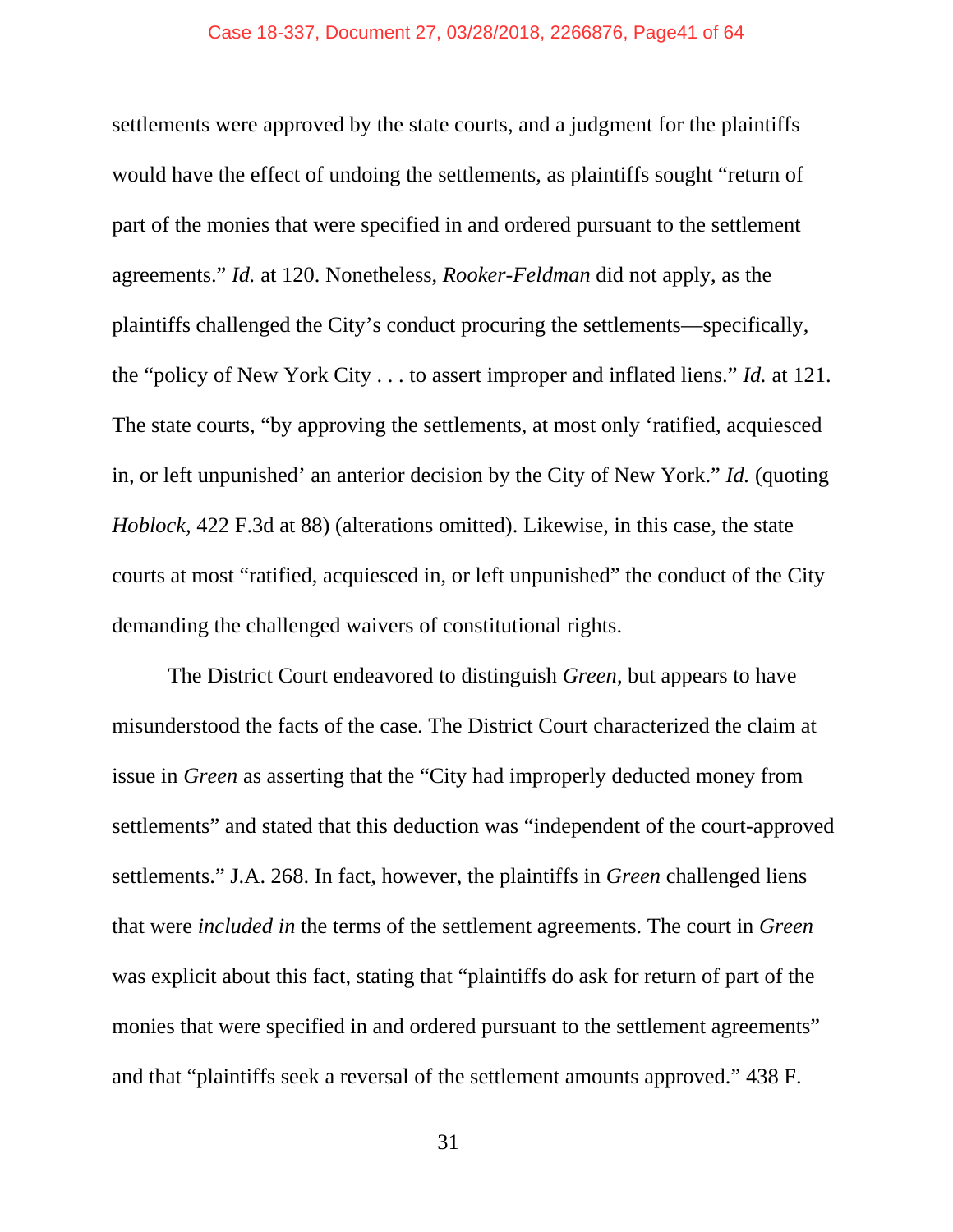settlements were approved by the state courts, and a judgment for the plaintiffs would have the effect of undoing the settlements, as plaintiffs sought "return of part of the monies that were specified in and ordered pursuant to the settlement agreements." *Id.* at 120. Nonetheless, *Rooker-Feldman* did not apply, as the plaintiffs challenged the City's conduct procuring the settlements—specifically, the "policy of New York City . . . to assert improper and inflated liens." *Id.* at 121. The state courts, "by approving the settlements, at most only 'ratified, acquiesced in, or left unpunished' an anterior decision by the City of New York." *Id.* (quoting *Hoblock*, 422 F.3d at 88) (alterations omitted). Likewise, in this case, the state courts at most "ratified, acquiesced in, or left unpunished" the conduct of the City demanding the challenged waivers of constitutional rights.

The District Court endeavored to distinguish *Green*, but appears to have misunderstood the facts of the case. The District Court characterized the claim at issue in *Green* as asserting that the "City had improperly deducted money from settlements" and stated that this deduction was "independent of the court-approved settlements." J.A. 268. In fact, however, the plaintiffs in *Green* challenged liens that were *included in* the terms of the settlement agreements. The court in *Green* was explicit about this fact, stating that "plaintiffs do ask for return of part of the monies that were specified in and ordered pursuant to the settlement agreements" and that "plaintiffs seek a reversal of the settlement amounts approved." 438 F.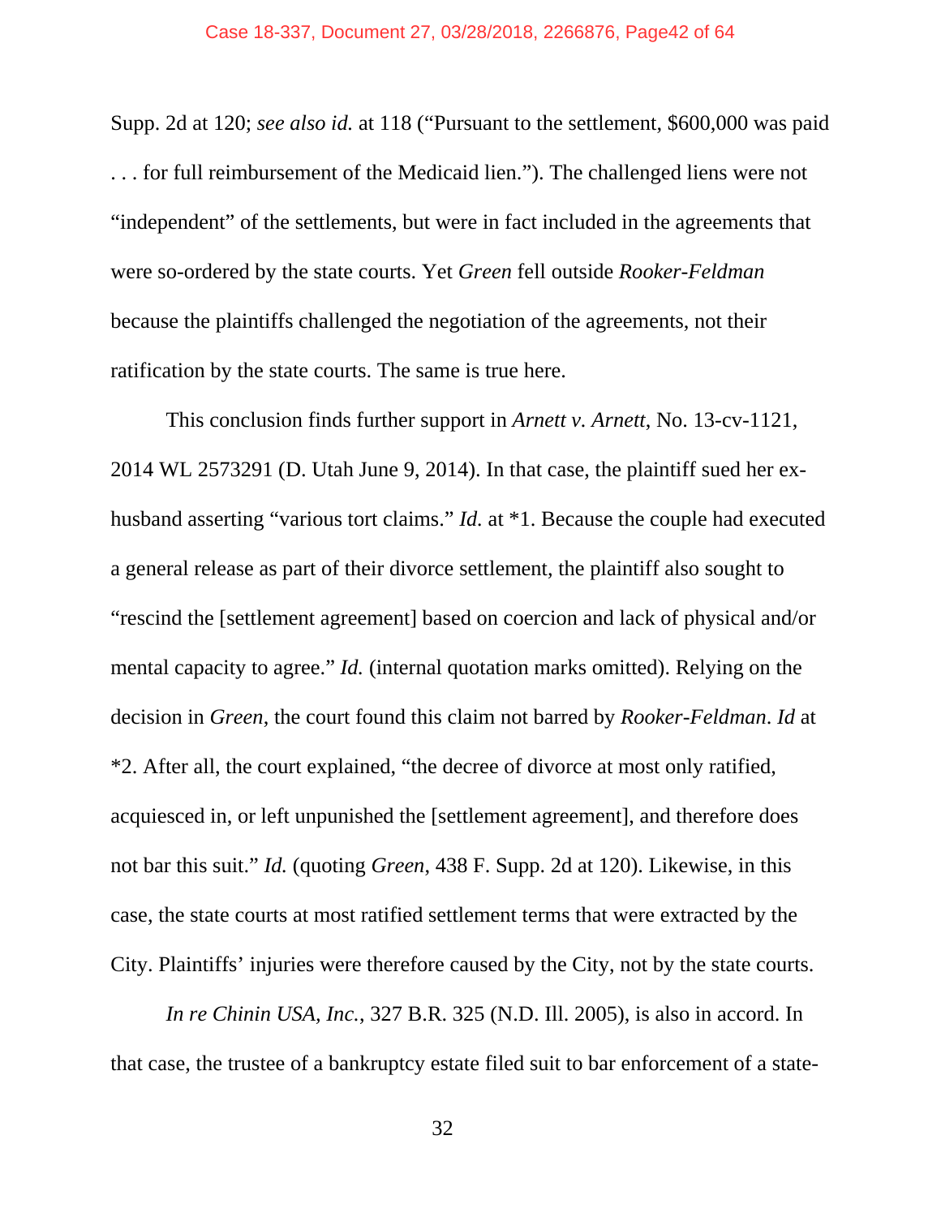Supp. 2d at 120; *see also id.* at 118 ("Pursuant to the settlement, $600,000 was paid . . . for full reimbursement of the Medicaid lien."). The challenged liens were not "independent" of the settlements, but were in fact included in the agreements that were so-ordered by the state courts. Yet *Green* fell outside *Rooker-Feldman* because the plaintiffs challenged the negotiation of the agreements, not their ratification by the state courts. The same is true here.

This conclusion finds further support in *Arnett v. Arnett*, No. 13-cv-1121, 2014 WL 2573291 (D. Utah June 9, 2014). In that case, the plaintiff sued her ex-husband asserting "various tort claims." *Id.* at *1. Because the couple had executed a general release as part of their divorce settlement, the plaintiff also sought to "rescind the [settlement agreement] based on coercion and lack of physical and/or mental capacity to agree." *Id.* (internal quotation marks omitted). Relying on the decision in *Green*, the court found this claim not barred by *Rooker-Feldman*. *Id* at *2. After all, the court explained, "the decree of divorce at most only ratified, acquiesced in, or left unpunished the [settlement agreement], and therefore does not bar this suit." *Id.* (quoting *Green*, 438 F. Supp. 2d at 120). Likewise, in this case, the state courts at most ratified settlement terms that were extracted by the City. Plaintiffs' injuries were therefore caused by the City, not by the state courts.

*In re Chinin USA, Inc.*, 327 B.R. 325 (N.D. Ill. 2005), is also in accord. In that case, the trustee of a bankruptcy estate filed suit to bar enforcement of a state-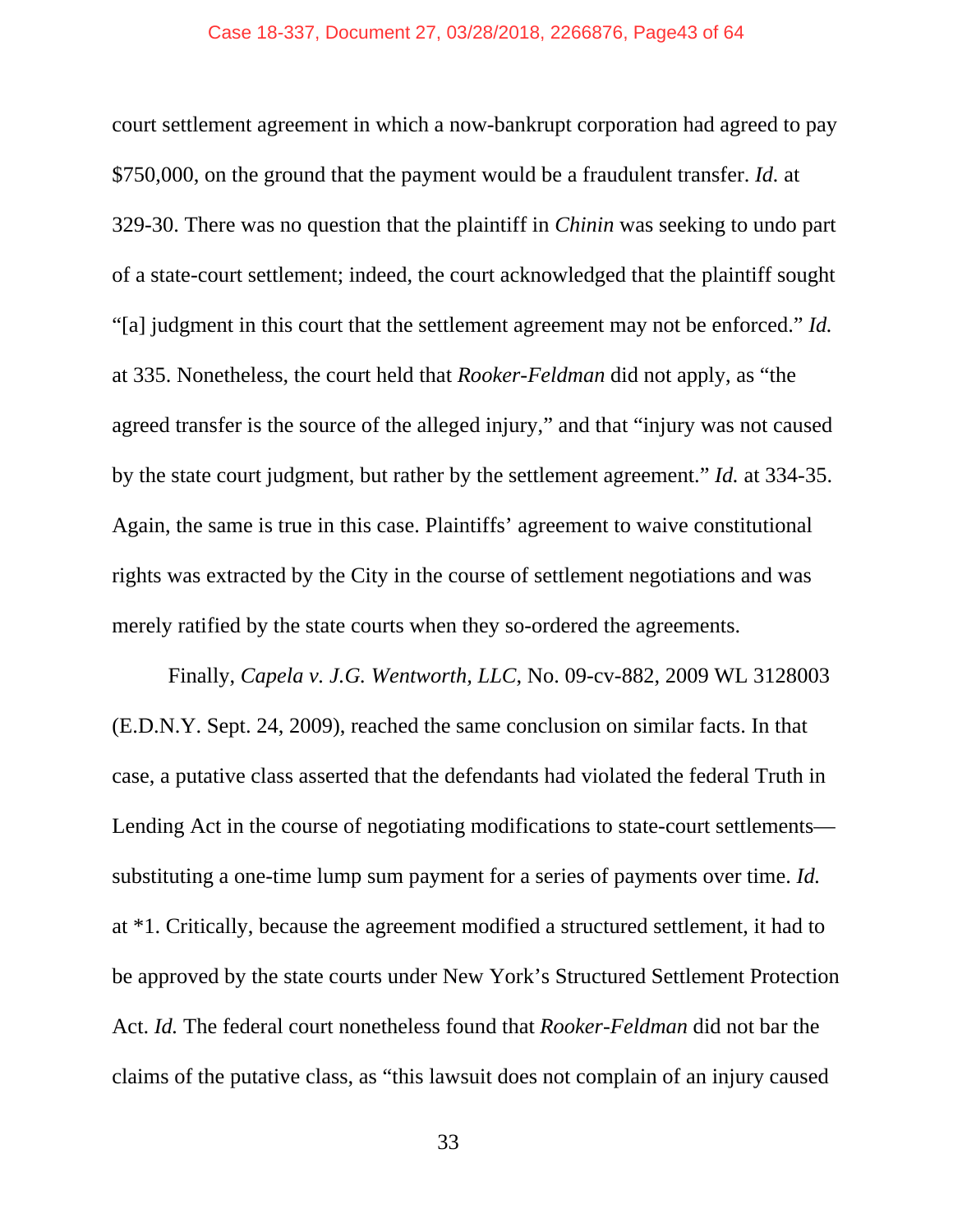court settlement agreement in which a now-bankrupt corporation had agreed to pay $750,000, on the ground that the payment would be a fraudulent transfer. *Id.* at 329-30. There was no question that the plaintiff in *Chinin* was seeking to undo part of a state-court settlement; indeed, the court acknowledged that the plaintiff sought "[a] judgment in this court that the settlement agreement may not be enforced." *Id.* at 335. Nonetheless, the court held that *Rooker-Feldman* did not apply, as "the agreed transfer is the source of the alleged injury," and that "injury was not caused by the state court judgment, but rather by the settlement agreement." *Id.* at 334-35. Again, the same is true in this case. Plaintiffs' agreement to waive constitutional rights was extracted by the City in the course of settlement negotiations and was merely ratified by the state courts when they so-ordered the agreements.

Finally, *Capela v. J.G. Wentworth, LLC*, No. 09-cv-882, 2009 WL 3128003 (E.D.N.Y. Sept. 24, 2009), reached the same conclusion on similar facts. In that case, a putative class asserted that the defendants had violated the federal Truth in Lending Act in the course of negotiating modifications to state-court settlements—substituting a one-time lump sum payment for a series of payments over time. *Id.* at *1. Critically, because the agreement modified a structured settlement, it had to be approved by the state courts under New York's Structured Settlement Protection Act. *Id.* The federal court nonetheless found that *Rooker-Feldman* did not bar the claims of the putative class, as "this lawsuit does not complain of an injury caused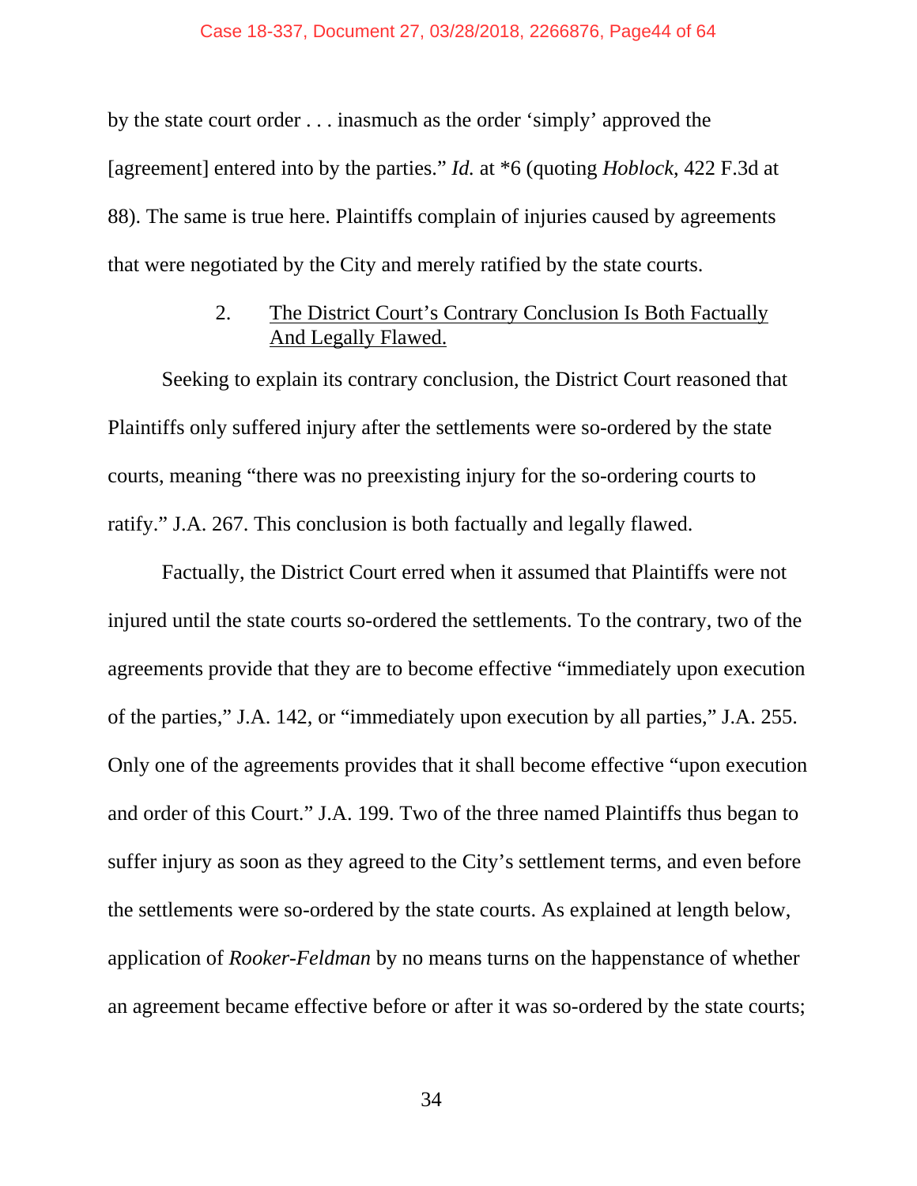by the state court order . . . inasmuch as the order 'simply' approved the [agreement] entered into by the parties." *Id.* at *6 (quoting *Hoblock*, 422 F.3d at 88). The same is true here. Plaintiffs complain of injuries caused by agreements that were negotiated by the City and merely ratified by the state courts.

### 2. <u>The District Court's Contrary Conclusion Is Both Factually And Legally Flawed.</u>

Seeking to explain its contrary conclusion, the District Court reasoned that Plaintiffs only suffered injury after the settlements were so-ordered by the state courts, meaning "there was no preexisting injury for the so-ordering courts to ratify." J.A. 267. This conclusion is both factually and legally flawed.

Factually, the District Court erred when it assumed that Plaintiffs were not injured until the state courts so-ordered the settlements. To the contrary, two of the agreements provide that they are to become effective "immediately upon execution of the parties," J.A. 142, or "immediately upon execution by all parties," J.A. 255. Only one of the agreements provides that it shall become effective "upon execution and order of this Court." J.A. 199. Two of the three named Plaintiffs thus began to suffer injury as soon as they agreed to the City's settlement terms, and even before the settlements were so-ordered by the state courts. As explained at length below, application of *Rooker-Feldman* by no means turns on the happenstance of whether an agreement became effective before or after it was so-ordered by the state courts;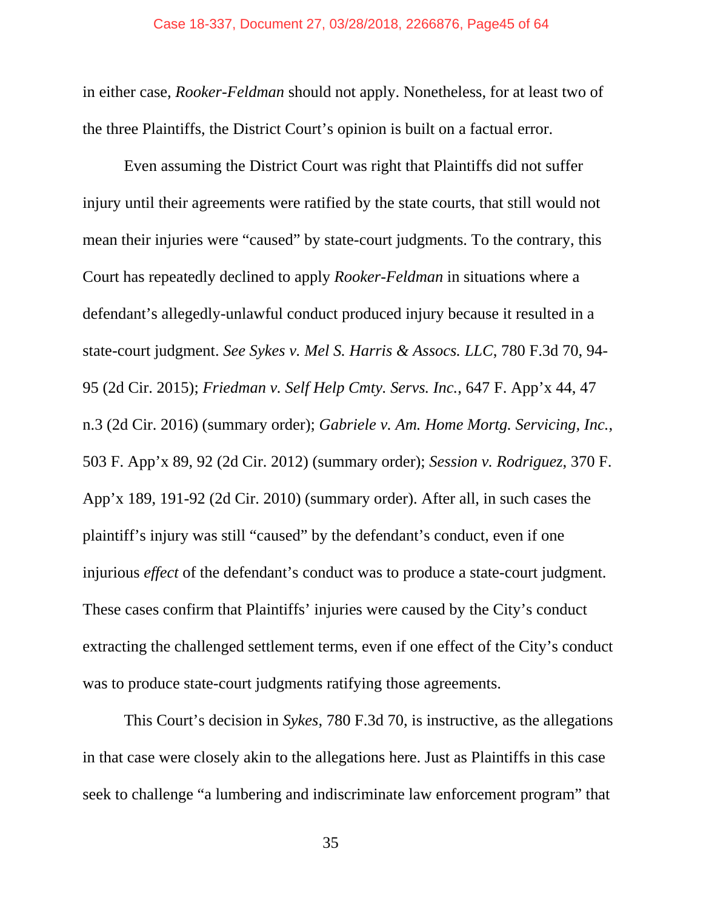in either case, *Rooker-Feldman* should not apply. Nonetheless, for at least two of the three Plaintiffs, the District Court's opinion is built on a factual error.

Even assuming the District Court was right that Plaintiffs did not suffer injury until their agreements were ratified by the state courts, that still would not mean their injuries were "caused" by state-court judgments. To the contrary, this Court has repeatedly declined to apply *Rooker-Feldman* in situations where a defendant's allegedly-unlawful conduct produced injury because it resulted in a state-court judgment. *See Sykes v. Mel S. Harris & Assocs. LLC*, 780 F.3d 70, 94-95 (2d Cir. 2015); *Friedman v. Self Help Cmty. Servs. Inc.*, 647 F. App'x 44, 47 n.3 (2d Cir. 2016) (summary order); *Gabriele v. Am. Home Mortg. Servicing, Inc.*, 503 F. App'x 89, 92 (2d Cir. 2012) (summary order); *Session v. Rodriguez*, 370 F. App'x 189, 191-92 (2d Cir. 2010) (summary order). After all, in such cases the plaintiff's injury was still "caused" by the defendant's conduct, even if one injurious *effect* of the defendant's conduct was to produce a state-court judgment. These cases confirm that Plaintiffs' injuries were caused by the City's conduct extracting the challenged settlement terms, even if one effect of the City's conduct was to produce state-court judgments ratifying those agreements.

This Court's decision in *Sykes*, 780 F.3d 70, is instructive, as the allegations in that case were closely akin to the allegations here. Just as Plaintiffs in this case seek to challenge "a lumbering and indiscriminate law enforcement program" that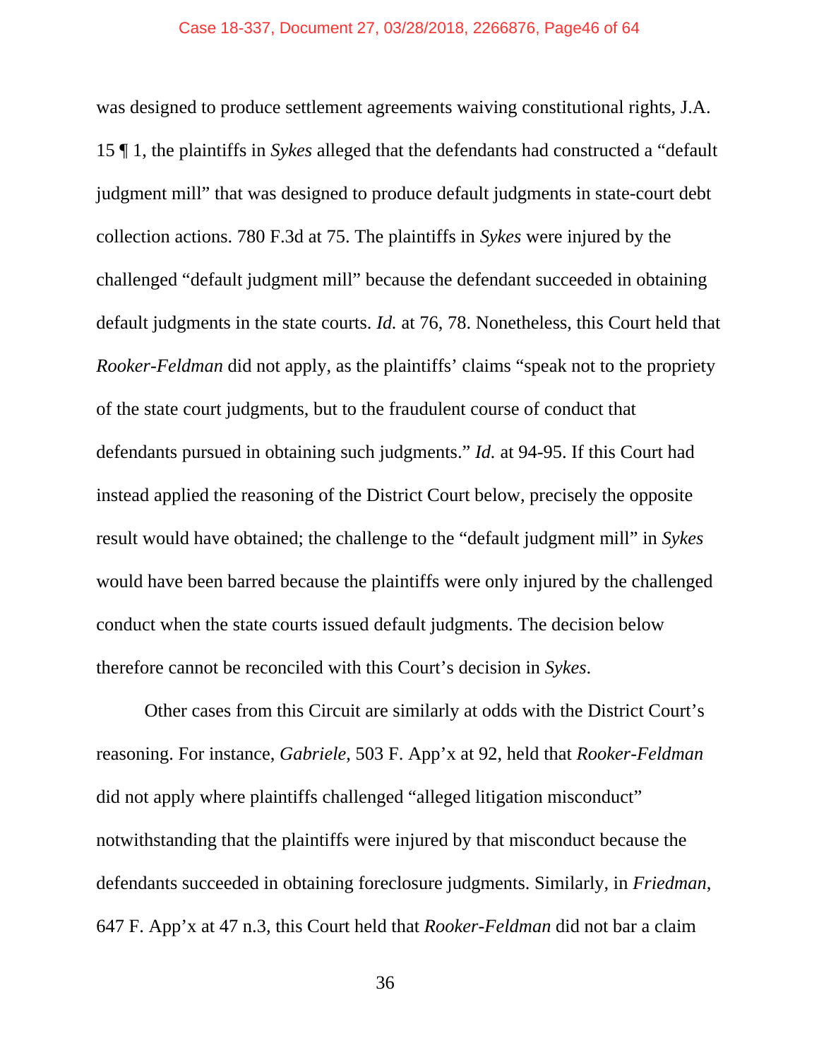was designed to produce settlement agreements waiving constitutional rights, J.A. 15 ¶ 1, the plaintiffs in *Sykes* alleged that the defendants had constructed a "default judgment mill" that was designed to produce default judgments in state-court debt collection actions. 780 F.3d at 75. The plaintiffs in *Sykes* were injured by the challenged "default judgment mill" because the defendant succeeded in obtaining default judgments in the state courts. *Id.* at 76, 78. Nonetheless, this Court held that *Rooker-Feldman* did not apply, as the plaintiffs' claims "speak not to the propriety of the state court judgments, but to the fraudulent course of conduct that defendants pursued in obtaining such judgments." *Id.* at 94-95. If this Court had instead applied the reasoning of the District Court below, precisely the opposite result would have obtained; the challenge to the "default judgment mill" in *Sykes* would have been barred because the plaintiffs were only injured by the challenged conduct when the state courts issued default judgments. The decision below therefore cannot be reconciled with this Court's decision in *Sykes*.

Other cases from this Circuit are similarly at odds with the District Court's reasoning. For instance, *Gabriele*, 503 F. App'x at 92, held that *Rooker-Feldman* did not apply where plaintiffs challenged "alleged litigation misconduct" notwithstanding that the plaintiffs were injured by that misconduct because the defendants succeeded in obtaining foreclosure judgments. Similarly, in *Friedman*, 647 F. App'x at 47 n.3, this Court held that *Rooker-Feldman* did not bar a claim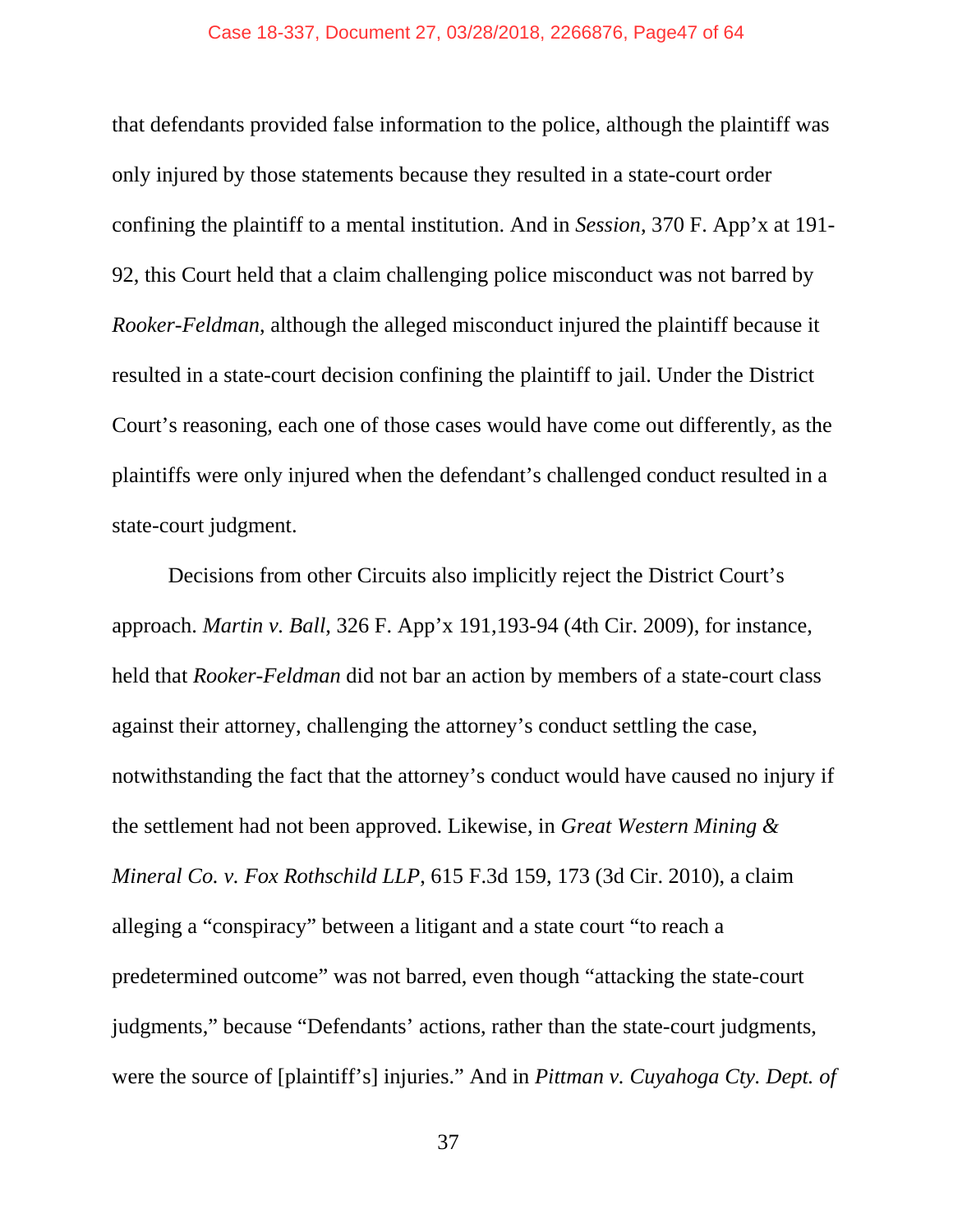that defendants provided false information to the police, although the plaintiff was only injured by those statements because they resulted in a state-court order confining the plaintiff to a mental institution. And in *Session*, 370 F. App'x at 191-92, this Court held that a claim challenging police misconduct was not barred by *Rooker-Feldman*, although the alleged misconduct injured the plaintiff because it resulted in a state-court decision confining the plaintiff to jail. Under the District Court's reasoning, each one of those cases would have come out differently, as the plaintiffs were only injured when the defendant's challenged conduct resulted in a state-court judgment.

Decisions from other Circuits also implicitly reject the District Court's approach. *Martin v. Ball*, 326 F. App'x 191,193-94 (4th Cir. 2009), for instance, held that *Rooker-Feldman* did not bar an action by members of a state-court class against their attorney, challenging the attorney's conduct settling the case, notwithstanding the fact that the attorney's conduct would have caused no injury if the settlement had not been approved. Likewise, in *Great Western Mining & Mineral Co. v. Fox Rothschild LLP*, 615 F.3d 159, 173 (3d Cir. 2010), a claim alleging a "conspiracy" between a litigant and a state court "to reach a predetermined outcome" was not barred, even though "attacking the state-court judgments," because "Defendants' actions, rather than the state-court judgments, were the source of [plaintiff's] injuries." And in *Pittman v. Cuyahoga Cty. Dept. of*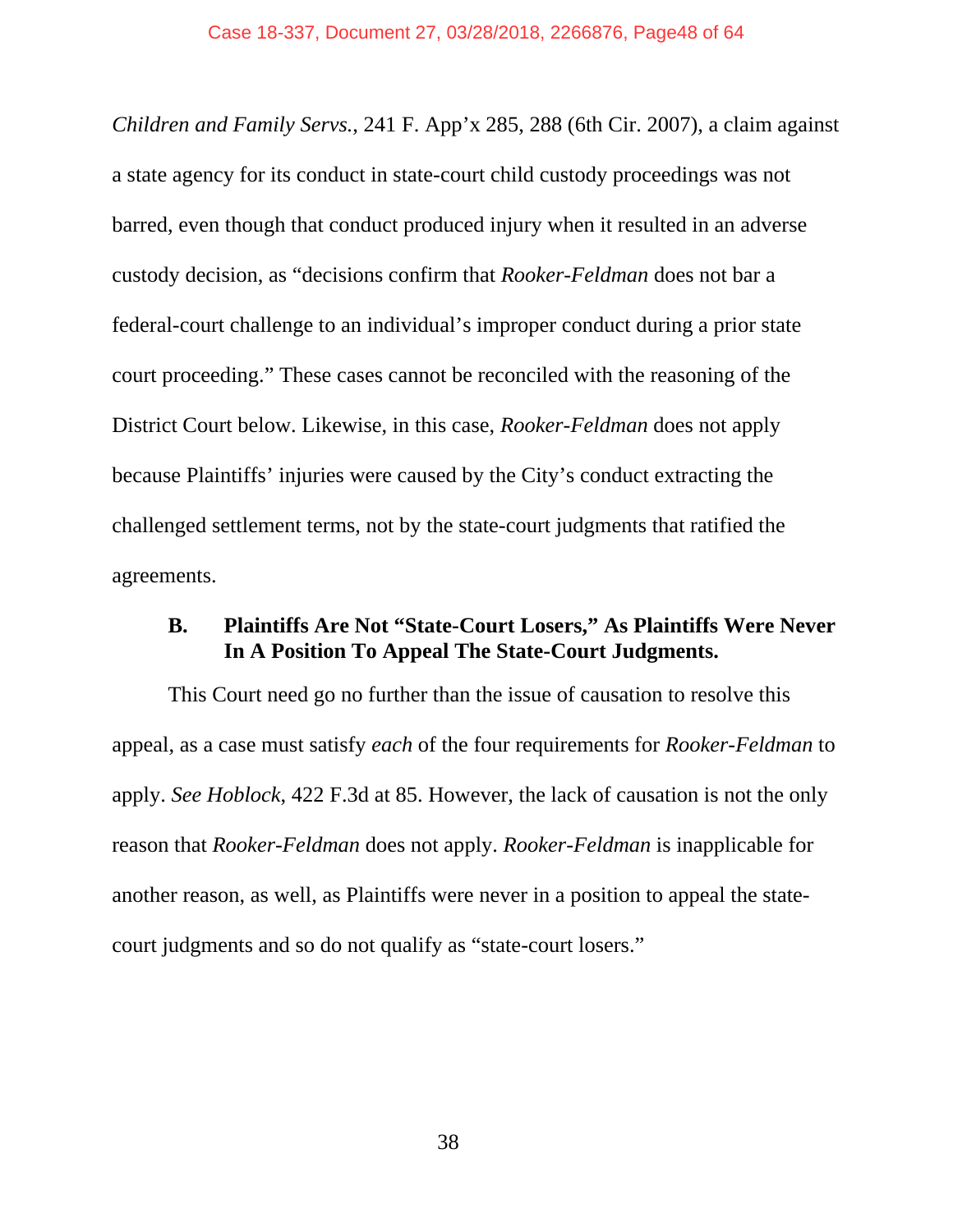*Children and Family Servs.*, 241 F. App'x 285, 288 (6th Cir. 2007), a claim against a state agency for its conduct in state-court child custody proceedings was not barred, even though that conduct produced injury when it resulted in an adverse custody decision, as "decisions confirm that *Rooker-Feldman* does not bar a federal-court challenge to an individual's improper conduct during a prior state court proceeding." These cases cannot be reconciled with the reasoning of the District Court below. Likewise, in this case, *Rooker-Feldman* does not apply because Plaintiffs' injuries were caused by the City's conduct extracting the challenged settlement terms, not by the state-court judgments that ratified the agreements.

### B. Plaintiffs Are Not "State-Court Losers," As Plaintiffs Were Never In A Position To Appeal The State-Court Judgments.

This Court need go no further than the issue of causation to resolve this appeal, as a case must satisfy *each* of the four requirements for *Rooker-Feldman* to apply. *See Hoblock*, 422 F.3d at 85. However, the lack of causation is not the only reason that *Rooker-Feldman* does not apply. *Rooker-Feldman* is inapplicable for another reason, as well, as Plaintiffs were never in a position to appeal the state-court judgments and so do not qualify as "state-court losers."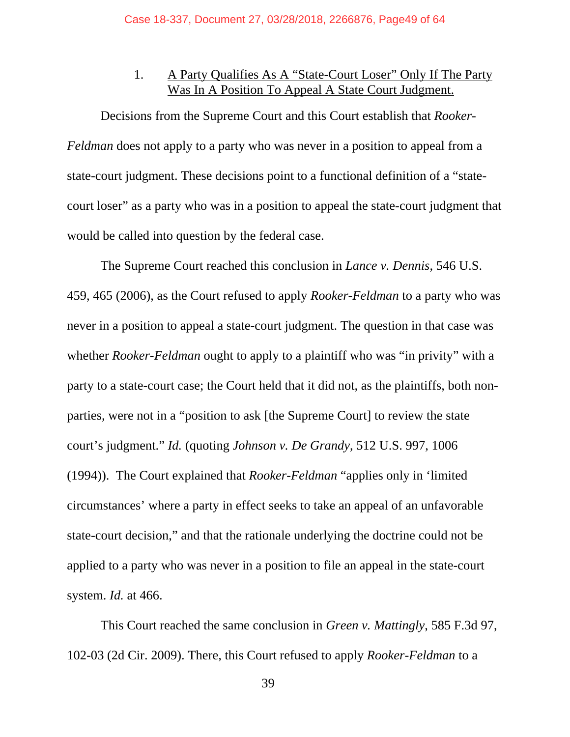1. <u>A Party Qualifies As A "State-Court Loser" Only If The Party Was In A Position To Appeal A State Court Judgment.</u>

Decisions from the Supreme Court and this Court establish that *Rooker-Feldman* does not apply to a party who was never in a position to appeal from a state-court judgment. These decisions point to a functional definition of a "state-court loser" as a party who was in a position to appeal the state-court judgment that would be called into question by the federal case.

The Supreme Court reached this conclusion in *Lance v. Dennis*, 546 U.S. 459, 465 (2006), as the Court refused to apply *Rooker-Feldman* to a party who was never in a position to appeal a state-court judgment. The question in that case was whether *Rooker-Feldman* ought to apply to a plaintiff who was "in privity" with a party to a state-court case; the Court held that it did not, as the plaintiffs, both non-parties, were not in a "position to ask [the Supreme Court] to review the state court's judgment." *Id.* (quoting *Johnson v. De Grandy*, 512 U.S. 997, 1006 (1994)). The Court explained that *Rooker-Feldman* "applies only in 'limited circumstances' where a party in effect seeks to take an appeal of an unfavorable state-court decision," and that the rationale underlying the doctrine could not be applied to a party who was never in a position to file an appeal in the state-court system. *Id.* at 466.

This Court reached the same conclusion in *Green v. Mattingly*, 585 F.3d 97, 102-03 (2d Cir. 2009). There, this Court refused to apply *Rooker-Feldman* to a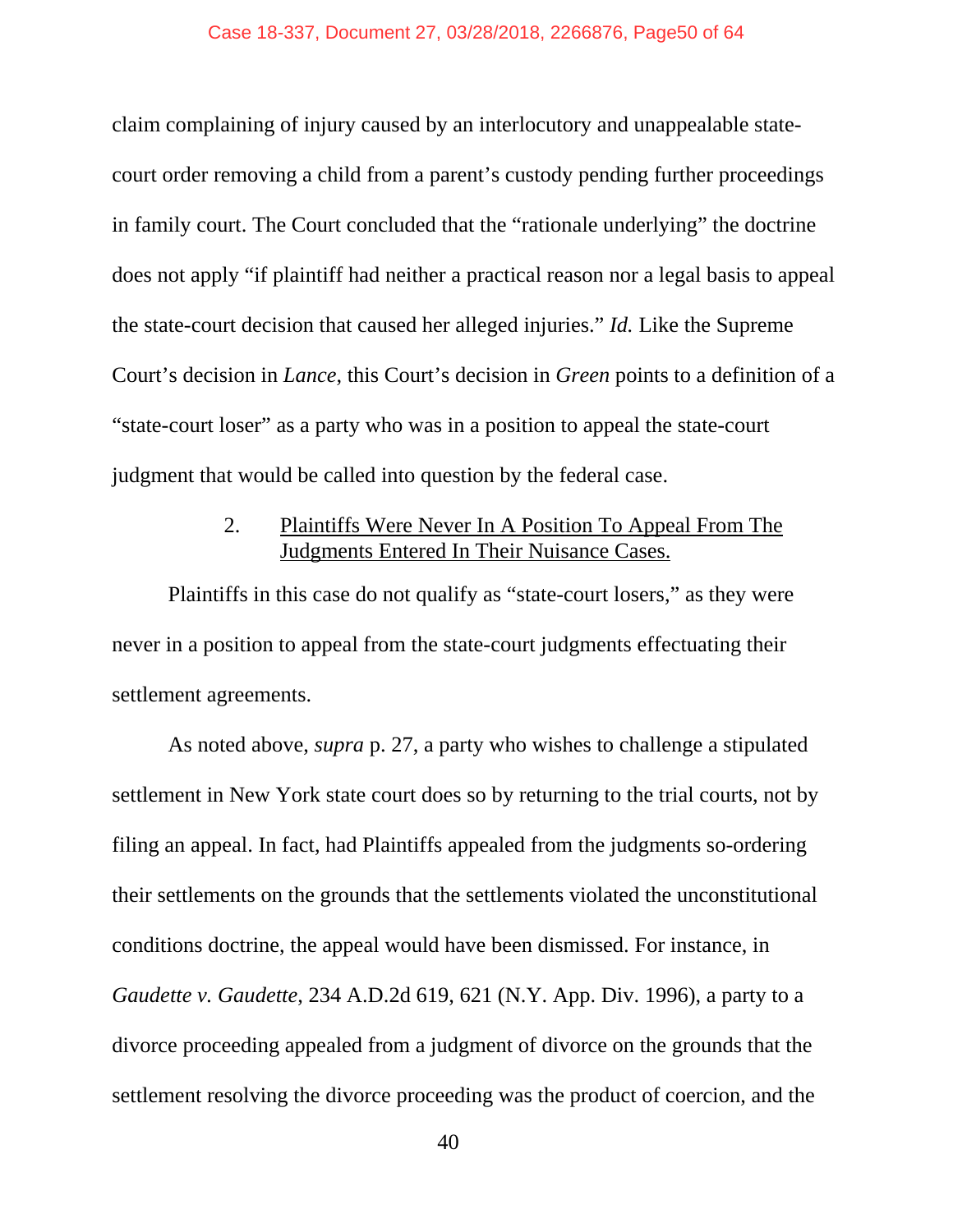claim complaining of injury caused by an interlocutory and unappealable state-court order removing a child from a parent's custody pending further proceedings in family court. The Court concluded that the "rationale underlying" the doctrine does not apply "if plaintiff had neither a practical reason nor a legal basis to appeal the state-court decision that caused her alleged injuries." *Id.* Like the Supreme Court's decision in *Lance*, this Court's decision in *Green* points to a definition of a "state-court loser" as a party who was in a position to appeal the state-court judgment that would be called into question by the federal case.

2. <u>Plaintiffs Were Never In A Position To Appeal From The Judgments Entered In Their Nuisance Cases.</u>

Plaintiffs in this case do not qualify as "state-court losers," as they were never in a position to appeal from the state-court judgments effectuating their settlement agreements.

As noted above, *supra* p. 27, a party who wishes to challenge a stipulated settlement in New York state court does so by returning to the trial courts, not by filing an appeal. In fact, had Plaintiffs appealed from the judgments so-ordering their settlements on the grounds that the settlements violated the unconstitutional conditions doctrine, the appeal would have been dismissed. For instance, in *Gaudette v. Gaudette*, 234 A.D.2d 619, 621 (N.Y. App. Div. 1996), a party to a divorce proceeding appealed from a judgment of divorce on the grounds that the settlement resolving the divorce proceeding was the product of coercion, and the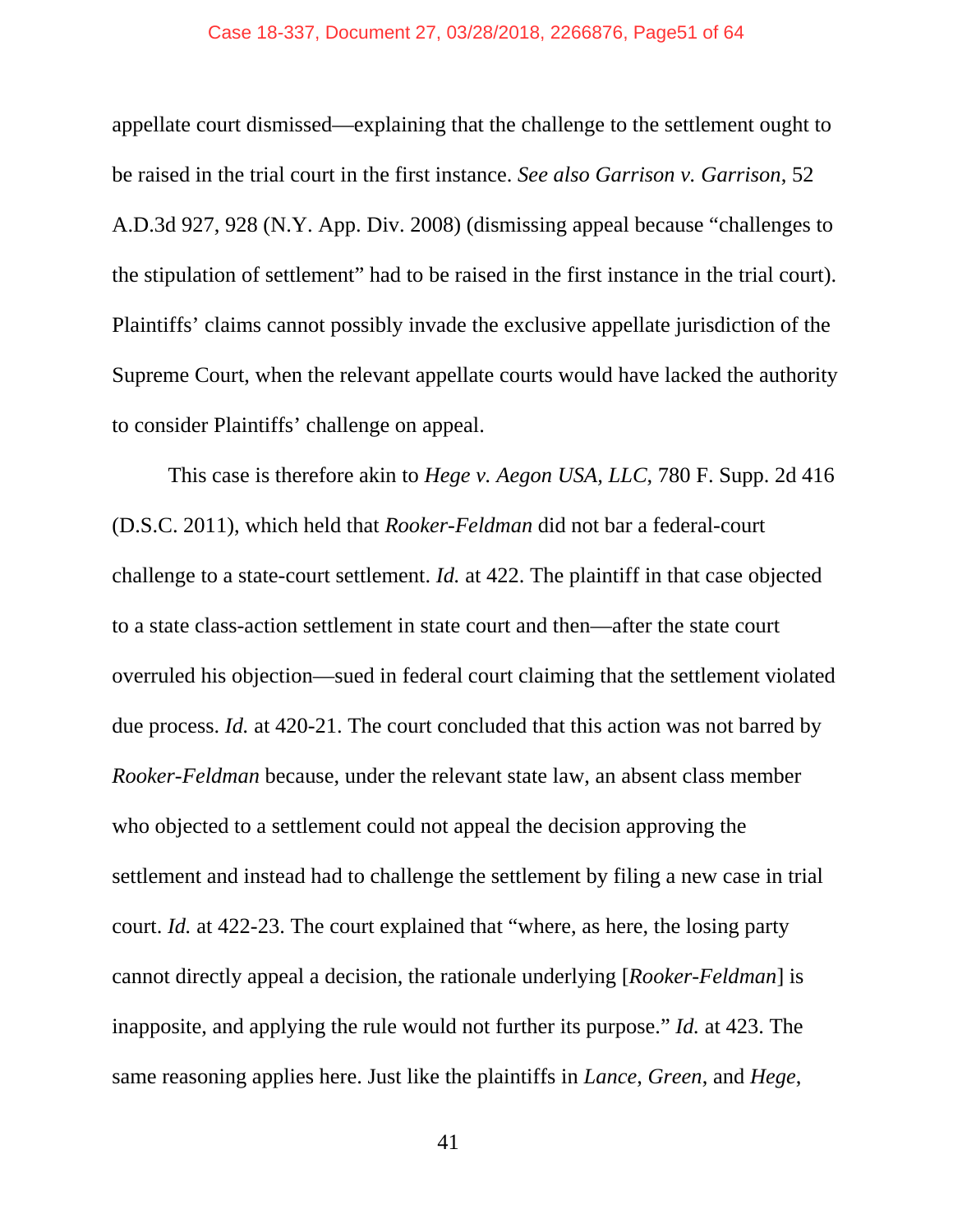appellate court dismissed—explaining that the challenge to the settlement ought to be raised in the trial court in the first instance. *See also Garrison v. Garrison*, 52 A.D.3d 927, 928 (N.Y. App. Div. 2008) (dismissing appeal because "challenges to the stipulation of settlement" had to be raised in the first instance in the trial court). Plaintiffs' claims cannot possibly invade the exclusive appellate jurisdiction of the Supreme Court, when the relevant appellate courts would have lacked the authority to consider Plaintiffs' challenge on appeal.

This case is therefore akin to *Hege v. Aegon USA, LLC*, 780 F. Supp. 2d 416 (D.S.C. 2011), which held that *Rooker-Feldman* did not bar a federal-court challenge to a state-court settlement. *Id.* at 422. The plaintiff in that case objected to a state class-action settlement in state court and then—after the state court overruled his objection—sued in federal court claiming that the settlement violated due process. *Id.* at 420-21. The court concluded that this action was not barred by *Rooker-Feldman* because, under the relevant state law, an absent class member who objected to a settlement could not appeal the decision approving the settlement and instead had to challenge the settlement by filing a new case in trial court. *Id.* at 422-23. The court explained that "where, as here, the losing party cannot directly appeal a decision, the rationale underlying [*Rooker-Feldman*] is inapposite, and applying the rule would not further its purpose." *Id.* at 423. The same reasoning applies here. Just like the plaintiffs in *Lance*, *Green*, and *Hege*,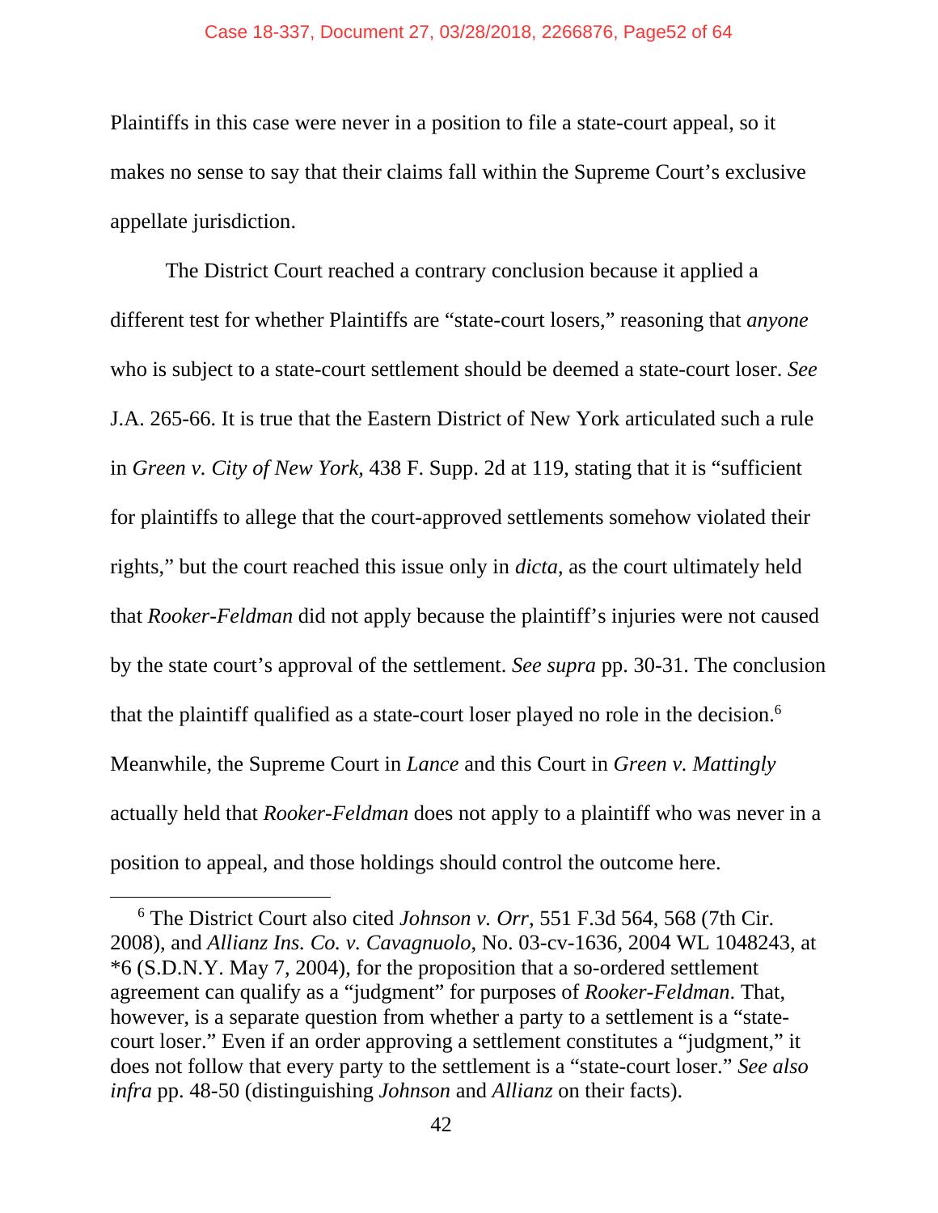Plaintiffs in this case were never in a position to file a state-court appeal, so it makes no sense to say that their claims fall within the Supreme Court's exclusive appellate jurisdiction.

The District Court reached a contrary conclusion because it applied a different test for whether Plaintiffs are "state-court losers," reasoning that *anyone* who is subject to a state-court settlement should be deemed a state-court loser. *See* J.A. 265-66. It is true that the Eastern District of New York articulated such a rule in *Green v. City of New York*, 438 F. Supp. 2d at 119, stating that it is "sufficient for plaintiffs to allege that the court-approved settlements somehow violated their rights," but the court reached this issue only in *dicta*, as the court ultimately held that *Rooker-Feldman* did not apply because the plaintiff's injuries were not caused by the state court's approval of the settlement. *See supra* pp. 30-31. The conclusion that the plaintiff qualified as a state-court loser played no role in the decision.[6] Meanwhile, the Supreme Court in *Lance* and this Court in *Green v. Mattingly* actually held that *Rooker-Feldman* does not apply to a plaintiff who was never in a position to appeal, and those holdings should control the outcome here.

[6] The District Court also cited *Johnson v. Orr*, 551 F.3d 564, 568 (7th Cir. 2008), and *Allianz Ins. Co. v. Cavagnuolo*, No. 03-cv-1636, 2004 WL 1048243, at *6 (S.D.N.Y. May 7, 2004), for the proposition that a so-ordered settlement agreement can qualify as a "judgment" for purposes of *Rooker-Feldman*. That, however, is a separate question from whether a party to a settlement is a "state-court loser." Even if an order approving a settlement constitutes a "judgment," it does not follow that every party to the settlement is a "state-court loser." *See also infra* pp. 48-50 (distinguishing *Johnson* and *Allianz* on their facts).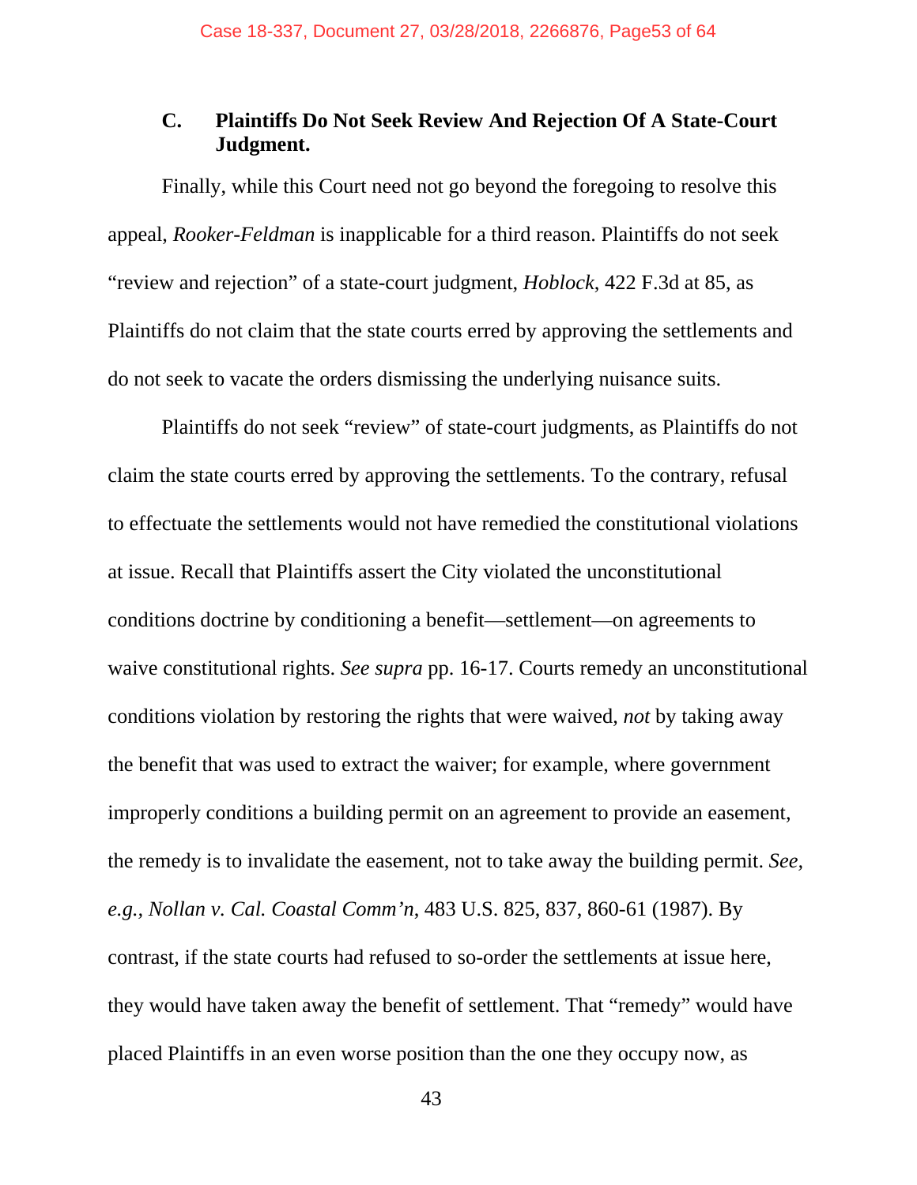### C. Plaintiffs Do Not Seek Review And Rejection Of A State-Court Judgment.

Finally, while this Court need not go beyond the foregoing to resolve this appeal, *Rooker-Feldman* is inapplicable for a third reason. Plaintiffs do not seek "review and rejection" of a state-court judgment, *Hoblock*, 422 F.3d at 85, as Plaintiffs do not claim that the state courts erred by approving the settlements and do not seek to vacate the orders dismissing the underlying nuisance suits.

Plaintiffs do not seek "review" of state-court judgments, as Plaintiffs do not claim the state courts erred by approving the settlements. To the contrary, refusal to effectuate the settlements would not have remedied the constitutional violations at issue. Recall that Plaintiffs assert the City violated the unconstitutional conditions doctrine by conditioning a benefit—settlement—on agreements to waive constitutional rights. *See supra* pp. 16-17. Courts remedy an unconstitutional conditions violation by restoring the rights that were waived, *not* by taking away the benefit that was used to extract the waiver; for example, where government improperly conditions a building permit on an agreement to provide an easement, the remedy is to invalidate the easement, not to take away the building permit. *See, e.g., Nollan v. Cal. Coastal Comm'n*, 483 U.S. 825, 837, 860-61 (1987). By contrast, if the state courts had refused to so-order the settlements at issue here, they would have taken away the benefit of settlement. That "remedy" would have placed Plaintiffs in an even worse position than the one they occupy now, as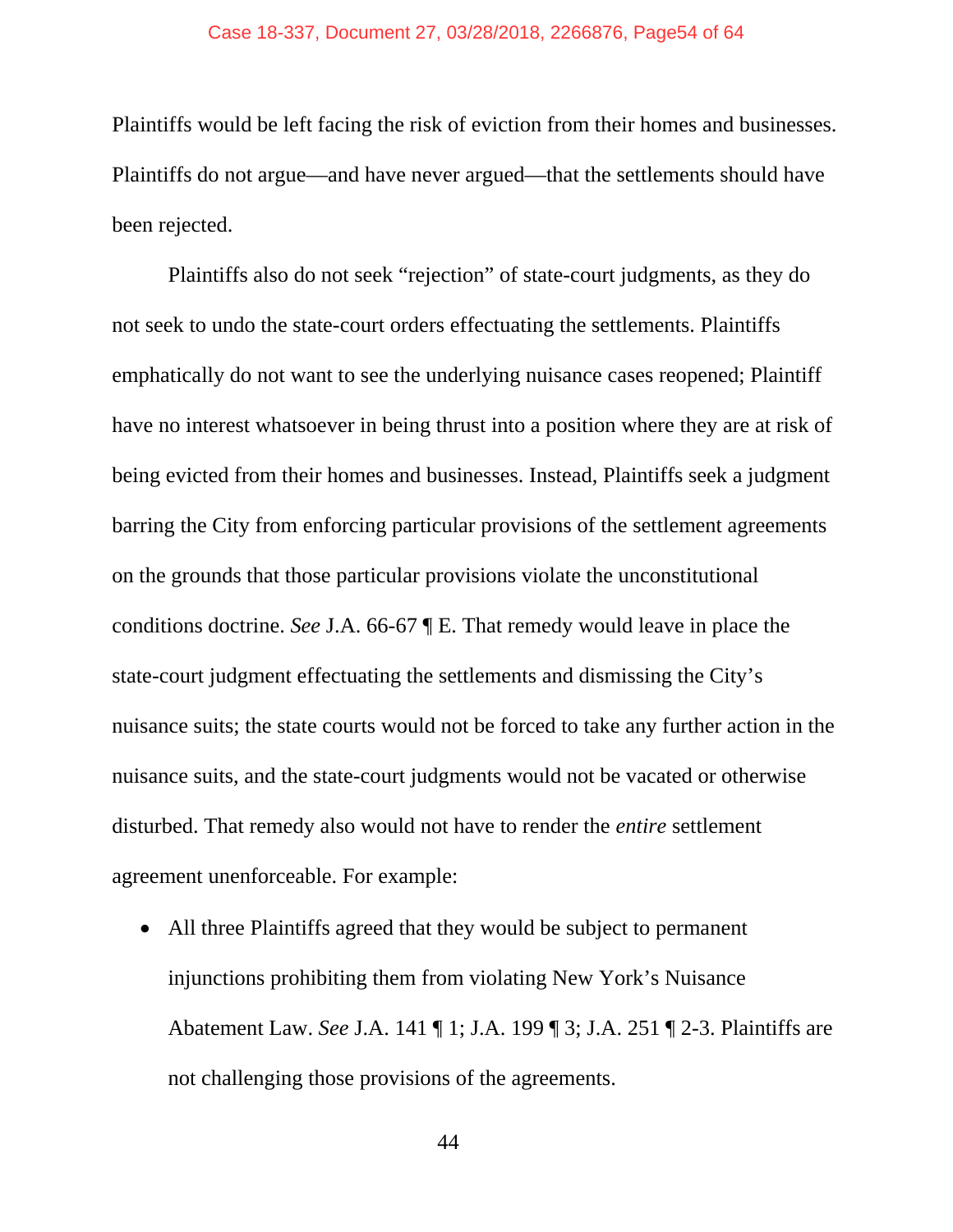Plaintiffs would be left facing the risk of eviction from their homes and businesses. Plaintiffs do not argue—and have never argued—that the settlements should have been rejected.

Plaintiffs also do not seek "rejection" of state-court judgments, as they do not seek to undo the state-court orders effectuating the settlements. Plaintiffs emphatically do not want to see the underlying nuisance cases reopened; Plaintiff have no interest whatsoever in being thrust into a position where they are at risk of being evicted from their homes and businesses. Instead, Plaintiffs seek a judgment barring the City from enforcing particular provisions of the settlement agreements on the grounds that those particular provisions violate the unconstitutional conditions doctrine. *See* J.A. 66-67 ¶ E. That remedy would leave in place the state-court judgment effectuating the settlements and dismissing the City's nuisance suits; the state courts would not be forced to take any further action in the nuisance suits, and the state-court judgments would not be vacated or otherwise disturbed. That remedy also would not have to render the *entire* settlement agreement unenforceable. For example:

- All three Plaintiffs agreed that they would be subject to permanent injunctions prohibiting them from violating New York's Nuisance Abatement Law. *See* J.A. 141 ¶ 1; J.A. 199 ¶ 3; J.A. 251 ¶ 2-3. Plaintiffs are not challenging those provisions of the agreements.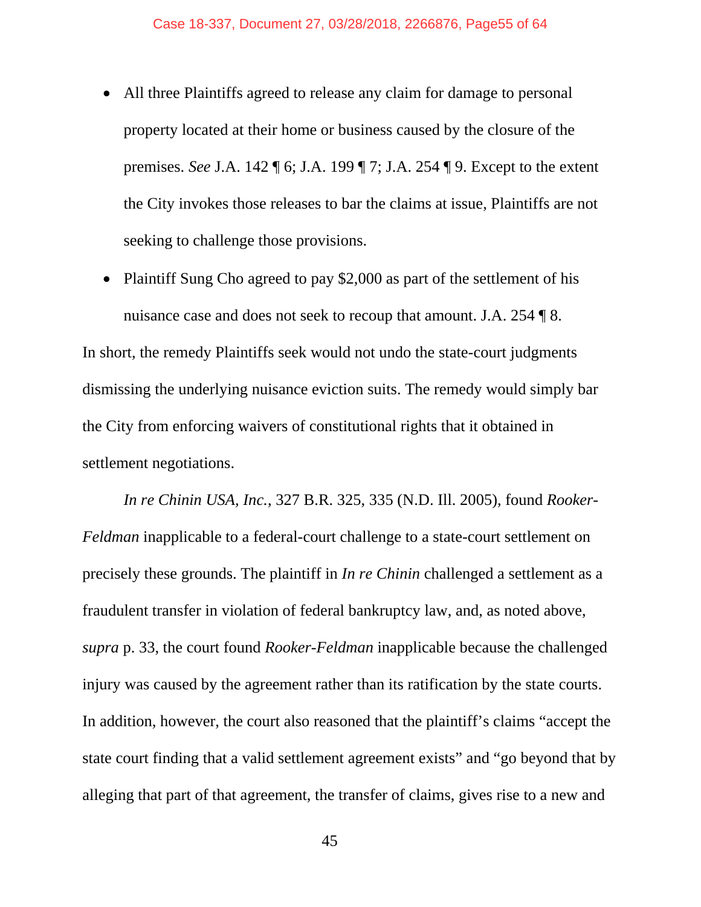- All three Plaintiffs agreed to release any claim for damage to personal property located at their home or business caused by the closure of the premises. *See* J.A. 142 ¶ 6; J.A. 199 ¶ 7; J.A. 254 ¶ 9. Except to the extent the City invokes those releases to bar the claims at issue, Plaintiffs are not seeking to challenge those provisions.
- Plaintiff Sung Cho agreed to pay $2,000 as part of the settlement of his nuisance case and does not seek to recoup that amount. J.A. 254 ¶ 8.

In short, the remedy Plaintiffs seek would not undo the state-court judgments dismissing the underlying nuisance eviction suits. The remedy would simply bar the City from enforcing waivers of constitutional rights that it obtained in settlement negotiations.

*In re Chinin USA, Inc.*, 327 B.R. 325, 335 (N.D. Ill. 2005), found *Rooker-Feldman* inapplicable to a federal-court challenge to a state-court settlement on precisely these grounds. The plaintiff in *In re Chinin* challenged a settlement as a fraudulent transfer in violation of federal bankruptcy law, and, as noted above, *supra* p. 33, the court found *Rooker-Feldman* inapplicable because the challenged injury was caused by the agreement rather than its ratification by the state courts. In addition, however, the court also reasoned that the plaintiff's claims "accept the state court finding that a valid settlement agreement exists" and "go beyond that by alleging that part of that agreement, the transfer of claims, gives rise to a new and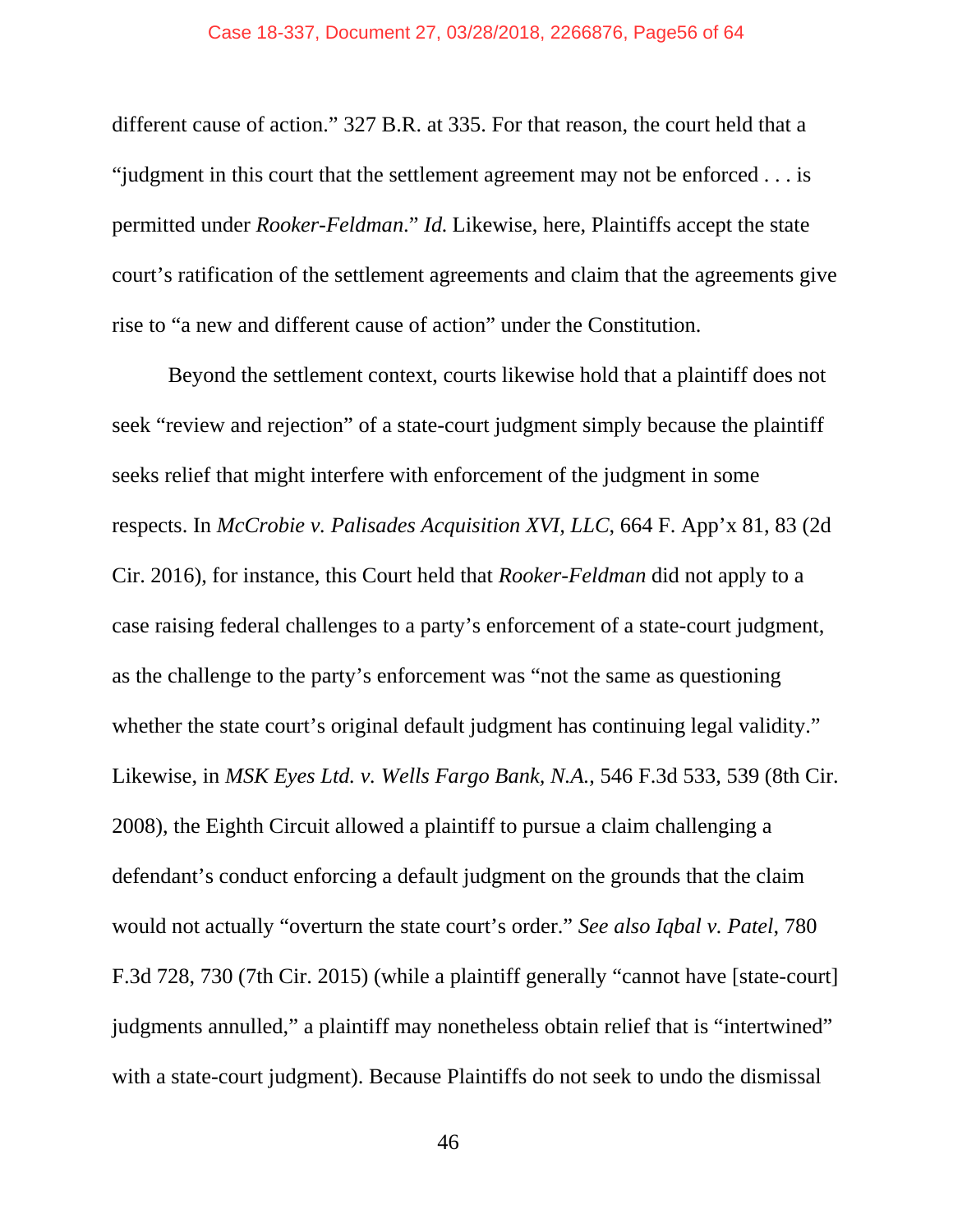different cause of action." 327 B.R. at 335. For that reason, the court held that a "judgment in this court that the settlement agreement may not be enforced . . . is permitted under *Rooker-Feldman*." *Id.* Likewise, here, Plaintiffs accept the state court's ratification of the settlement agreements and claim that the agreements give rise to "a new and different cause of action" under the Constitution.

Beyond the settlement context, courts likewise hold that a plaintiff does not seek "review and rejection" of a state-court judgment simply because the plaintiff seeks relief that might interfere with enforcement of the judgment in some respects. In *McCrobie v. Palisades Acquisition XVI, LLC*, 664 F. App'x 81, 83 (2d Cir. 2016), for instance, this Court held that *Rooker-Feldman* did not apply to a case raising federal challenges to a party's enforcement of a state-court judgment, as the challenge to the party's enforcement was "not the same as questioning whether the state court's original default judgment has continuing legal validity." Likewise, in *MSK Eyes Ltd. v. Wells Fargo Bank, N.A.*, 546 F.3d 533, 539 (8th Cir. 2008), the Eighth Circuit allowed a plaintiff to pursue a claim challenging a defendant's conduct enforcing a default judgment on the grounds that the claim would not actually "overturn the state court's order." *See also Iqbal v. Patel*, 780 F.3d 728, 730 (7th Cir. 2015) (while a plaintiff generally "cannot have [state-court] judgments annulled," a plaintiff may nonetheless obtain relief that is "intertwined" with a state-court judgment). Because Plaintiffs do not seek to undo the dismissal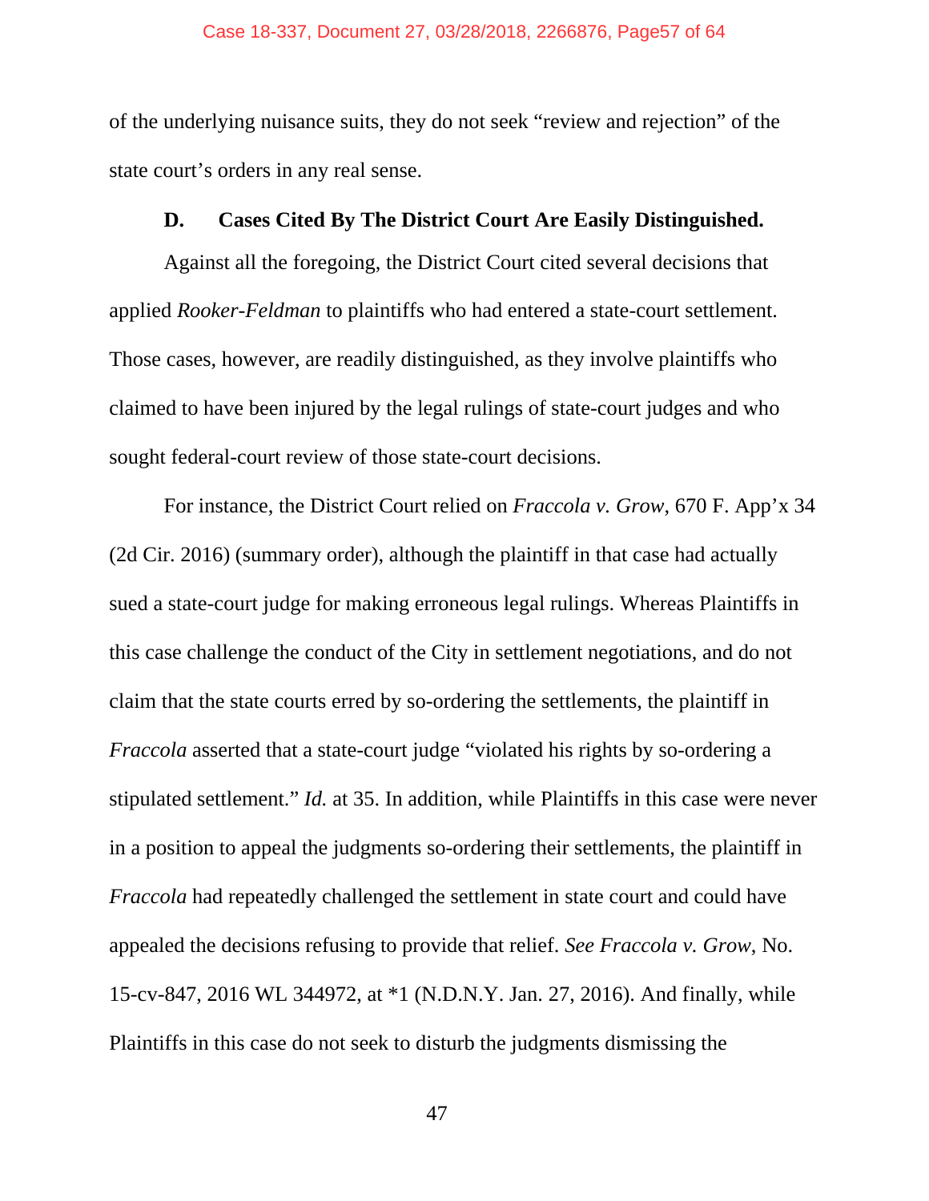of the underlying nuisance suits, they do not seek "review and rejection" of the state court's orders in any real sense.

### D. Cases Cited By The District Court Are Easily Distinguished.

Against all the foregoing, the District Court cited several decisions that applied *Rooker-Feldman* to plaintiffs who had entered a state-court settlement. Those cases, however, are readily distinguished, as they involve plaintiffs who claimed to have been injured by the legal rulings of state-court judges and who sought federal-court review of those state-court decisions.

For instance, the District Court relied on *Fraccola v. Grow*, 670 F. App'x 34 (2d Cir. 2016) (summary order), although the plaintiff in that case had actually sued a state-court judge for making erroneous legal rulings. Whereas Plaintiffs in this case challenge the conduct of the City in settlement negotiations, and do not claim that the state courts erred by so-ordering the settlements, the plaintiff in *Fraccola* asserted that a state-court judge "violated his rights by so-ordering a stipulated settlement." *Id.* at 35. In addition, while Plaintiffs in this case were never in a position to appeal the judgments so-ordering their settlements, the plaintiff in *Fraccola* had repeatedly challenged the settlement in state court and could have appealed the decisions refusing to provide that relief. *See Fraccola v. Grow*, No. 15-cv-847, 2016 WL 344972, at *1 (N.D.N.Y. Jan. 27, 2016). And finally, while Plaintiffs in this case do not seek to disturb the judgments dismissing the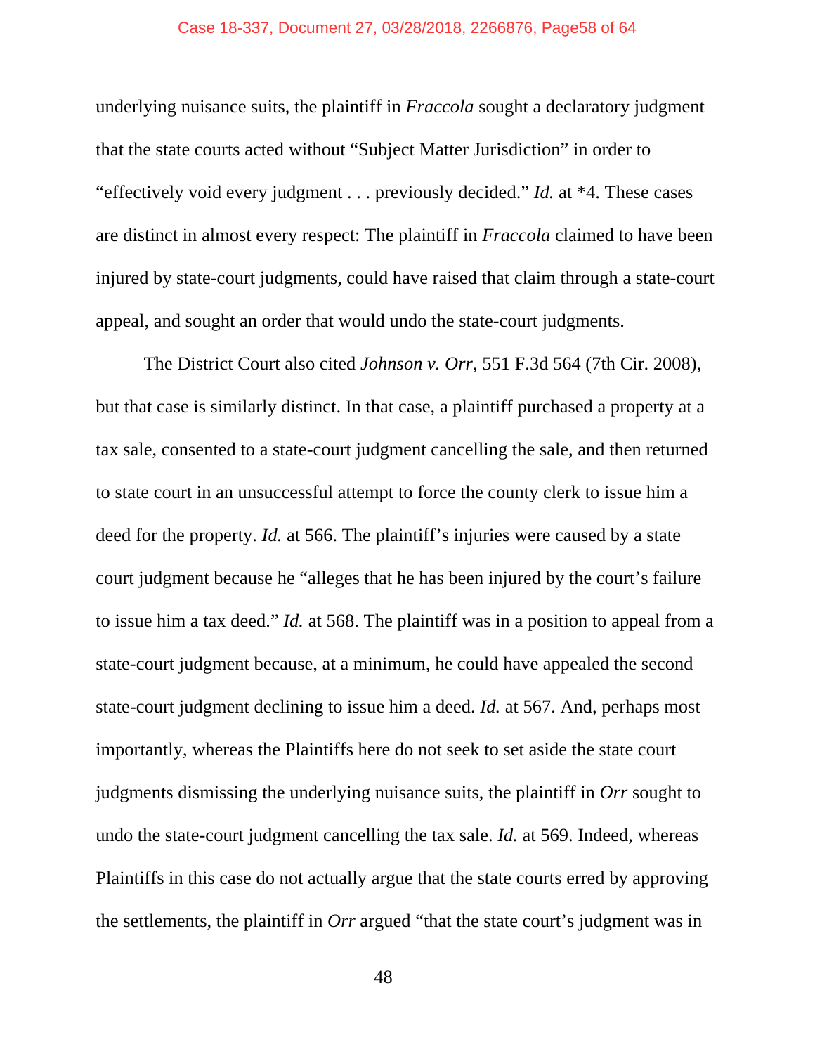underlying nuisance suits, the plaintiff in *Fraccola* sought a declaratory judgment that the state courts acted without "Subject Matter Jurisdiction" in order to "effectively void every judgment . . . previously decided." *Id.* at *4. These cases are distinct in almost every respect: The plaintiff in *Fraccola* claimed to have been injured by state-court judgments, could have raised that claim through a state-court appeal, and sought an order that would undo the state-court judgments.

The District Court also cited *Johnson v. Orr*, 551 F.3d 564 (7th Cir. 2008), but that case is similarly distinct. In that case, a plaintiff purchased a property at a tax sale, consented to a state-court judgment cancelling the sale, and then returned to state court in an unsuccessful attempt to force the county clerk to issue him a deed for the property. *Id.* at 566. The plaintiff's injuries were caused by a state court judgment because he "alleges that he has been injured by the court's failure to issue him a tax deed." *Id.* at 568. The plaintiff was in a position to appeal from a state-court judgment because, at a minimum, he could have appealed the second state-court judgment declining to issue him a deed. *Id.* at 567. And, perhaps most importantly, whereas the Plaintiffs here do not seek to set aside the state court judgments dismissing the underlying nuisance suits, the plaintiff in *Orr* sought to undo the state-court judgment cancelling the tax sale. *Id.* at 569. Indeed, whereas Plaintiffs in this case do not actually argue that the state courts erred by approving the settlements, the plaintiff in *Orr* argued "that the state court's judgment was in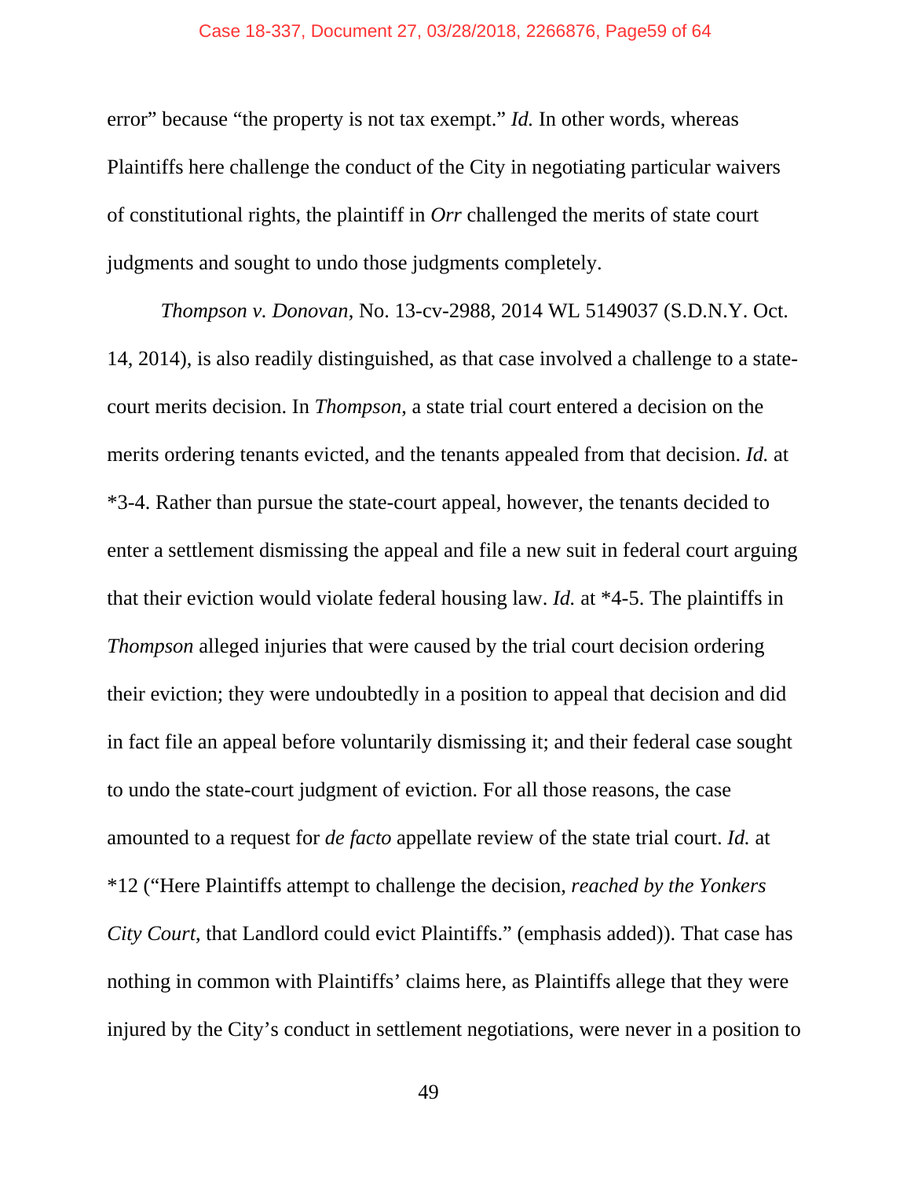error" because "the property is not tax exempt." *Id.* In other words, whereas Plaintiffs here challenge the conduct of the City in negotiating particular waivers of constitutional rights, the plaintiff in *Orr* challenged the merits of state court judgments and sought to undo those judgments completely.

*Thompson v. Donovan*, No. 13-cv-2988, 2014 WL 5149037 (S.D.N.Y. Oct. 14, 2014), is also readily distinguished, as that case involved a challenge to a state-court merits decision. In *Thompson*, a state trial court entered a decision on the merits ordering tenants evicted, and the tenants appealed from that decision. *Id.* at *3-4. Rather than pursue the state-court appeal, however, the tenants decided to enter a settlement dismissing the appeal and file a new suit in federal court arguing that their eviction would violate federal housing law. *Id.* at *4-5. The plaintiffs in *Thompson* alleged injuries that were caused by the trial court decision ordering their eviction; they were undoubtedly in a position to appeal that decision and did in fact file an appeal before voluntarily dismissing it; and their federal case sought to undo the state-court judgment of eviction. For all those reasons, the case amounted to a request for *de facto* appellate review of the state trial court. *Id.* at *12 ("Here Plaintiffs attempt to challenge the decision, *reached by the Yonkers City Court*, that Landlord could evict Plaintiffs." (emphasis added)). That case has nothing in common with Plaintiffs' claims here, as Plaintiffs allege that they were injured by the City's conduct in settlement negotiations, were never in a position to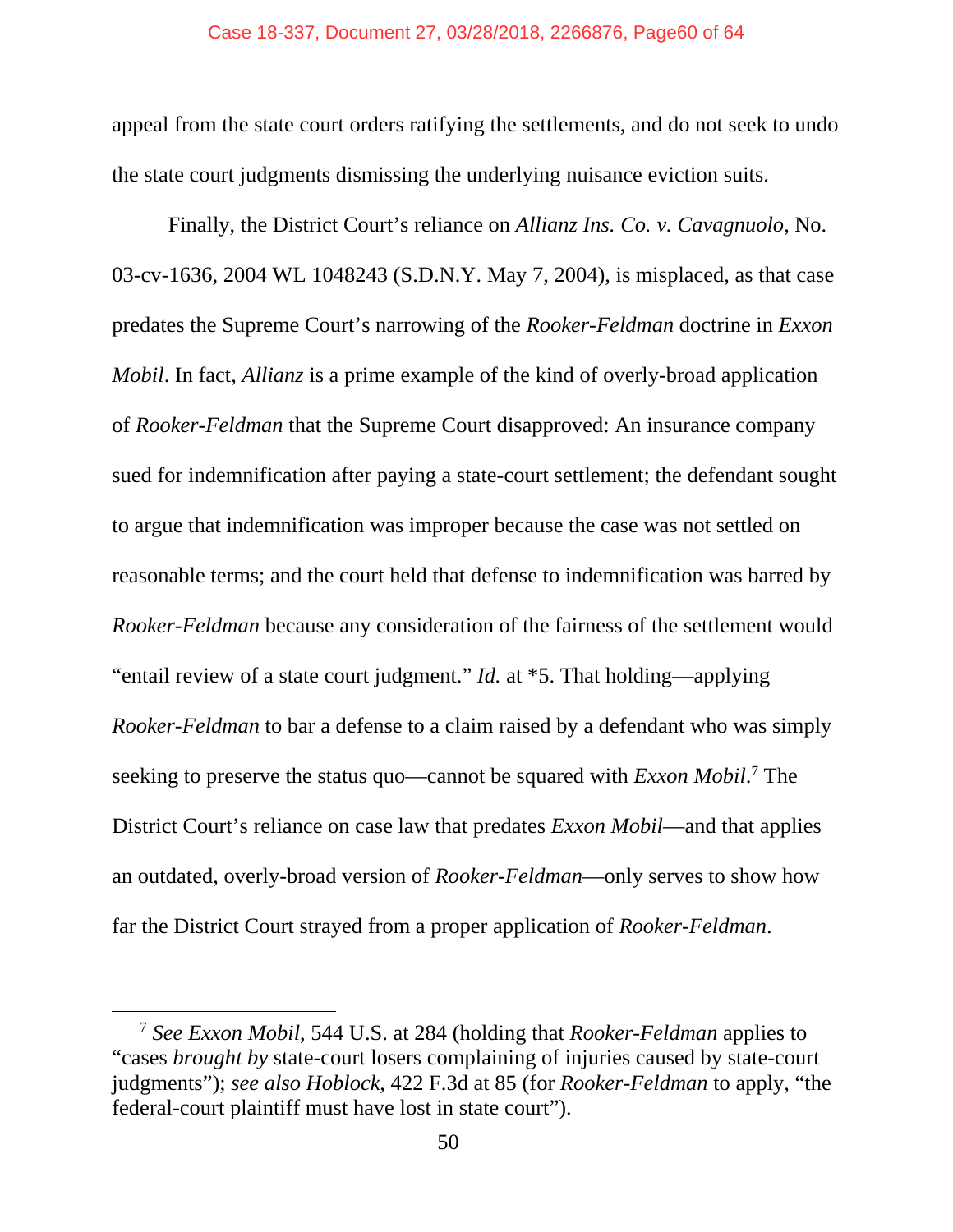appeal from the state court orders ratifying the settlements, and do not seek to undo the state court judgments dismissing the underlying nuisance eviction suits.

Finally, the District Court's reliance on *Allianz Ins. Co. v. Cavagnuolo*, No. 03-cv-1636, 2004 WL 1048243 (S.D.N.Y. May 7, 2004), is misplaced, as that case predates the Supreme Court's narrowing of the *Rooker-Feldman* doctrine in *Exxon Mobil*. In fact, *Allianz* is a prime example of the kind of overly-broad application of *Rooker-Feldman* that the Supreme Court disapproved: An insurance company sued for indemnification after paying a state-court settlement; the defendant sought to argue that indemnification was improper because the case was not settled on reasonable terms; and the court held that defense to indemnification was barred by *Rooker-Feldman* because any consideration of the fairness of the settlement would "entail review of a state court judgment." *Id.* at *5. That holding—applying *Rooker-Feldman* to bar a defense to a claim raised by a defendant who was simply seeking to preserve the status quo—cannot be squared with *Exxon Mobil*.[7] The District Court's reliance on case law that predates *Exxon Mobil*—and that applies an outdated, overly-broad version of *Rooker-Feldman*—only serves to show how far the District Court strayed from a proper application of *Rooker-Feldman*.

---

[7] *See Exxon Mobil*, 544 U.S. at 284 (holding that *Rooker-Feldman* applies to "cases *brought by* state-court losers complaining of injuries caused by state-court judgments"); *see also Hoblock*, 422 F.3d at 85 (for *Rooker-Feldman* to apply, "the federal-court plaintiff must have lost in state court").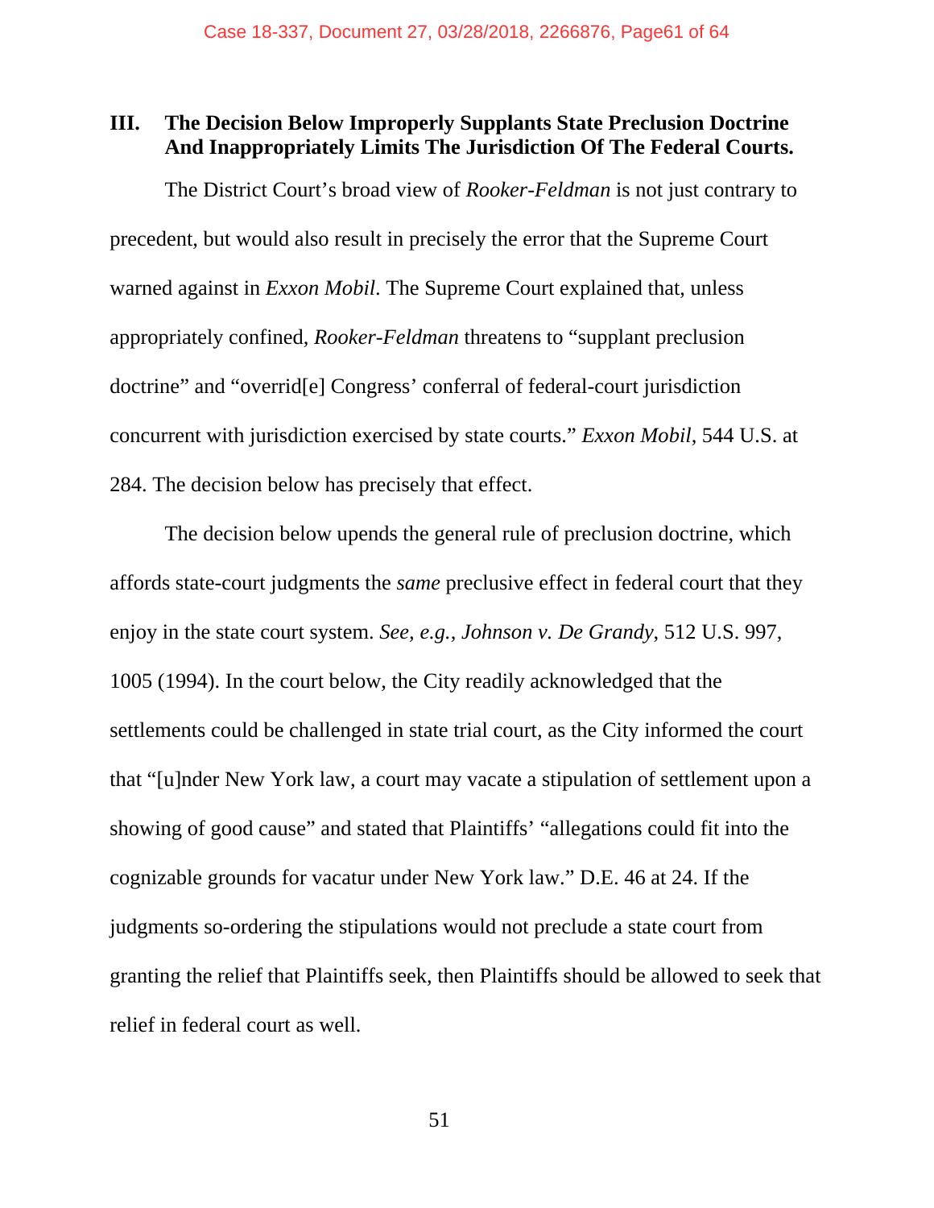## III. The Decision Below Improperly Supplants State Preclusion Doctrine And Inappropriately Limits The Jurisdiction Of The Federal Courts.

The District Court's broad view of *Rooker-Feldman* is not just contrary to precedent, but would also result in precisely the error that the Supreme Court warned against in *Exxon Mobil*. The Supreme Court explained that, unless appropriately confined, *Rooker-Feldman* threatens to "supplant preclusion doctrine" and "overrid[e] Congress' conferral of federal-court jurisdiction concurrent with jurisdiction exercised by state courts." *Exxon Mobil*, 544 U.S. at 284. The decision below has precisely that effect.

The decision below upends the general rule of preclusion doctrine, which affords state-court judgments the *same* preclusive effect in federal court that they enjoy in the state court system. *See, e.g.*, *Johnson v. De Grandy*, 512 U.S. 997, 1005 (1994). In the court below, the City readily acknowledged that the settlements could be challenged in state trial court, as the City informed the court that "[u]nder New York law, a court may vacate a stipulation of settlement upon a showing of good cause" and stated that Plaintiffs' "allegations could fit into the cognizable grounds for vacatur under New York law." D.E. 46 at 24. If the judgments so-ordering the stipulations would not preclude a state court from granting the relief that Plaintiffs seek, then Plaintiffs should be allowed to seek that relief in federal court as well.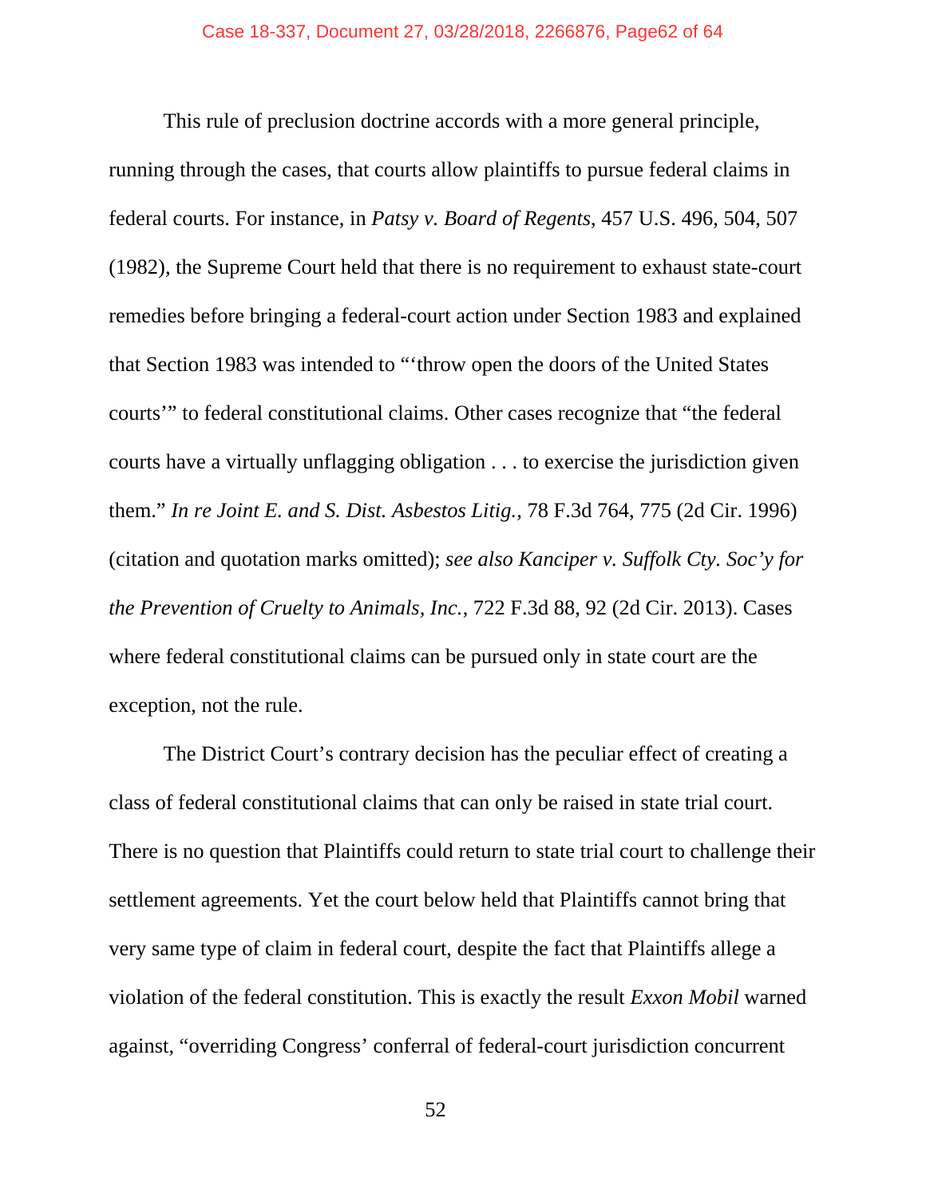This rule of preclusion doctrine accords with a more general principle, running through the cases, that courts allow plaintiffs to pursue federal claims in federal courts. For instance, in *Patsy v. Board of Regents*, 457 U.S. 496, 504, 507 (1982), the Supreme Court held that there is no requirement to exhaust state-court remedies before bringing a federal-court action under Section 1983 and explained that Section 1983 was intended to "'throw open the doors of the United States courts'" to federal constitutional claims. Other cases recognize that "the federal courts have a virtually unflagging obligation . . . to exercise the jurisdiction given them." *In re Joint E. and S. Dist. Asbestos Litig.*, 78 F.3d 764, 775 (2d Cir. 1996) (citation and quotation marks omitted); *see also Kanciper v. Suffolk Cty. Soc'y for the Prevention of Cruelty to Animals, Inc.*, 722 F.3d 88, 92 (2d Cir. 2013). Cases where federal constitutional claims can be pursued only in state court are the exception, not the rule.

The District Court's contrary decision has the peculiar effect of creating a class of federal constitutional claims that can only be raised in state trial court. There is no question that Plaintiffs could return to state trial court to challenge their settlement agreements. Yet the court below held that Plaintiffs cannot bring that very same type of claim in federal court, despite the fact that Plaintiffs allege a violation of the federal constitution. This is exactly the result *Exxon Mobil* warned against, "overriding Congress' conferral of federal-court jurisdiction concurrent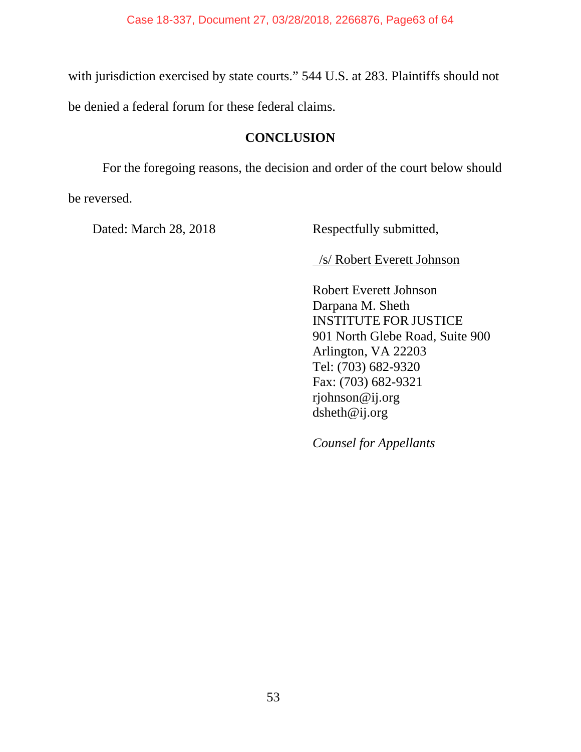with jurisdiction exercised by state courts." 544 U.S. at 283. Plaintiffs should not be denied a federal forum for these federal claims.

## CONCLUSION

For the foregoing reasons, the decision and order of the court below should be reversed.

Dated: March 28, 2018

Respectfully submitted,

/s/ Robert Everett Johnson

Robert Everett Johnson
Darpana M. Sheth
INSTITUTE FOR JUSTICE
901 North Glebe Road, Suite 900
Arlington, VA 22203
Tel: (703) 682-9320
Fax: (703) 682-9321
rjohnson@ij.org
dsheth@ij.org

*Counsel for Appellants*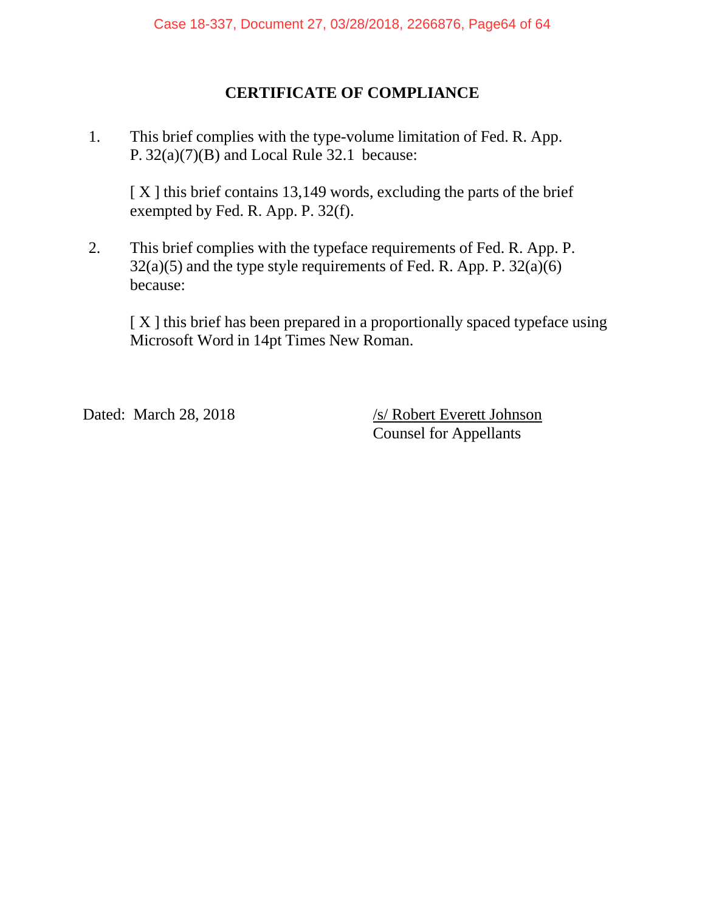## CERTIFICATE OF COMPLIANCE

1. This brief complies with the type-volume limitation of Fed. R. App. P. 32(a)(7)(B) and Local Rule 32.1 because:

   [ X ] this brief contains 13,149 words, excluding the parts of the brief exempted by Fed. R. App. P. 32(f).

2. This brief complies with the typeface requirements of Fed. R. App. P. 32(a)(5) and the type style requirements of Fed. R. App. P. 32(a)(6) because:

   [ X ] this brief has been prepared in a proportionally spaced typeface using Microsoft Word in 14pt Times New Roman.

Dated: March 28, 2018

/s/ Robert Everett Johnson
Counsel for Appellants